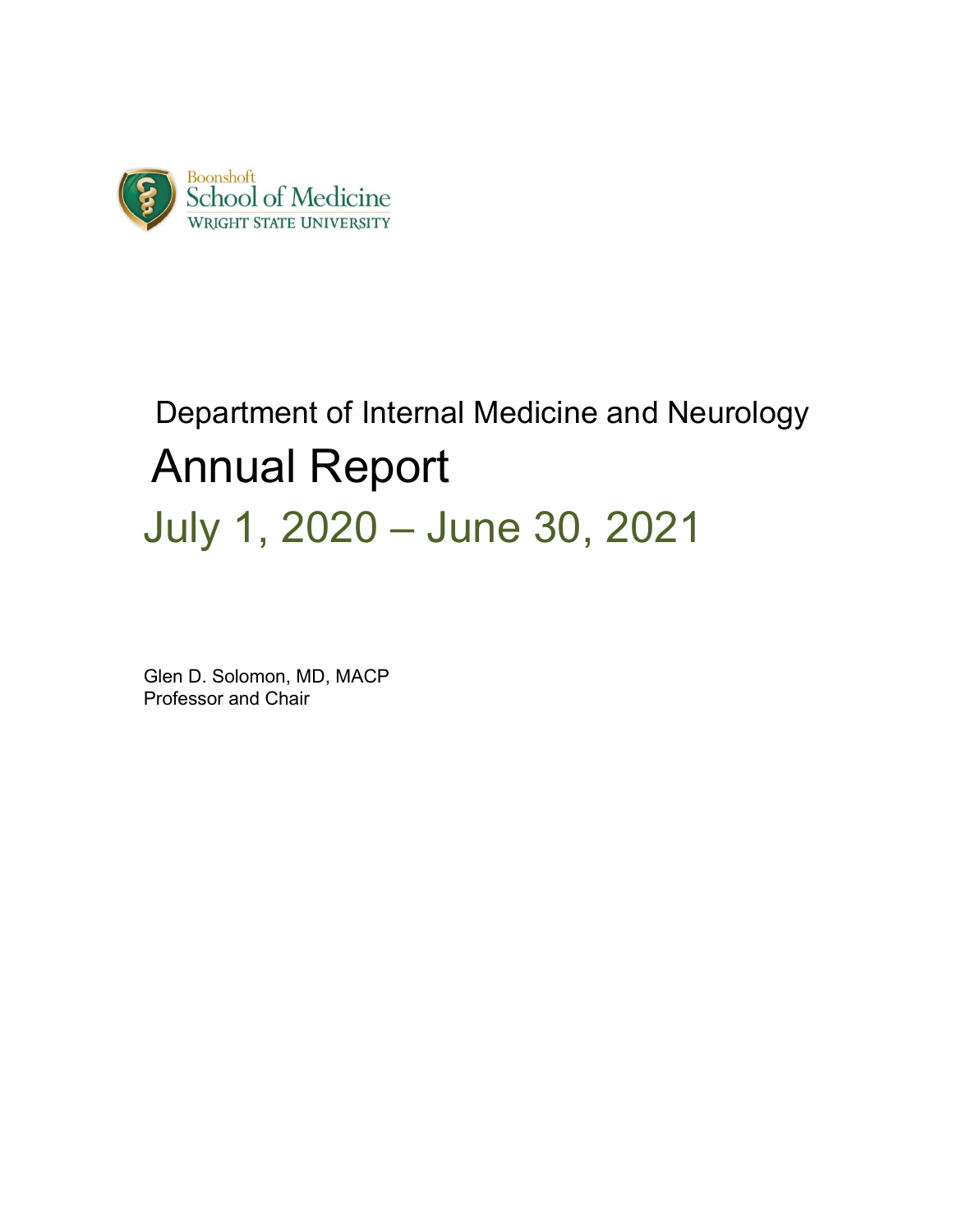Boonshoft
School of Medicine
WRIGHT STATE UNIVERSITY

Department of Internal Medicine and Neurology

# Annual Report

## July 1, 2020 – June 30, 2021

Glen D. Solomon, MD, MACP
Professor and Chair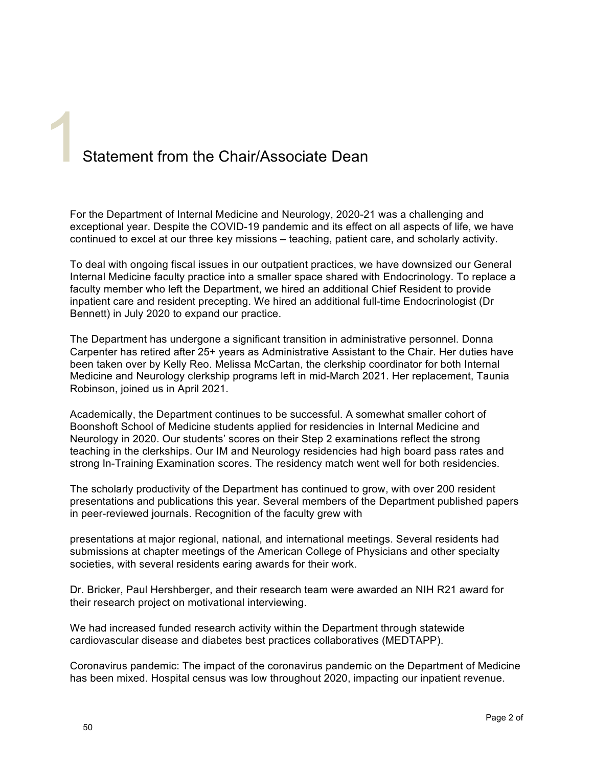# 1 Statement from the Chair/Associate Dean

For the Department of Internal Medicine and Neurology, 2020-21 was a challenging and exceptional year. Despite the COVID-19 pandemic and its effect on all aspects of life, we have continued to excel at our three key missions – teaching, patient care, and scholarly activity.

To deal with ongoing fiscal issues in our outpatient practices, we have downsized our General Internal Medicine faculty practice into a smaller space shared with Endocrinology. To replace a faculty member who left the Department, we hired an additional Chief Resident to provide inpatient care and resident precepting. We hired an additional full-time Endocrinologist (Dr Bennett) in July 2020 to expand our practice.

The Department has undergone a significant transition in administrative personnel. Donna Carpenter has retired after 25+ years as Administrative Assistant to the Chair. Her duties have been taken over by Kelly Reo. Melissa McCartan, the clerkship coordinator for both Internal Medicine and Neurology clerkship programs left in mid-March 2021. Her replacement, Taunia Robinson, joined us in April 2021.

Academically, the Department continues to be successful. A somewhat smaller cohort of Boonshoft School of Medicine students applied for residencies in Internal Medicine and Neurology in 2020. Our students' scores on their Step 2 examinations reflect the strong teaching in the clerkships. Our IM and Neurology residencies had high board pass rates and strong In-Training Examination scores. The residency match went well for both residencies.

The scholarly productivity of the Department has continued to grow, with over 200 resident presentations and publications this year. Several members of the Department published papers in peer-reviewed journals. Recognition of the faculty grew with presentations at major regional, national, and international meetings. Several residents had submissions at chapter meetings of the American College of Physicians and other specialty societies, with several residents earing awards for their work.

Dr. Bricker, Paul Hershberger, and their research team were awarded an NIH R21 award for their research project on motivational interviewing.

We had increased funded research activity within the Department through statewide cardiovascular disease and diabetes best practices collaboratives (MEDTAPP).

Coronavirus pandemic: The impact of the coronavirus pandemic on the Department of Medicine has been mixed. Hospital census was low throughout 2020, impacting our inpatient revenue.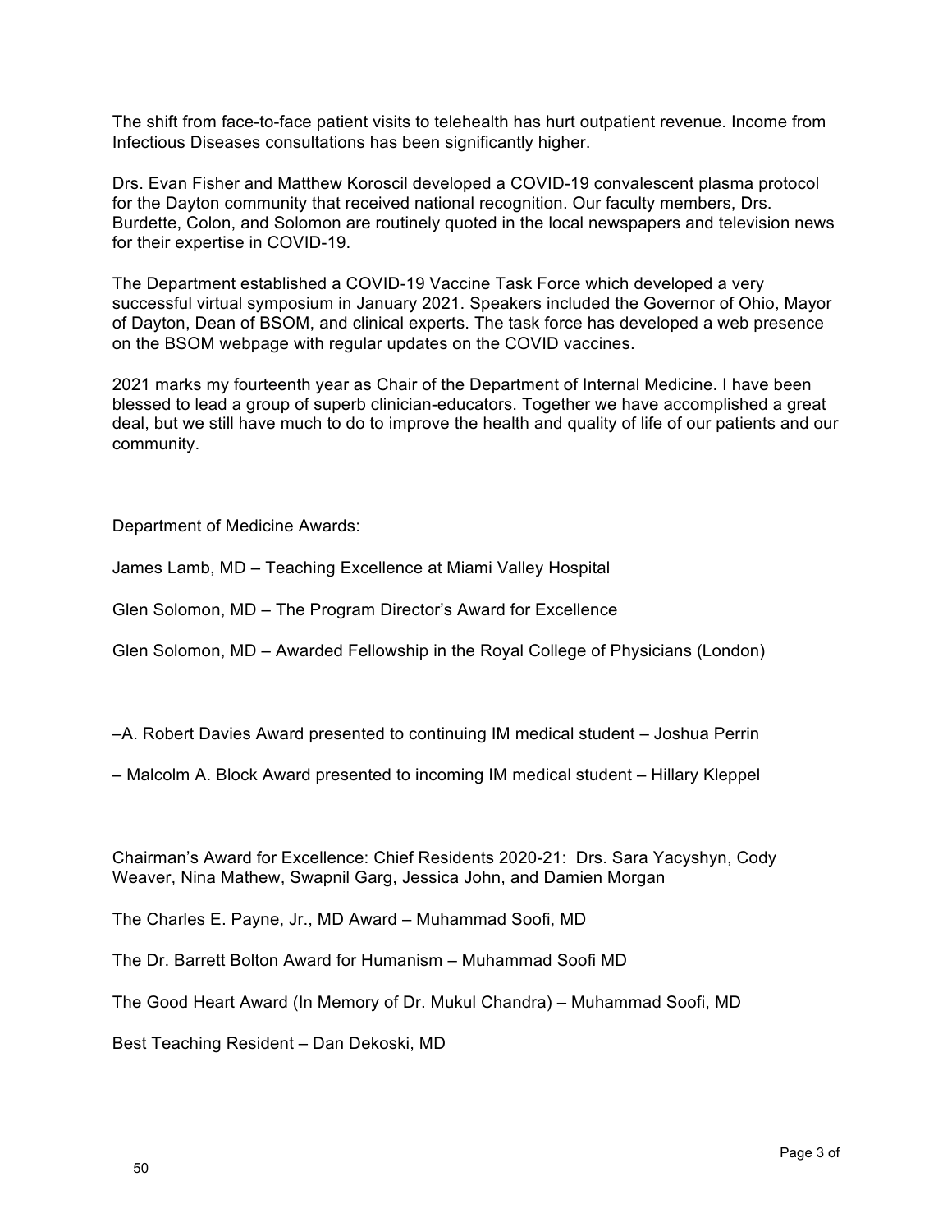The shift from face-to-face patient visits to telehealth has hurt outpatient revenue. Income from Infectious Diseases consultations has been significantly higher.

Drs. Evan Fisher and Matthew Koroscil developed a COVID-19 convalescent plasma protocol for the Dayton community that received national recognition. Our faculty members, Drs. Burdette, Colon, and Solomon are routinely quoted in the local newspapers and television news for their expertise in COVID-19.

The Department established a COVID-19 Vaccine Task Force which developed a very successful virtual symposium in January 2021. Speakers included the Governor of Ohio, Mayor of Dayton, Dean of BSOM, and clinical experts. The task force has developed a web presence on the BSOM webpage with regular updates on the COVID vaccines.

2021 marks my fourteenth year as Chair of the Department of Internal Medicine. I have been blessed to lead a group of superb clinician-educators. Together we have accomplished a great deal, but we still have much to do to improve the health and quality of life of our patients and our community.

Department of Medicine Awards:

James Lamb, MD – Teaching Excellence at Miami Valley Hospital

Glen Solomon, MD – The Program Director's Award for Excellence

Glen Solomon, MD – Awarded Fellowship in the Royal College of Physicians (London)

–A. Robert Davies Award presented to continuing IM medical student – Joshua Perrin

– Malcolm A. Block Award presented to incoming IM medical student – Hillary Kleppel

Chairman's Award for Excellence: Chief Residents 2020-21: Drs. Sara Yacyshyn, Cody Weaver, Nina Mathew, Swapnil Garg, Jessica John, and Damien Morgan

The Charles E. Payne, Jr., MD Award – Muhammad Soofi, MD

The Dr. Barrett Bolton Award for Humanism – Muhammad Soofi MD

The Good Heart Award (In Memory of Dr. Mukul Chandra) – Muhammad Soofi, MD

Best Teaching Resident – Dan Dekoski, MD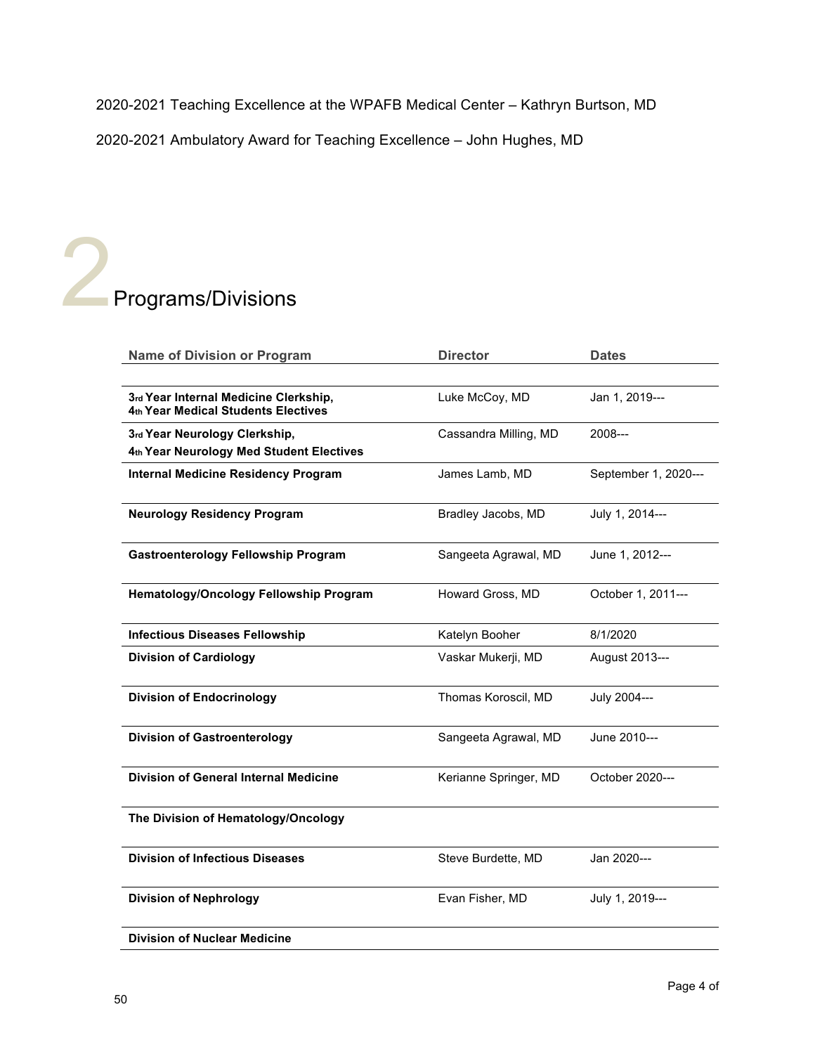2020-2021 Teaching Excellence at the WPAFB Medical Center – Kathryn Burtson, MD

2020-2021 Ambulatory Award for Teaching Excellence – John Hughes, MD

# 2 Programs/Divisions

| Name of Division or Program | Director | Dates |
|---|---|---|
| **3rd Year Internal Medicine Clerkship, 4th Year Medical Students Electives** | Luke McCoy, MD | Jan 1, 2019--- |
| **3rd Year Neurology Clerkship, 4th Year Neurology Med Student Electives** | Cassandra Milling, MD | 2008--- |
| **Internal Medicine Residency Program** | James Lamb, MD | September 1, 2020--- |
| **Neurology Residency Program** | Bradley Jacobs, MD | July 1, 2014--- |
| **Gastroenterology Fellowship Program** | Sangeeta Agrawal, MD | June 1, 2012--- |
| **Hematology/Oncology Fellowship Program** | Howard Gross, MD | October 1, 2011--- |
| **Infectious Diseases Fellowship** | Katelyn Booher | 8/1/2020 |
| **Division of Cardiology** | Vaskar Mukerji, MD | August 2013--- |
| **Division of Endocrinology** | Thomas Koroscil, MD | July 2004--- |
| **Division of Gastroenterology** | Sangeeta Agrawal, MD | June 2010--- |
| **Division of General Internal Medicine** | Kerianne Springer, MD | October 2020--- |
| **The Division of Hematology/Oncology** | | |
| **Division of Infectious Diseases** | Steve Burdette, MD | Jan 2020--- |
| **Division of Nephrology** | Evan Fisher, MD | July 1, 2019--- |
| **Division of Nuclear Medicine** | | |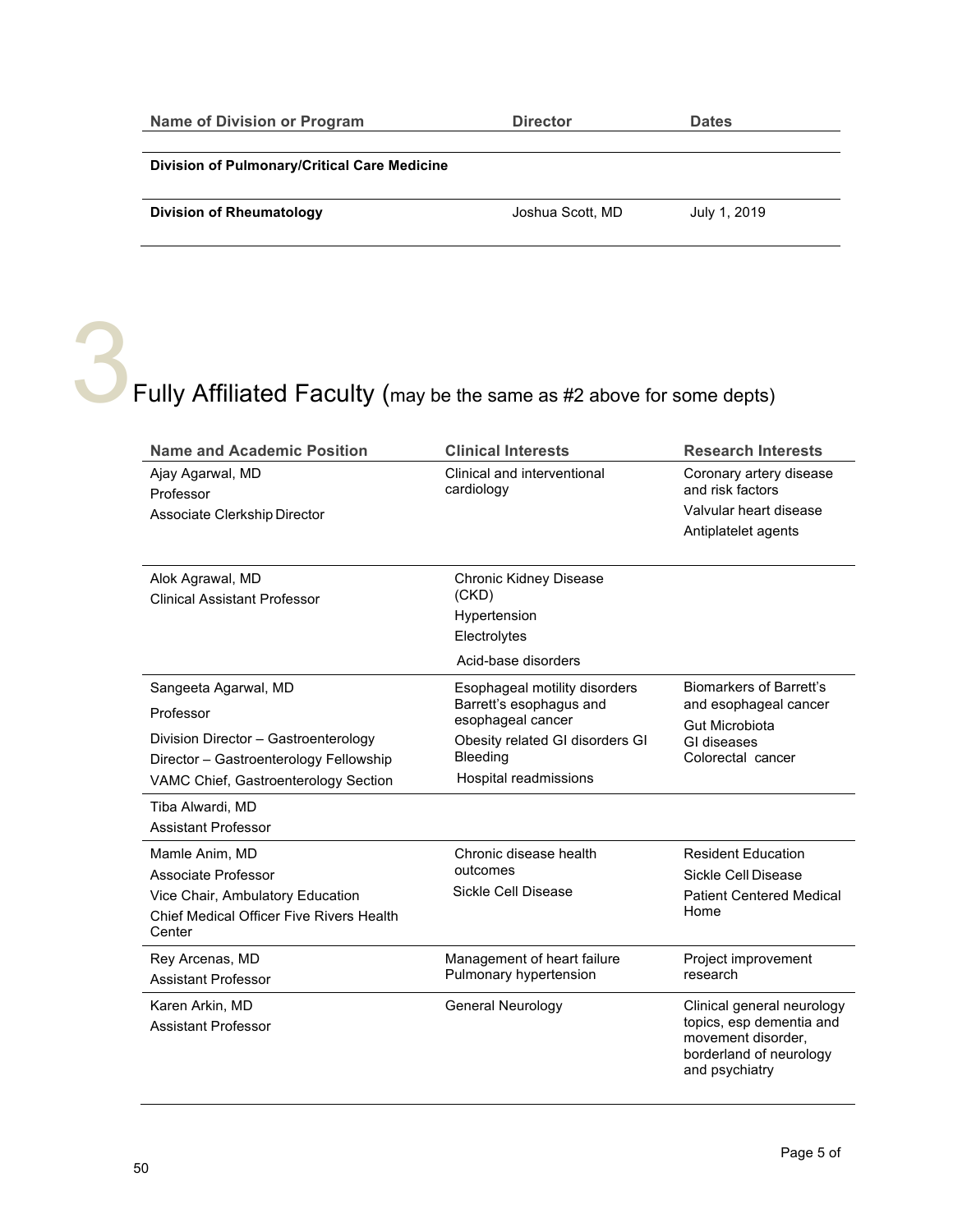| Name of Division or Program | Director | Dates |
|---|---|---|
| **Division of Pulmonary/Critical Care Medicine** | | |
| **Division of Rheumatology** | Joshua Scott, MD | July 1, 2019 |

# 3 Fully Affiliated Faculty (may be the same as #2 above for some depts)

| Name and Academic Position | Clinical Interests | Research Interests |
|---|---|---|
| Ajay Agarwal, MD<br>Professor<br>Associate Clerkship Director | Clinical and interventional cardiology | Coronary artery disease and risk factors<br>Valvular heart disease<br>Antiplatelet agents |
| Alok Agrawal, MD<br>Clinical Assistant Professor | Chronic Kidney Disease (CKD)<br>Hypertension<br>Electrolytes<br>Acid-base disorders | |
| Sangeeta Agarwal, MD<br>Professor<br>Division Director – Gastroenterology<br>Director – Gastroenterology Fellowship<br>VAMC Chief, Gastroenterology Section | Esophageal motility disorders<br>Barrett's esophagus and esophageal cancer<br>Obesity related GI disorders GI Bleeding<br>Hospital readmissions | Biomarkers of Barrett's and esophageal cancer<br>Gut Microbiota<br>GI diseases<br>Colorectal cancer |
| Tiba Alwardi, MD<br>Assistant Professor | | |
| Mamle Anim, MD<br>Associate Professor<br>Vice Chair, Ambulatory Education<br>Chief Medical Officer Five Rivers Health Center | Chronic disease health outcomes<br>Sickle Cell Disease | Resident Education<br>Sickle Cell Disease<br>Patient Centered Medical Home |
| Rey Arcenas, MD<br>Assistant Professor | Management of heart failure<br>Pulmonary hypertension | Project improvement research |
| Karen Arkin, MD<br>Assistant Professor | General Neurology | Clinical general neurology topics, esp dementia and movement disorder, borderland of neurology and psychiatry |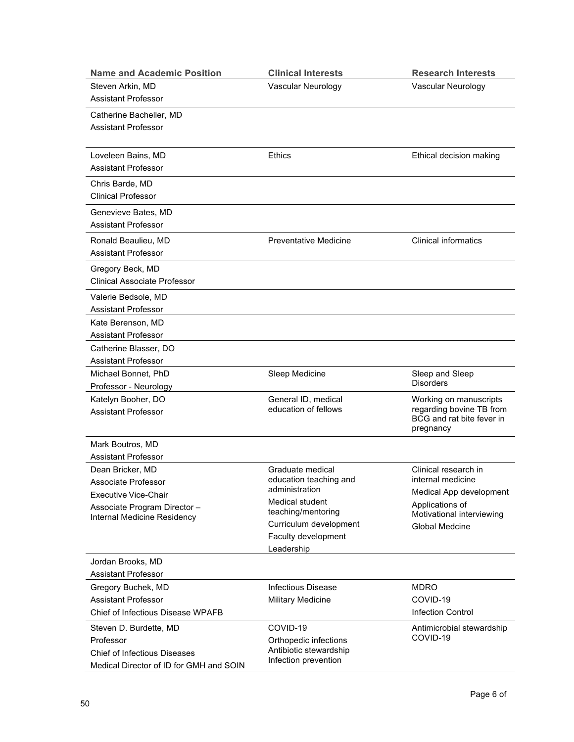| Name and Academic Position | Clinical Interests | Research Interests |
|---|---|---|
| Steven Arkin, MD<br>Assistant Professor | Vascular Neurology | Vascular Neurology |
| Catherine Bacheller, MD<br>Assistant Professor | | |
| Loveleen Bains, MD<br>Assistant Professor | Ethics | Ethical decision making |
| Chris Barde, MD<br>Clinical Professor | | |
| Genevieve Bates, MD<br>Assistant Professor | | |
| Ronald Beaulieu, MD<br>Assistant Professor | Preventative Medicine | Clinical informatics |
| Gregory Beck, MD<br>Clinical Associate Professor | | |
| Valerie Bedsole, MD<br>Assistant Professor | | |
| Kate Berenson, MD<br>Assistant Professor | | |
| Catherine Blasser, DO<br>Assistant Professor | | |
| Michael Bonnet, PhD<br>Professor - Neurology | Sleep Medicine | Sleep and Sleep Disorders |
| Katelyn Booher, DO<br>Assistant Professor | General ID, medical education of fellows | Working on manuscripts regarding bovine TB from BCG and rat bite fever in pregnancy |
| Mark Boutros, MD<br>Assistant Professor | | |
| Dean Bricker, MD<br>Associate Professor<br>Executive Vice-Chair<br>Associate Program Director – Internal Medicine Residency | Graduate medical education teaching and administration<br>Medical student teaching/mentoring<br>Curriculum development<br>Faculty development<br>Leadership | Clinical research in internal medicine<br>Medical App development<br>Applications of Motivational interviewing<br>Global Medcine |
| Jordan Brooks, MD<br>Assistant Professor | | |
| Gregory Buchek, MD<br>Assistant Professor<br>Chief of Infectious Disease WPAFB | Infectious Disease<br>Military Medicine | MDRO<br>COVID-19<br>Infection Control |
| Steven D. Burdette, MD<br>Professor<br>Chief of Infectious Diseases<br>Medical Director of ID for GMH and SOIN | COVID-19<br>Orthopedic infections<br>Antibiotic stewardship<br>Infection prevention | Antimicrobial stewardship<br>COVID-19 |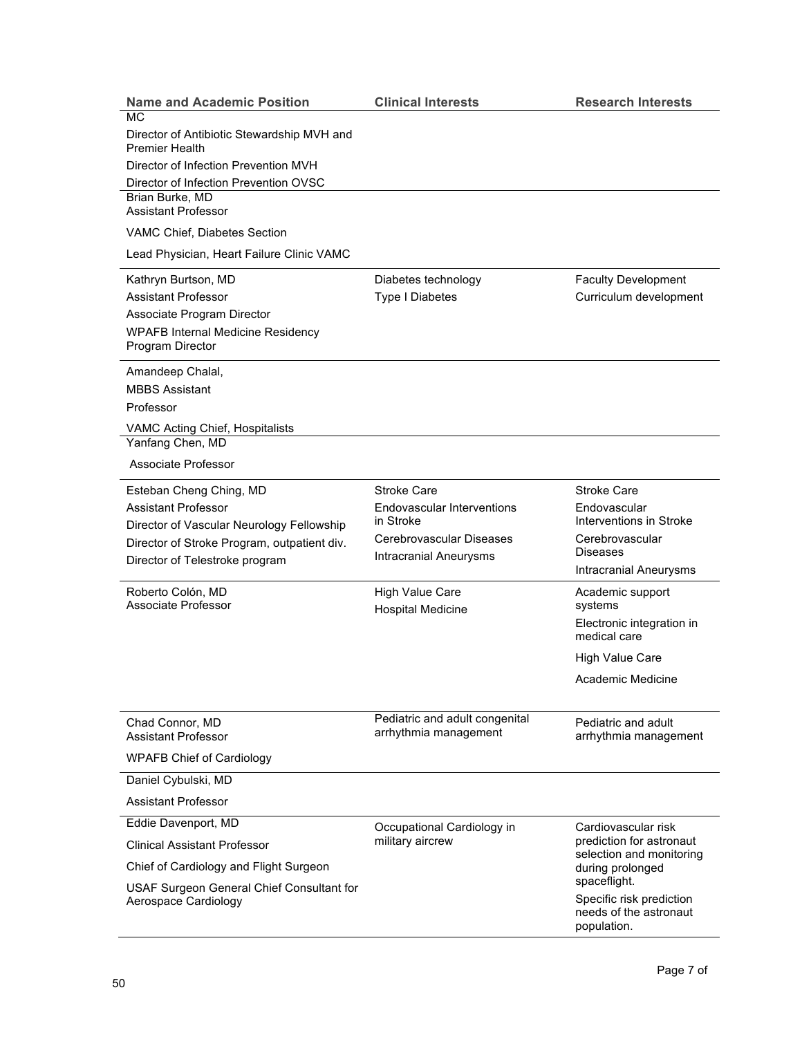| Name and Academic Position | Clinical Interests | Research Interests |
|---|---|---|
| MC<br>Director of Antibiotic Stewardship MVH and Premier Health<br>Director of Infection Prevention MVH<br>Director of Infection Prevention OVSC | | |
| Brian Burke, MD<br>Assistant Professor<br>VAMC Chief, Diabetes Section<br>Lead Physician, Heart Failure Clinic VAMC | | |
| Kathryn Burtson, MD<br>Assistant Professor<br>Associate Program Director<br>WPAFB Internal Medicine Residency Program Director | Diabetes technology<br>Type I Diabetes | Faculty Development<br>Curriculum development |
| Amandeep Chalal,<br>MBBS Assistant<br>Professor<br>VAMC Acting Chief, Hospitalists | | |
| Yanfang Chen, MD<br>Associate Professor | | |
| Esteban Cheng Ching, MD<br>Assistant Professor<br>Director of Vascular Neurology Fellowship<br>Director of Stroke Program, outpatient div.<br>Director of Telestroke program | Stroke Care<br>Endovascular Interventions in Stroke<br>Cerebrovascular Diseases<br>Intracranial Aneurysms | Stroke Care<br>Endovascular Interventions in Stroke<br>Cerebrovascular Diseases<br>Intracranial Aneurysms |
| Roberto Colón, MD<br>Associate Professor | High Value Care<br>Hospital Medicine | Academic support systems<br>Electronic integration in medical care<br>High Value Care<br>Academic Medicine |
| Chad Connor, MD<br>Assistant Professor<br>WPAFB Chief of Cardiology | Pediatric and adult congenital arrhythmia management | Pediatric and adult arrhythmia management |
| Daniel Cybulski, MD<br>Assistant Professor | | |
| Eddie Davenport, MD<br>Clinical Assistant Professor<br>Chief of Cardiology and Flight Surgeon<br>USAF Surgeon General Chief Consultant for Aerospace Cardiology | Occupational Cardiology in military aircrew | Cardiovascular risk prediction for astronaut selection and monitoring during prolonged spaceflight.<br>Specific risk prediction needs of the astronaut population. |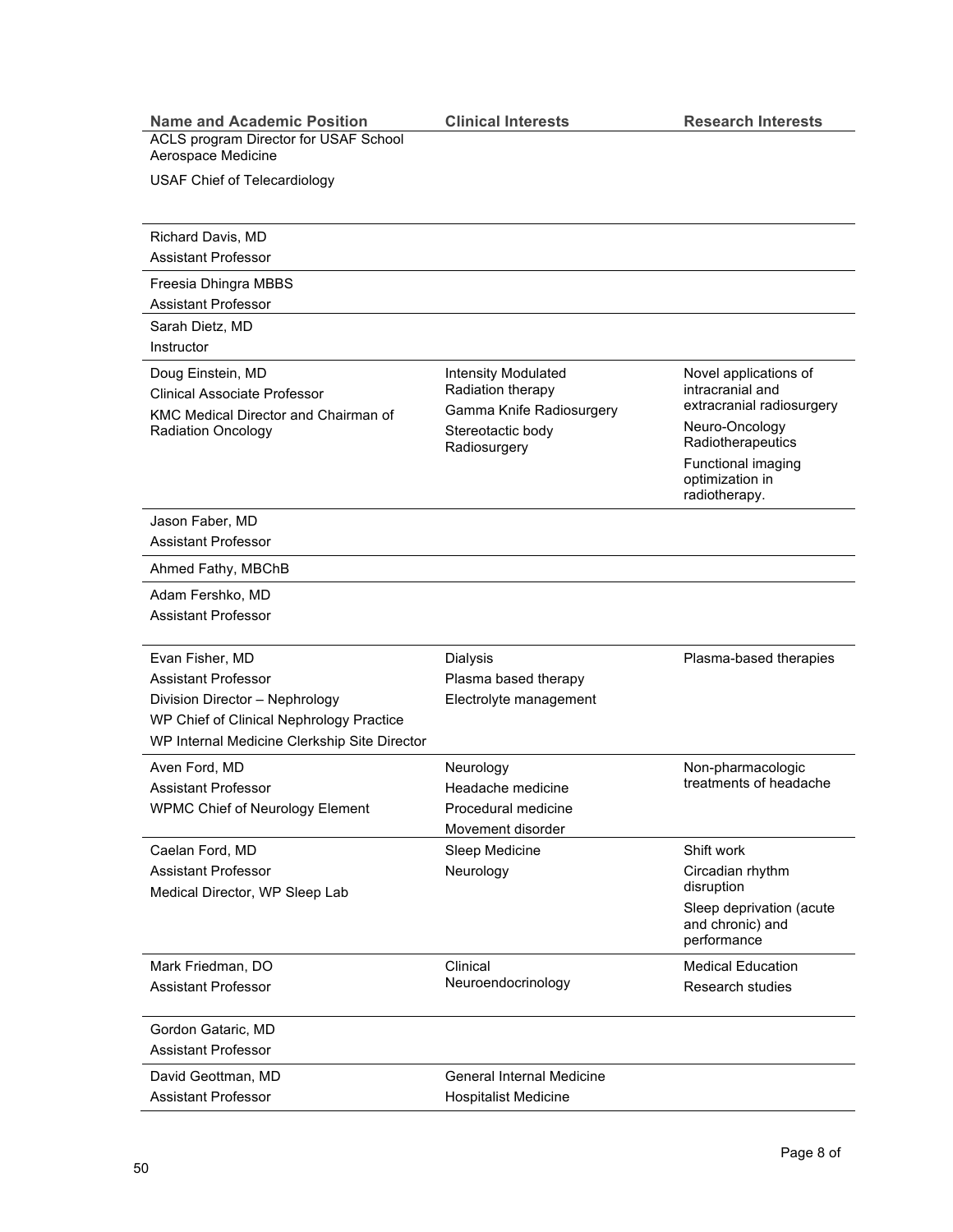| Name and Academic Position | Clinical Interests | Research Interests |
| --- | --- | --- |
| ACLS program Director for USAF School Aerospace Medicine<br>USAF Chief of Telecardiology | | |
| Richard Davis, MD<br>Assistant Professor | | |
| Freesia Dhingra MBBS<br>Assistant Professor | | |
| Sarah Dietz, MD<br>Instructor | | |
| Doug Einstein, MD<br>Clinical Associate Professor<br>KMC Medical Director and Chairman of Radiation Oncology | Intensity Modulated Radiation therapy<br>Gamma Knife Radiosurgery<br>Stereotactic body Radiosurgery | Novel applications of intracranial and extracranial radiosurgery<br>Neuro-Oncology Radiotherapeutics<br>Functional imaging optimization in radiotherapy. |
| Jason Faber, MD<br>Assistant Professor | | |
| Ahmed Fathy, MBChB | | |
| Adam Fershko, MD<br>Assistant Professor | | |
| Evan Fisher, MD<br>Assistant Professor<br>Division Director – Nephrology<br>WP Chief of Clinical Nephrology Practice<br>WP Internal Medicine Clerkship Site Director | Dialysis<br>Plasma based therapy<br>Electrolyte management | Plasma-based therapies |
| Aven Ford, MD<br>Assistant Professor<br>WPMC Chief of Neurology Element | Neurology<br>Headache medicine<br>Procedural medicine<br>Movement disorder | Non-pharmacologic treatments of headache |
| Caelan Ford, MD<br>Assistant Professor<br>Medical Director, WP Sleep Lab | Sleep Medicine<br>Neurology | Shift work<br>Circadian rhythm disruption<br>Sleep deprivation (acute and chronic) and performance |
| Mark Friedman, DO<br>Assistant Professor | Clinical Neuroendocrinology | Medical Education<br>Research studies |
| Gordon Gataric, MD<br>Assistant Professor | | |
| David Geottman, MD<br>Assistant Professor | General Internal Medicine<br>Hospitalist Medicine | |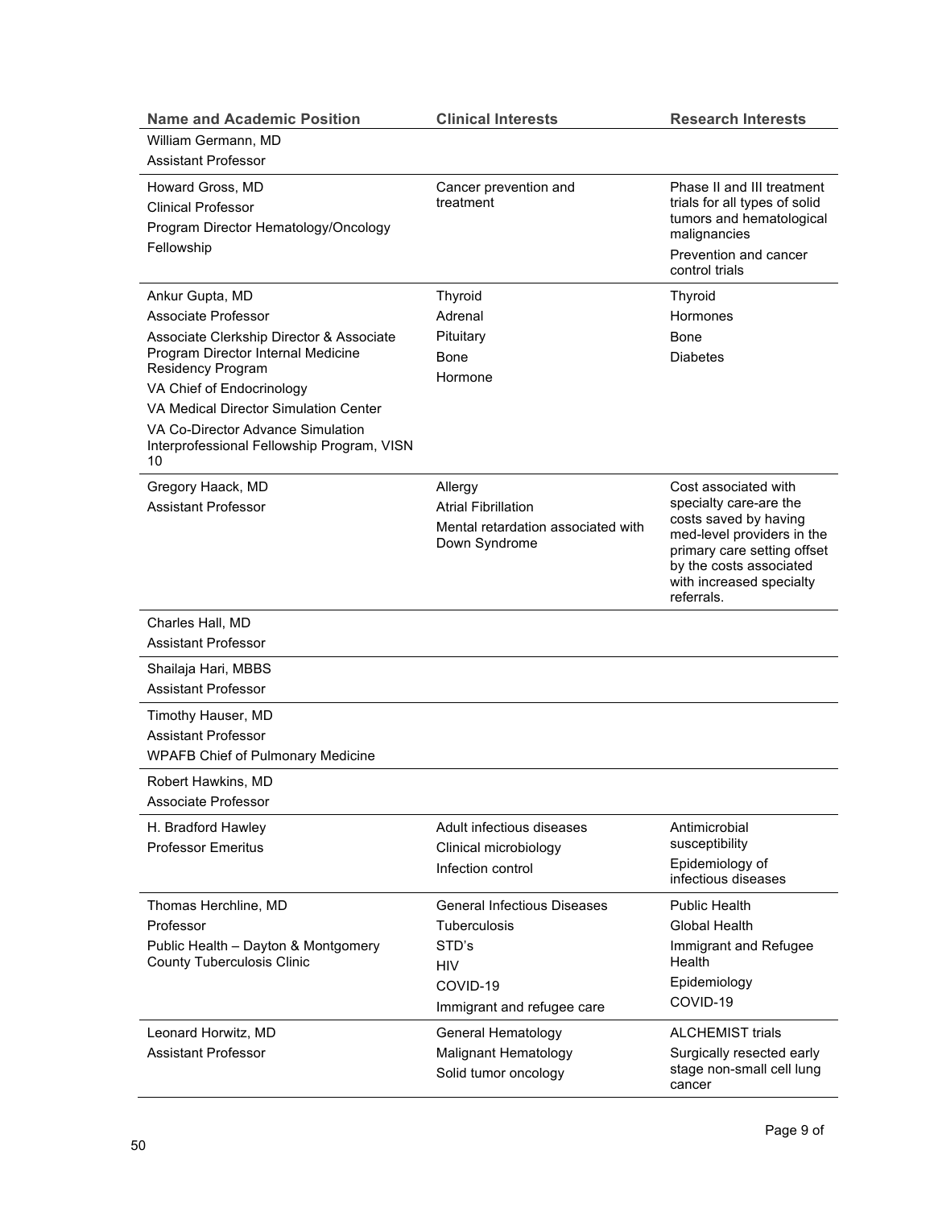| Name and Academic Position | Clinical Interests | Research Interests |
| --- | --- | --- |
| William Germann, MD<br>Assistant Professor | | |
| Howard Gross, MD<br>Clinical Professor<br>Program Director Hematology/Oncology Fellowship | Cancer prevention and treatment | Phase II and III treatment trials for all types of solid tumors and hematological malignancies<br>Prevention and cancer control trials |
| Ankur Gupta, MD<br>Associate Professor<br>Associate Clerkship Director & Associate Program Director Internal Medicine Residency Program<br>VA Chief of Endocrinology<br>VA Medical Director Simulation Center<br>VA Co-Director Advance Simulation Interprofessional Fellowship Program, VISN 10 | Thyroid<br>Adrenal<br>Pituitary<br>Bone<br>Hormone | Thyroid<br>Hormones<br>Bone<br>Diabetes |
| Gregory Haack, MD<br>Assistant Professor | Allergy<br>Atrial Fibrillation<br>Mental retardation associated with Down Syndrome | Cost associated with specialty care-are the costs saved by having med-level providers in the primary care setting offset by the costs associated with increased specialty referrals. |
| Charles Hall, MD<br>Assistant Professor | | |
| Shailaja Hari, MBBS<br>Assistant Professor | | |
| Timothy Hauser, MD<br>Assistant Professor<br>WPAFB Chief of Pulmonary Medicine | | |
| Robert Hawkins, MD<br>Associate Professor | | |
| H. Bradford Hawley<br>Professor Emeritus | Adult infectious diseases<br>Clinical microbiology<br>Infection control | Antimicrobial susceptibility<br>Epidemiology of infectious diseases |
| Thomas Herchline, MD<br>Professor<br>Public Health – Dayton & Montgomery County Tuberculosis Clinic | General Infectious Diseases<br>Tuberculosis<br>STD's<br>HIV<br>COVID-19<br>Immigrant and refugee care | Public Health<br>Global Health<br>Immigrant and Refugee Health<br>Epidemiology<br>COVID-19 |
| Leonard Horwitz, MD<br>Assistant Professor | General Hematology<br>Malignant Hematology<br>Solid tumor oncology | ALCHEMIST trials<br>Surgically resected early stage non-small cell lung cancer |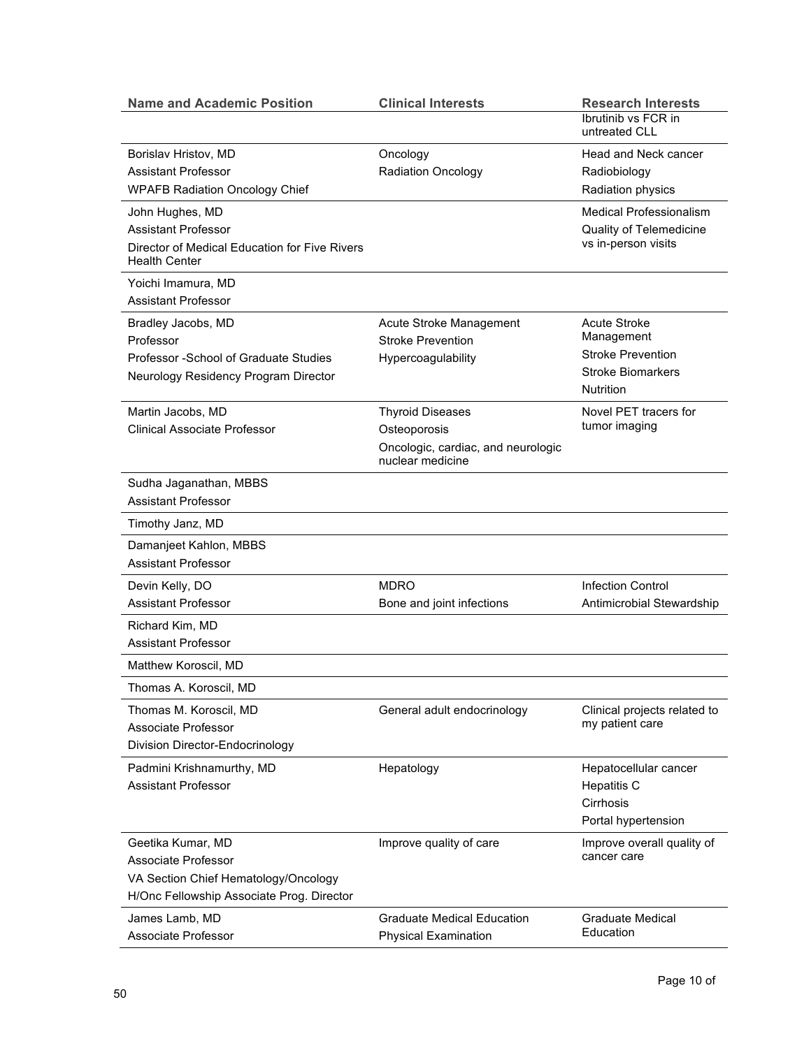| Name and Academic Position | Clinical Interests | Research Interests |
| --- | --- | --- |
| | | Ibrutinib vs FCR in untreated CLL |
| Borislav Hristov, MD<br>Assistant Professor<br>WPAFB Radiation Oncology Chief | Oncology<br>Radiation Oncology | Head and Neck cancer<br>Radiobiology<br>Radiation physics |
| John Hughes, MD<br>Assistant Professor<br>Director of Medical Education for Five Rivers Health Center | | Medical Professionalism<br>Quality of Telemedicine vs in-person visits |
| Yoichi Imamura, MD<br>Assistant Professor | | |
| Bradley Jacobs, MD<br>Professor<br>Professor -School of Graduate Studies<br>Neurology Residency Program Director | Acute Stroke Management<br>Stroke Prevention<br>Hypercoagulability | Acute Stroke Management<br>Stroke Prevention<br>Stroke Biomarkers<br>Nutrition |
| Martin Jacobs, MD<br>Clinical Associate Professor | Thyroid Diseases<br>Osteoporosis<br>Oncologic, cardiac, and neurologic nuclear medicine | Novel PET tracers for tumor imaging |
| Sudha Jaganathan, MBBS<br>Assistant Professor | | |
| Timothy Janz, MD | | |
| Damanjeet Kahlon, MBBS<br>Assistant Professor | | |
| Devin Kelly, DO<br>Assistant Professor | MDRO<br>Bone and joint infections | Infection Control<br>Antimicrobial Stewardship |
| Richard Kim, MD<br>Assistant Professor | | |
| Matthew Koroscil, MD | | |
| Thomas A. Koroscil, MD | | |
| Thomas M. Koroscil, MD<br>Associate Professor<br>Division Director-Endocrinology | General adult endocrinology | Clinical projects related to my patient care |
| Padmini Krishnamurthy, MD<br>Assistant Professor | Hepatology | Hepatocellular cancer<br>Hepatitis C<br>Cirrhosis<br>Portal hypertension |
| Geetika Kumar, MD<br>Associate Professor<br>VA Section Chief Hematology/Oncology<br>H/Onc Fellowship Associate Prog. Director | Improve quality of care | Improve overall quality of cancer care |
| James Lamb, MD<br>Associate Professor | Graduate Medical Education<br>Physical Examination | Graduate Medical Education |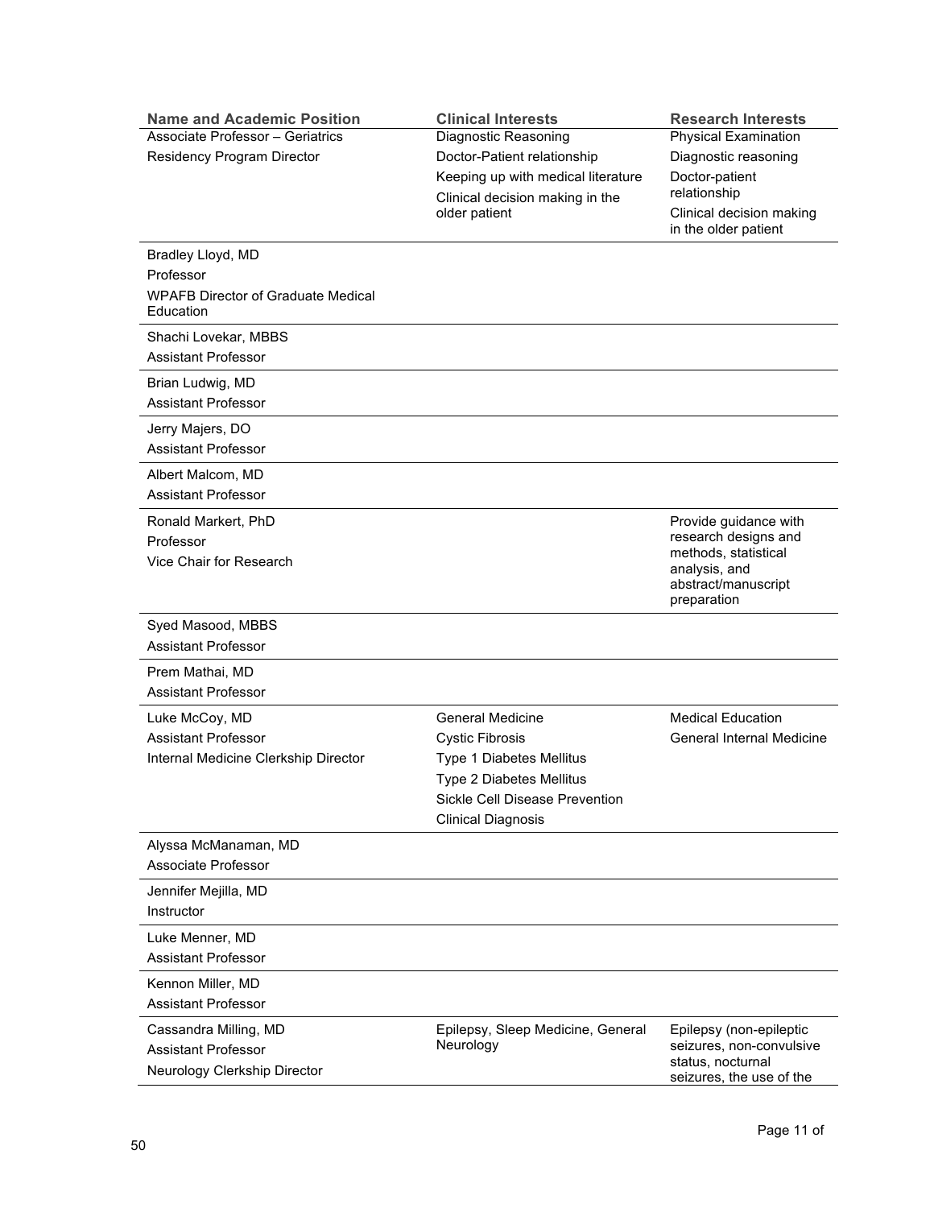| Name and Academic Position | Clinical Interests | Research Interests |
|---|---|---|
| Associate Professor – Geriatrics<br>Residency Program Director | Diagnostic Reasoning<br>Doctor-Patient relationship<br>Keeping up with medical literature<br>Clinical decision making in the older patient | Physical Examination<br>Diagnostic reasoning<br>Doctor-patient relationship<br>Clinical decision making in the older patient |
| Bradley Lloyd, MD<br>Professor<br>WPAFB Director of Graduate Medical Education | | |
| Shachi Lovekar, MBBS<br>Assistant Professor | | |
| Brian Ludwig, MD<br>Assistant Professor | | |
| Jerry Majers, DO<br>Assistant Professor | | |
| Albert Malcom, MD<br>Assistant Professor | | |
| Ronald Markert, PhD<br>Professor<br>Vice Chair for Research | | Provide guidance with research designs and methods, statistical analysis, and abstract/manuscript preparation |
| Syed Masood, MBBS<br>Assistant Professor | | |
| Prem Mathai, MD<br>Assistant Professor | | |
| Luke McCoy, MD<br>Assistant Professor<br>Internal Medicine Clerkship Director | General Medicine<br>Cystic Fibrosis<br>Type 1 Diabetes Mellitus<br>Type 2 Diabetes Mellitus<br>Sickle Cell Disease Prevention<br>Clinical Diagnosis | Medical Education<br>General Internal Medicine |
| Alyssa McManaman, MD<br>Associate Professor | | |
| Jennifer Mejilla, MD<br>Instructor | | |
| Luke Menner, MD<br>Assistant Professor | | |
| Kennon Miller, MD<br>Assistant Professor | | |
| Cassandra Milling, MD<br>Assistant Professor<br>Neurology Clerkship Director | Epilepsy, Sleep Medicine, General Neurology | Epilepsy (non-epileptic seizures, non-convulsive status, nocturnal seizures, the use of the |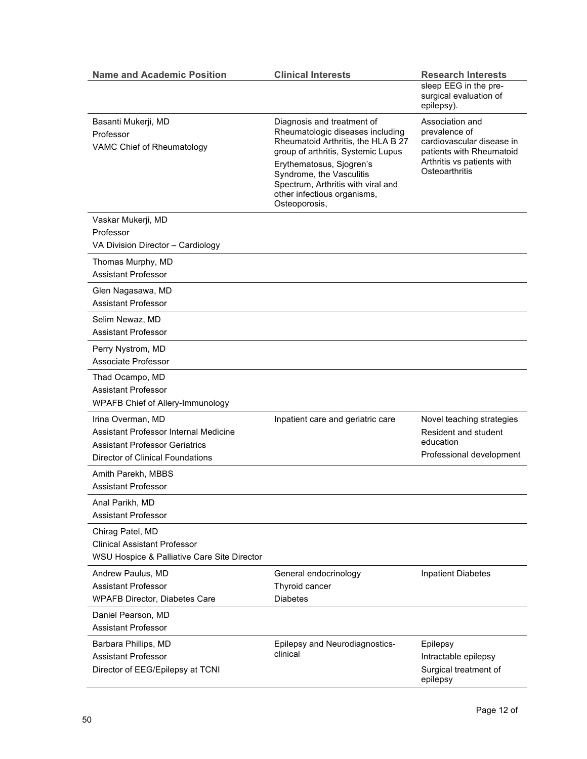| Name and Academic Position | Clinical Interests | Research Interests |
|---|---|---|
| | | sleep EEG in the pre-surgical evaluation of epilepsy). |
| Basanti Mukerji, MD<br>Professor<br>VAMC Chief of Rheumatology | Diagnosis and treatment of Rheumatologic diseases including Rheumatoid Arthritis, the HLA B 27 group of arthritis, Systemic Lupus Erythematosus, Sjogren's Syndrome, the Vasculitis Spectrum, Arthritis with viral and other infectious organisms, Osteoporosis, | Association and prevalence of cardiovascular disease in patients with Rheumatoid Arthritis vs patients with Osteoarthritis |
| Vaskar Mukerji, MD<br>Professor<br>VA Division Director – Cardiology | | |
| Thomas Murphy, MD<br>Assistant Professor | | |
| Glen Nagasawa, MD<br>Assistant Professor | | |
| Selim Newaz, MD<br>Assistant Professor | | |
| Perry Nystrom, MD<br>Associate Professor | | |
| Thad Ocampo, MD<br>Assistant Professor<br>WPAFB Chief of Allery-Immunology | | |
| Irina Overman, MD<br>Assistant Professor Internal Medicine<br>Assistant Professor Geriatrics<br>Director of Clinical Foundations | Inpatient care and geriatric care | Novel teaching strategies<br>Resident and student education<br>Professional development |
| Amith Parekh, MBBS<br>Assistant Professor | | |
| Anal Parikh, MD<br>Assistant Professor | | |
| Chirag Patel, MD<br>Clinical Assistant Professor<br>WSU Hospice & Palliative Care Site Director | | |
| Andrew Paulus, MD<br>Assistant Professor<br>WPAFB Director, Diabetes Care | General endocrinology<br>Thyroid cancer<br>Diabetes | Inpatient Diabetes |
| Daniel Pearson, MD<br>Assistant Professor | | |
| Barbara Phillips, MD<br>Assistant Professor<br>Director of EEG/Epilepsy at TCNI | Epilepsy and Neurodiagnostics-clinical | Epilepsy<br>Intractable epilepsy<br>Surgical treatment of epilepsy |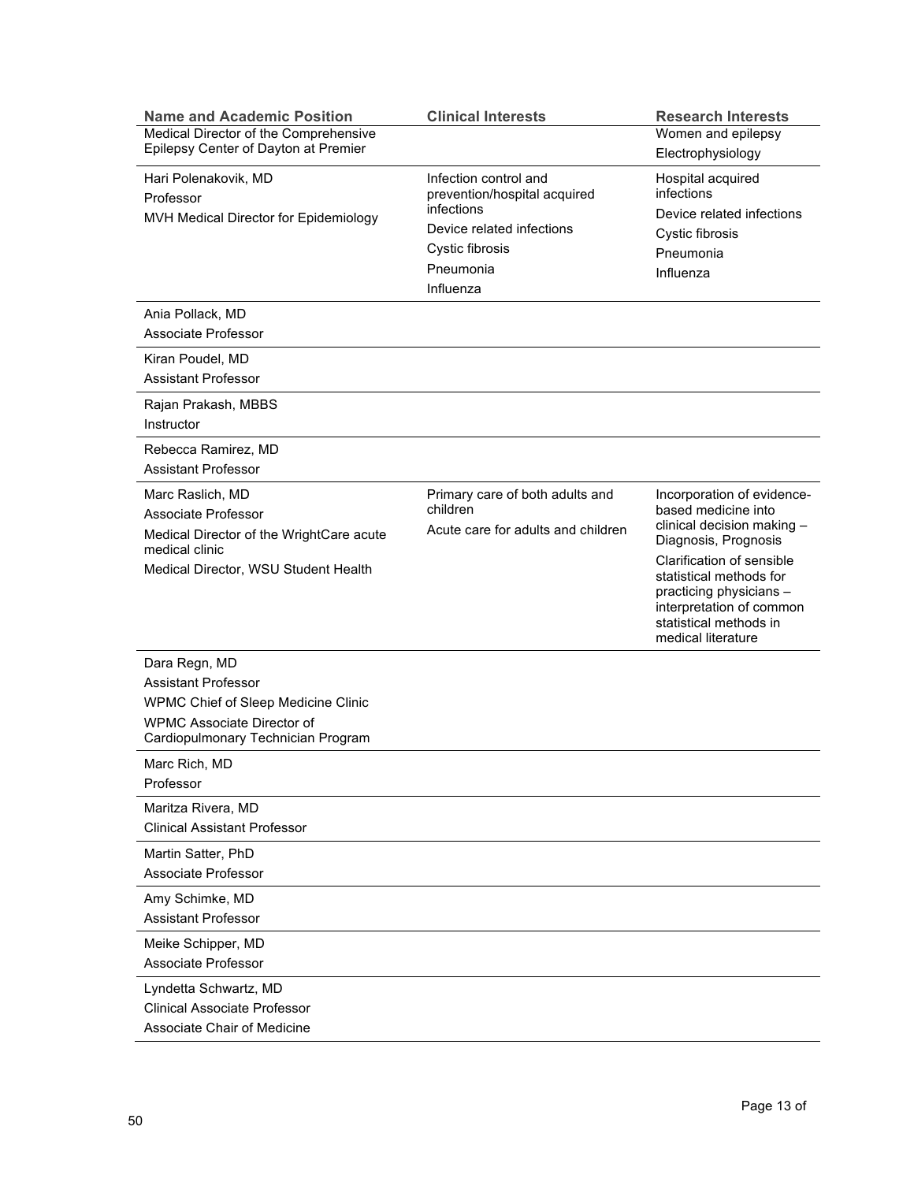| Name and Academic Position | Clinical Interests | Research Interests |
|---|---|---|
| Medical Director of the Comprehensive Epilepsy Center of Dayton at Premier | | Women and epilepsy<br>Electrophysiology |
| Hari Polenakovik, MD<br>Professor<br>MVH Medical Director for Epidemiology | Infection control and prevention/hospital acquired infections<br>Device related infections<br>Cystic fibrosis<br>Pneumonia<br>Influenza | Hospital acquired infections<br>Device related infections<br>Cystic fibrosis<br>Pneumonia<br>Influenza |
| Ania Pollack, MD<br>Associate Professor | | |
| Kiran Poudel, MD<br>Assistant Professor | | |
| Rajan Prakash, MBBS<br>Instructor | | |
| Rebecca Ramirez, MD<br>Assistant Professor | | |
| Marc Raslich, MD<br>Associate Professor<br>Medical Director of the WrightCare acute medical clinic<br>Medical Director, WSU Student Health | Primary care of both adults and children<br>Acute care for adults and children | Incorporation of evidence-based medicine into clinical decision making – Diagnosis, Prognosis<br>Clarification of sensible statistical methods for practicing physicians – interpretation of common statistical methods in medical literature |
| Dara Regn, MD<br>Assistant Professor<br>WPMC Chief of Sleep Medicine Clinic<br>WPMC Associate Director of Cardiopulmonary Technician Program | | |
| Marc Rich, MD<br>Professor | | |
| Maritza Rivera, MD<br>Clinical Assistant Professor | | |
| Martin Satter, PhD<br>Associate Professor | | |
| Amy Schimke, MD<br>Assistant Professor | | |
| Meike Schipper, MD<br>Associate Professor | | |
| Lyndetta Schwartz, MD<br>Clinical Associate Professor<br>Associate Chair of Medicine | | |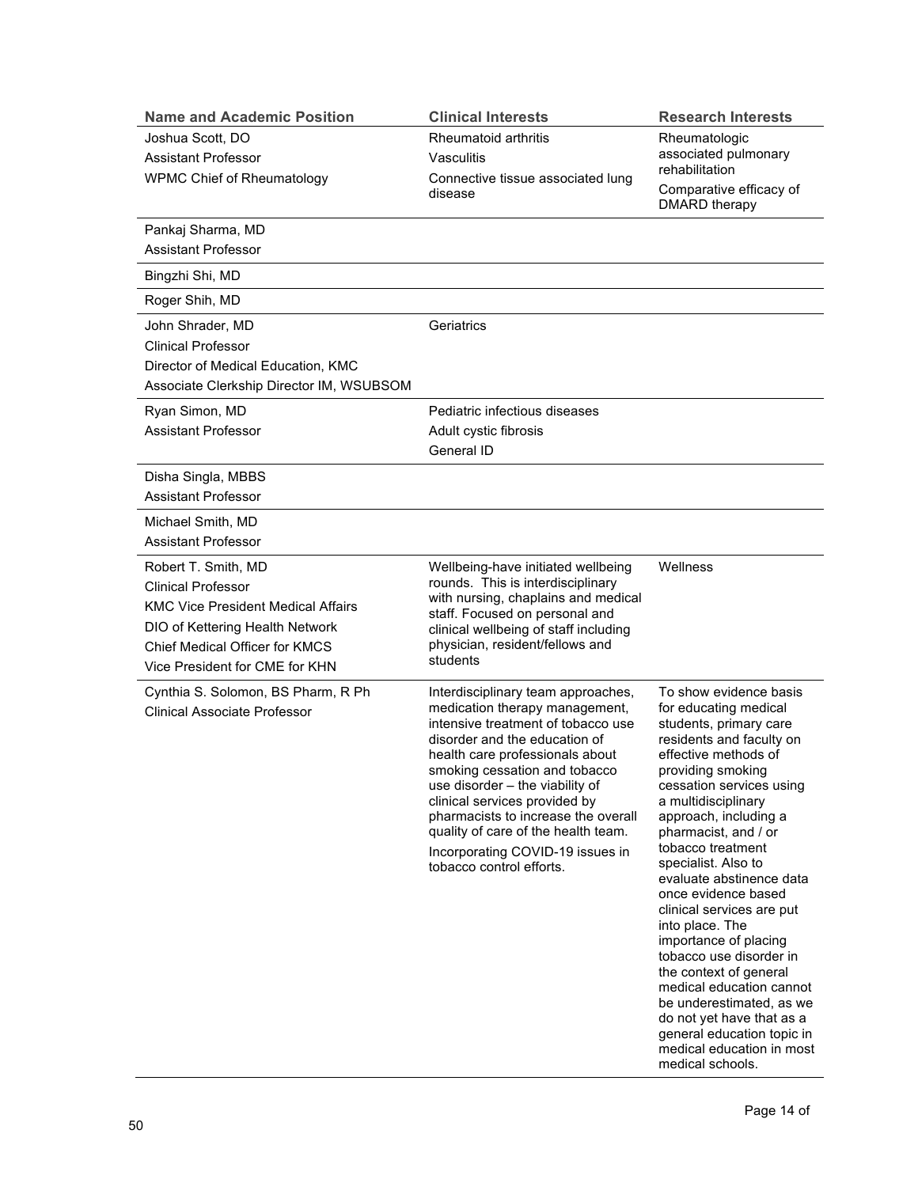| Name and Academic Position | Clinical Interests | Research Interests |
|---|---|---|
| Joshua Scott, DO<br>Assistant Professor<br>WPMC Chief of Rheumatology | Rheumatoid arthritis<br>Vasculitis<br>Connective tissue associated lung disease | Rheumatologic associated pulmonary rehabilitation<br>Comparative efficacy of DMARD therapy |
| Pankaj Sharma, MD<br>Assistant Professor | | |
| Bingzhi Shi, MD | | |
| Roger Shih, MD | | |
| John Shrader, MD<br>Clinical Professor<br>Director of Medical Education, KMC<br>Associate Clerkship Director IM, WSUBSOM | Geriatrics | |
| Ryan Simon, MD<br>Assistant Professor | Pediatric infectious diseases<br>Adult cystic fibrosis<br>General ID | |
| Disha Singla, MBBS<br>Assistant Professor | | |
| Michael Smith, MD<br>Assistant Professor | | |
| Robert T. Smith, MD<br>Clinical Professor<br>KMC Vice President Medical Affairs<br>DIO of Kettering Health Network<br>Chief Medical Officer for KMCS<br>Vice President for CME for KHN | Wellbeing-have initiated wellbeing rounds. This is interdisciplinary with nursing, chaplains and medical staff. Focused on personal and clinical wellbeing of staff including physician, resident/fellows and students | Wellness |
| Cynthia S. Solomon, BS Pharm, R Ph<br>Clinical Associate Professor | Interdisciplinary team approaches, medication therapy management, intensive treatment of tobacco use disorder and the education of health care professionals about smoking cessation and tobacco use disorder – the viability of clinical services provided by pharmacists to increase the overall quality of care of the health team.<br>Incorporating COVID-19 issues in tobacco control efforts. | To show evidence basis for educating medical students, primary care residents and faculty on effective methods of providing smoking cessation services using a multidisciplinary approach, including a pharmacist, and / or tobacco treatment specialist. Also to evaluate abstinence data once evidence based clinical services are put into place. The importance of placing tobacco use disorder in the context of general medical education cannot be underestimated, as we do not yet have that as a general education topic in medical education in most medical schools. |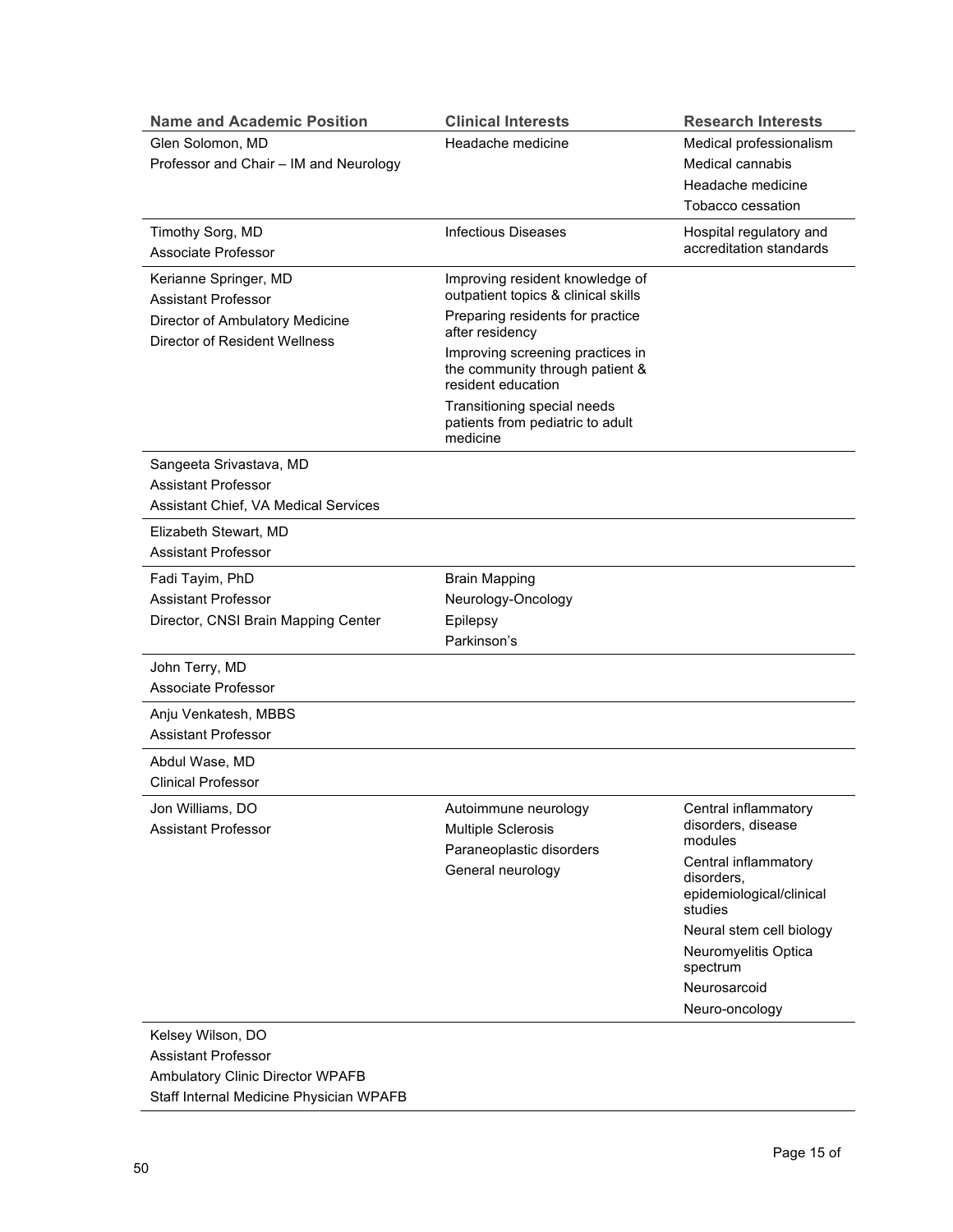| Name and Academic Position | Clinical Interests | Research Interests |
|---|---|---|
| Glen Solomon, MD<br>Professor and Chair – IM and Neurology | Headache medicine | Medical professionalism<br>Medical cannabis<br>Headache medicine<br>Tobacco cessation |
| Timothy Sorg, MD<br>Associate Professor | Infectious Diseases | Hospital regulatory and accreditation standards |
| Kerianne Springer, MD<br>Assistant Professor<br>Director of Ambulatory Medicine<br>Director of Resident Wellness | Improving resident knowledge of outpatient topics & clinical skills<br>Preparing residents for practice after residency<br>Improving screening practices in the community through patient & resident education<br>Transitioning special needs patients from pediatric to adult medicine | |
| Sangeeta Srivastava, MD<br>Assistant Professor<br>Assistant Chief, VA Medical Services | | |
| Elizabeth Stewart, MD<br>Assistant Professor | | |
| Fadi Tayim, PhD<br>Assistant Professor<br>Director, CNSI Brain Mapping Center | Brain Mapping<br>Neurology-Oncology<br>Epilepsy<br>Parkinson's | |
| John Terry, MD<br>Associate Professor | | |
| Anju Venkatesh, MBBS<br>Assistant Professor | | |
| Abdul Wase, MD<br>Clinical Professor | | |
| Jon Williams, DO<br>Assistant Professor | Autoimmune neurology<br>Multiple Sclerosis<br>Paraneoplastic disorders<br>General neurology | Central inflammatory disorders, disease modules<br>Central inflammatory disorders, epidemiological/clinical studies<br>Neural stem cell biology<br>Neuromyelitis Optica spectrum<br>Neurosarcoid<br>Neuro-oncology |
| Kelsey Wilson, DO<br>Assistant Professor<br>Ambulatory Clinic Director WPAFB<br>Staff Internal Medicine Physician WPAFB | | |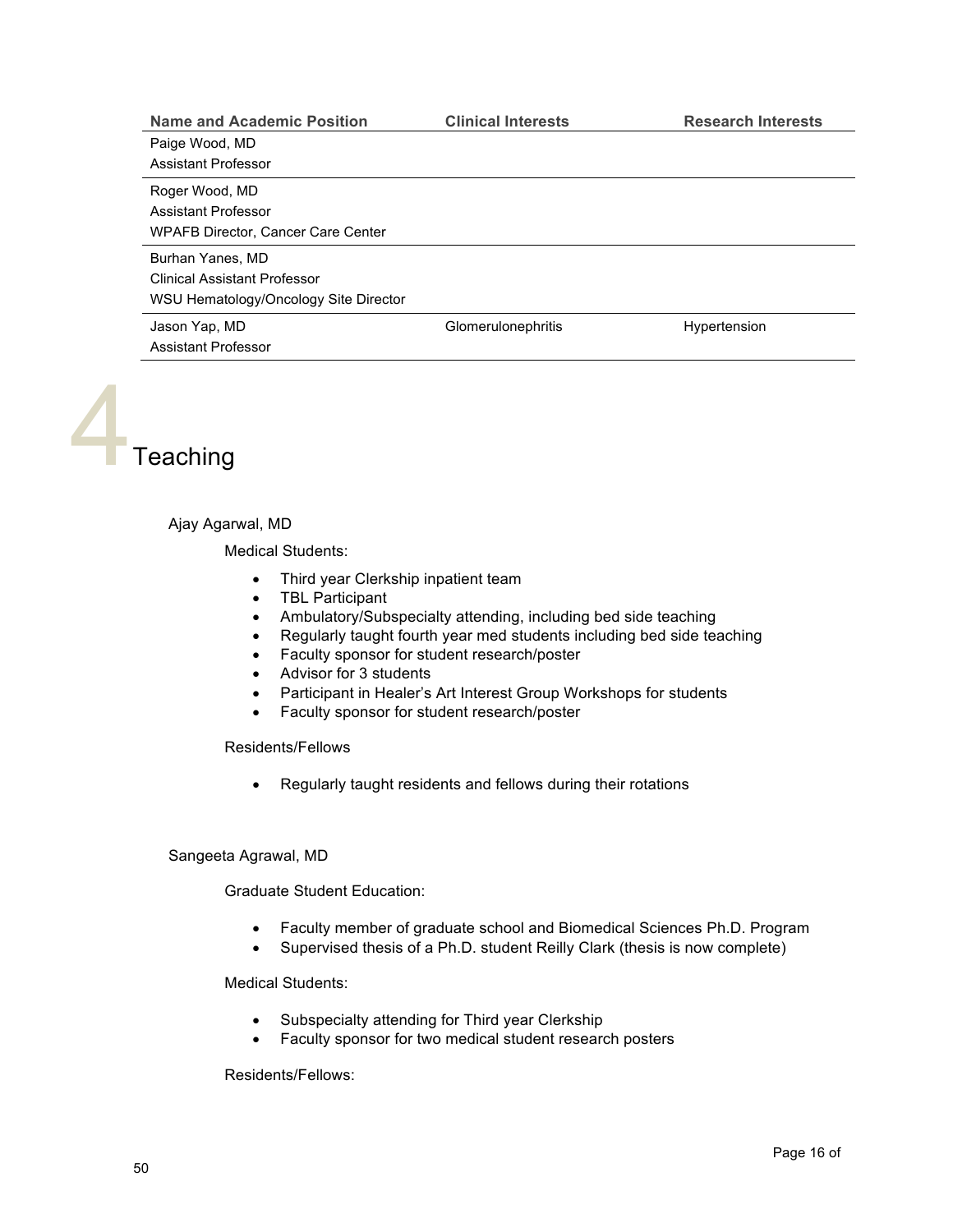| Name and Academic Position | Clinical Interests | Research Interests |
| --- | --- | --- |
| Paige Wood, MD<br>Assistant Professor | | |
| Roger Wood, MD<br>Assistant Professor<br>WPAFB Director, Cancer Care Center | | |
| Burhan Yanes, MD<br>Clinical Assistant Professor<br>WSU Hematology/Oncology Site Director | | |
| Jason Yap, MD<br>Assistant Professor | Glomerulonephritis | Hypertension |

# 4 Teaching

Ajay Agarwal, MD

Medical Students:

- Third year Clerkship inpatient team
- TBL Participant
- Ambulatory/Subspecialty attending, including bed side teaching
- Regularly taught fourth year med students including bed side teaching
- Faculty sponsor for student research/poster
- Advisor for 3 students
- Participant in Healer's Art Interest Group Workshops for students
- Faculty sponsor for student research/poster

Residents/Fellows

- Regularly taught residents and fellows during their rotations

Sangeeta Agrawal, MD

Graduate Student Education:

- Faculty member of graduate school and Biomedical Sciences Ph.D. Program
- Supervised thesis of a Ph.D. student Reilly Clark (thesis is now complete)

Medical Students:

- Subspecialty attending for Third year Clerkship
- Faculty sponsor for two medical student research posters

Residents/Fellows: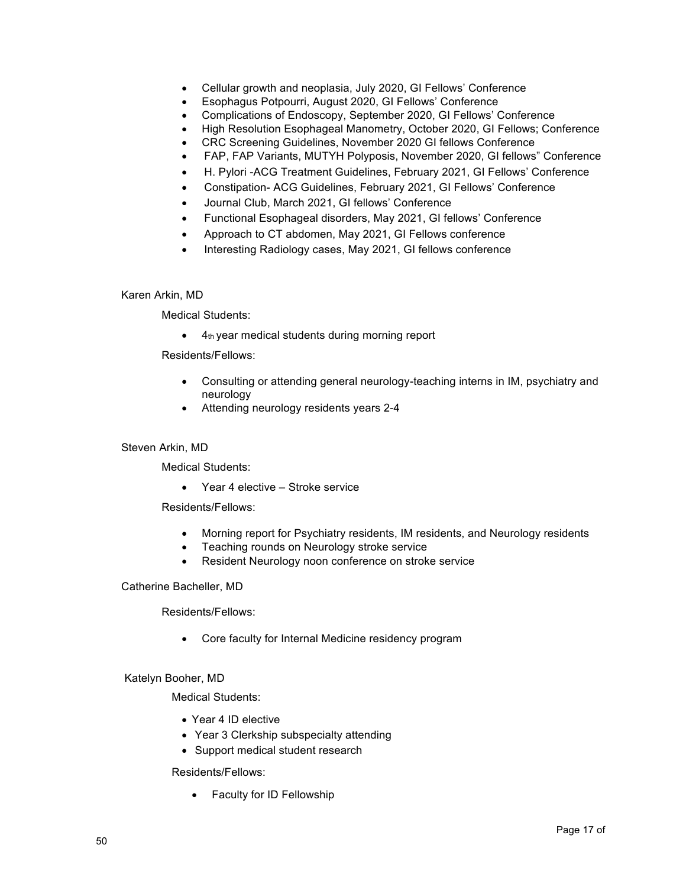- Cellular growth and neoplasia, July 2020, GI Fellows' Conference
- Esophagus Potpourri, August 2020, GI Fellows' Conference
- Complications of Endoscopy, September 2020, GI Fellows' Conference
- High Resolution Esophageal Manometry, October 2020, GI Fellows; Conference
- CRC Screening Guidelines, November 2020 GI fellows Conference
- FAP, FAP Variants, MUTYH Polyposis, November 2020, GI fellows" Conference
- H. Pylori -ACG Treatment Guidelines, February 2021, GI Fellows' Conference
- Constipation- ACG Guidelines, February 2021, GI Fellows' Conference
- Journal Club, March 2021, GI fellows' Conference
- Functional Esophageal disorders, May 2021, GI fellows' Conference
- Approach to CT abdomen, May 2021, GI Fellows conference
- Interesting Radiology cases, May 2021, GI fellows conference

Karen Arkin, MD

Medical Students:

- 4th year medical students during morning report

Residents/Fellows:

- Consulting or attending general neurology-teaching interns in IM, psychiatry and neurology
- Attending neurology residents years 2-4

Steven Arkin, MD

Medical Students:

- Year 4 elective – Stroke service

Residents/Fellows:

- Morning report for Psychiatry residents, IM residents, and Neurology residents
- Teaching rounds on Neurology stroke service
- Resident Neurology noon conference on stroke service

Catherine Bacheller, MD

Residents/Fellows:

- Core faculty for Internal Medicine residency program

Katelyn Booher, MD

Medical Students:

- Year 4 ID elective
- Year 3 Clerkship subspecialty attending
- Support medical student research

Residents/Fellows:

- Faculty for ID Fellowship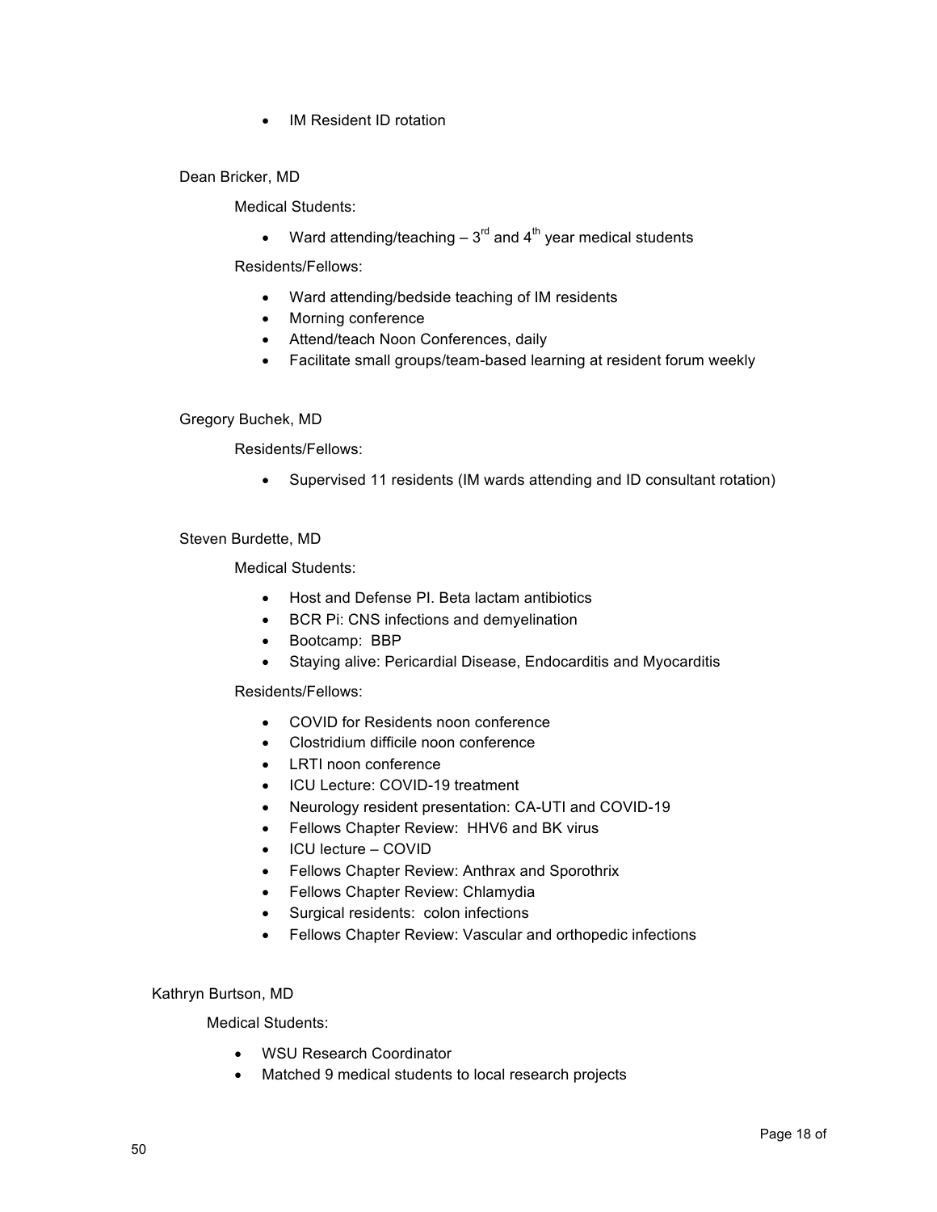- IM Resident ID rotation

Dean Bricker, MD

Medical Students:

- Ward attending/teaching – 3rd and 4th year medical students

Residents/Fellows:

- Ward attending/bedside teaching of IM residents
- Morning conference
- Attend/teach Noon Conferences, daily
- Facilitate small groups/team-based learning at resident forum weekly

Gregory Buchek, MD

Residents/Fellows:

- Supervised 11 residents (IM wards attending and ID consultant rotation)

Steven Burdette, MD

Medical Students:

- Host and Defense PI. Beta lactam antibiotics
- BCR Pi: CNS infections and demyelination
- Bootcamp: BBP
- Staying alive: Pericardial Disease, Endocarditis and Myocarditis

Residents/Fellows:

- COVID for Residents noon conference
- Clostridium difficile noon conference
- LRTI noon conference
- ICU Lecture: COVID-19 treatment
- Neurology resident presentation: CA-UTI and COVID-19
- Fellows Chapter Review: HHV6 and BK virus
- ICU lecture – COVID
- Fellows Chapter Review: Anthrax and Sporothrix
- Fellows Chapter Review: Chlamydia
- Surgical residents: colon infections
- Fellows Chapter Review: Vascular and orthopedic infections

Kathryn Burtson, MD

Medical Students:

- WSU Research Coordinator
- Matched 9 medical students to local research projects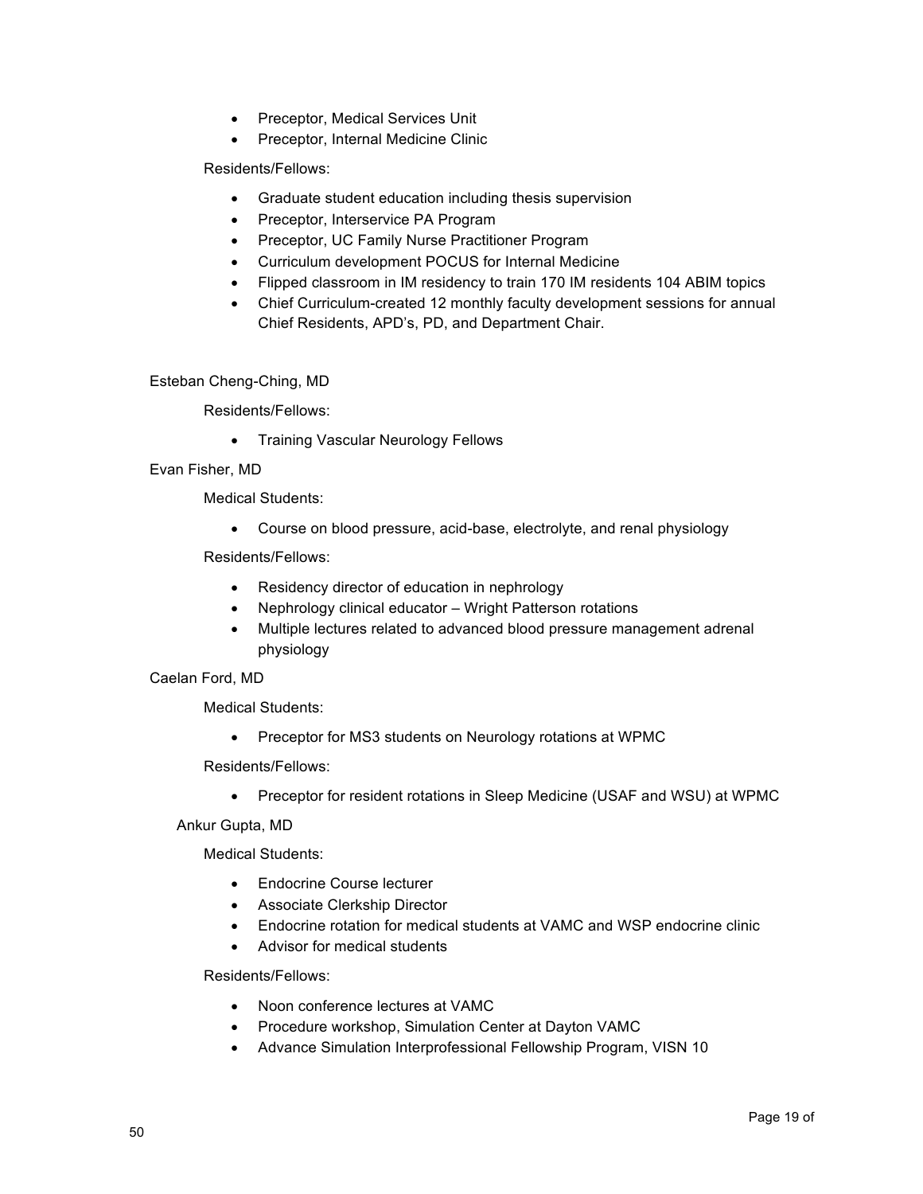- Preceptor, Medical Services Unit
- Preceptor, Internal Medicine Clinic

Residents/Fellows:

- Graduate student education including thesis supervision
- Preceptor, Interservice PA Program
- Preceptor, UC Family Nurse Practitioner Program
- Curriculum development POCUS for Internal Medicine
- Flipped classroom in IM residency to train 170 IM residents 104 ABIM topics
- Chief Curriculum-created 12 monthly faculty development sessions for annual Chief Residents, APD's, PD, and Department Chair.

Esteban Cheng-Ching, MD

Residents/Fellows:

- Training Vascular Neurology Fellows

Evan Fisher, MD

Medical Students:

- Course on blood pressure, acid-base, electrolyte, and renal physiology

Residents/Fellows:

- Residency director of education in nephrology
- Nephrology clinical educator – Wright Patterson rotations
- Multiple lectures related to advanced blood pressure management adrenal physiology

Caelan Ford, MD

Medical Students:

- Preceptor for MS3 students on Neurology rotations at WPMC

Residents/Fellows:

- Preceptor for resident rotations in Sleep Medicine (USAF and WSU) at WPMC

Ankur Gupta, MD

Medical Students:

- Endocrine Course lecturer
- Associate Clerkship Director
- Endocrine rotation for medical students at VAMC and WSP endocrine clinic
- Advisor for medical students

Residents/Fellows:

- Noon conference lectures at VAMC
- Procedure workshop, Simulation Center at Dayton VAMC
- Advance Simulation Interprofessional Fellowship Program, VISN 10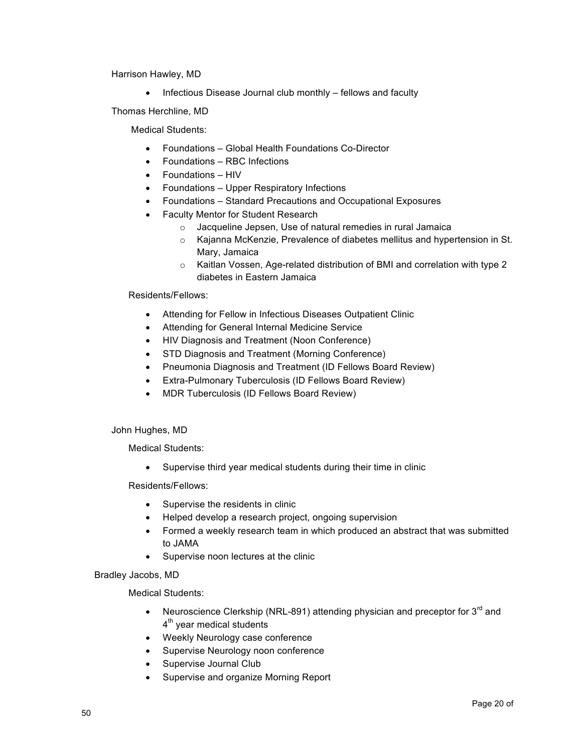Harrison Hawley, MD

- Infectious Disease Journal club monthly – fellows and faculty

Thomas Herchline, MD

Medical Students:

- Foundations – Global Health Foundations Co-Director
- Foundations – RBC Infections
- Foundations – HIV
- Foundations – Upper Respiratory Infections
- Foundations – Standard Precautions and Occupational Exposures
- Faculty Mentor for Student Research
    - Jacqueline Jepsen, Use of natural remedies in rural Jamaica
    - Kajanna McKenzie, Prevalence of diabetes mellitus and hypertension in St. Mary, Jamaica
    - Kaitlan Vossen, Age-related distribution of BMI and correlation with type 2 diabetes in Eastern Jamaica

Residents/Fellows:

- Attending for Fellow in Infectious Diseases Outpatient Clinic
- Attending for General Internal Medicine Service
- HIV Diagnosis and Treatment (Noon Conference)
- STD Diagnosis and Treatment (Morning Conference)
- Pneumonia Diagnosis and Treatment (ID Fellows Board Review)
- Extra-Pulmonary Tuberculosis (ID Fellows Board Review)
- MDR Tuberculosis (ID Fellows Board Review)

John Hughes, MD

Medical Students:

- Supervise third year medical students during their time in clinic

Residents/Fellows:

- Supervise the residents in clinic
- Helped develop a research project, ongoing supervision
- Formed a weekly research team in which produced an abstract that was submitted to JAMA
- Supervise noon lectures at the clinic

Bradley Jacobs, MD

Medical Students:

- Neuroscience Clerkship (NRL-891) attending physician and preceptor for 3rd and 4th year medical students
- Weekly Neurology case conference
- Supervise Neurology noon conference
- Supervise Journal Club
- Supervise and organize Morning Report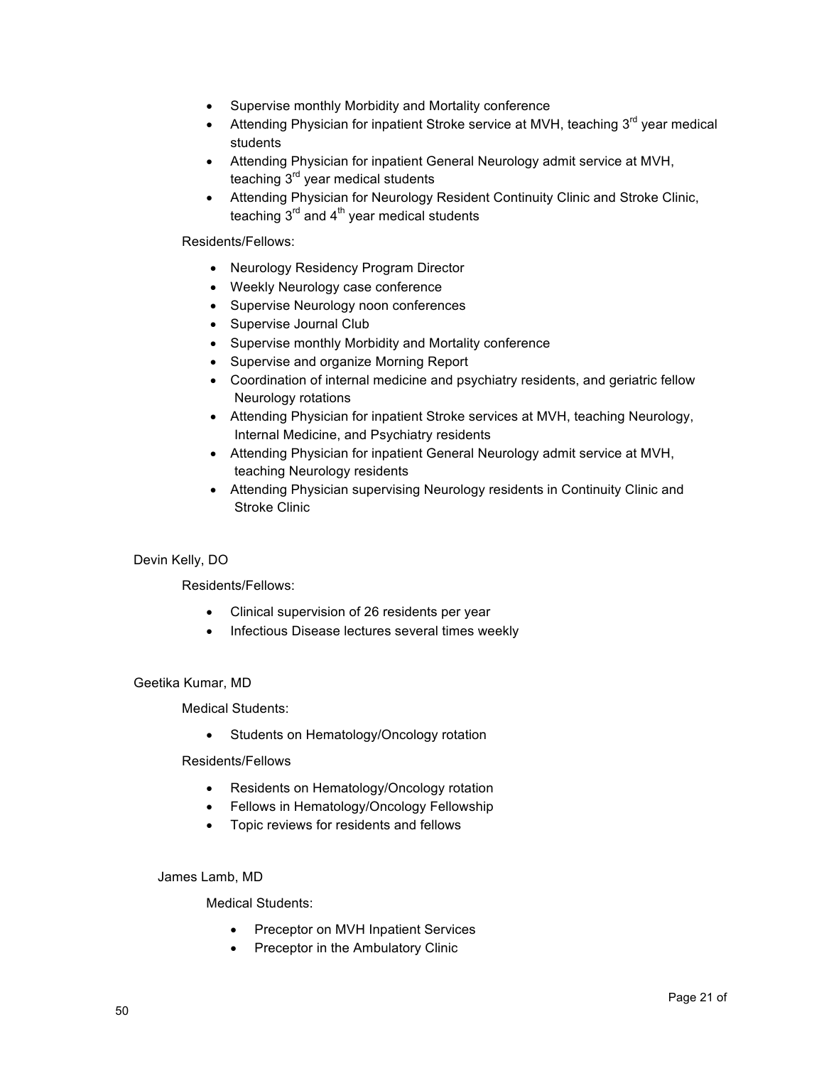- Supervise monthly Morbidity and Mortality conference
- Attending Physician for inpatient Stroke service at MVH, teaching 3rd year medical students
- Attending Physician for inpatient General Neurology admit service at MVH, teaching 3rd year medical students
- Attending Physician for Neurology Resident Continuity Clinic and Stroke Clinic, teaching 3rd and 4th year medical students

Residents/Fellows:

- Neurology Residency Program Director
- Weekly Neurology case conference
- Supervise Neurology noon conferences
- Supervise Journal Club
- Supervise monthly Morbidity and Mortality conference
- Supervise and organize Morning Report
- Coordination of internal medicine and psychiatry residents, and geriatric fellow Neurology rotations
- Attending Physician for inpatient Stroke services at MVH, teaching Neurology, Internal Medicine, and Psychiatry residents
- Attending Physician for inpatient General Neurology admit service at MVH, teaching Neurology residents
- Attending Physician supervising Neurology residents in Continuity Clinic and Stroke Clinic

Devin Kelly, DO

Residents/Fellows:

- Clinical supervision of 26 residents per year
- Infectious Disease lectures several times weekly

Geetika Kumar, MD

Medical Students:

- Students on Hematology/Oncology rotation

Residents/Fellows

- Residents on Hematology/Oncology rotation
- Fellows in Hematology/Oncology Fellowship
- Topic reviews for residents and fellows

James Lamb, MD

Medical Students:

- Preceptor on MVH Inpatient Services
- Preceptor in the Ambulatory Clinic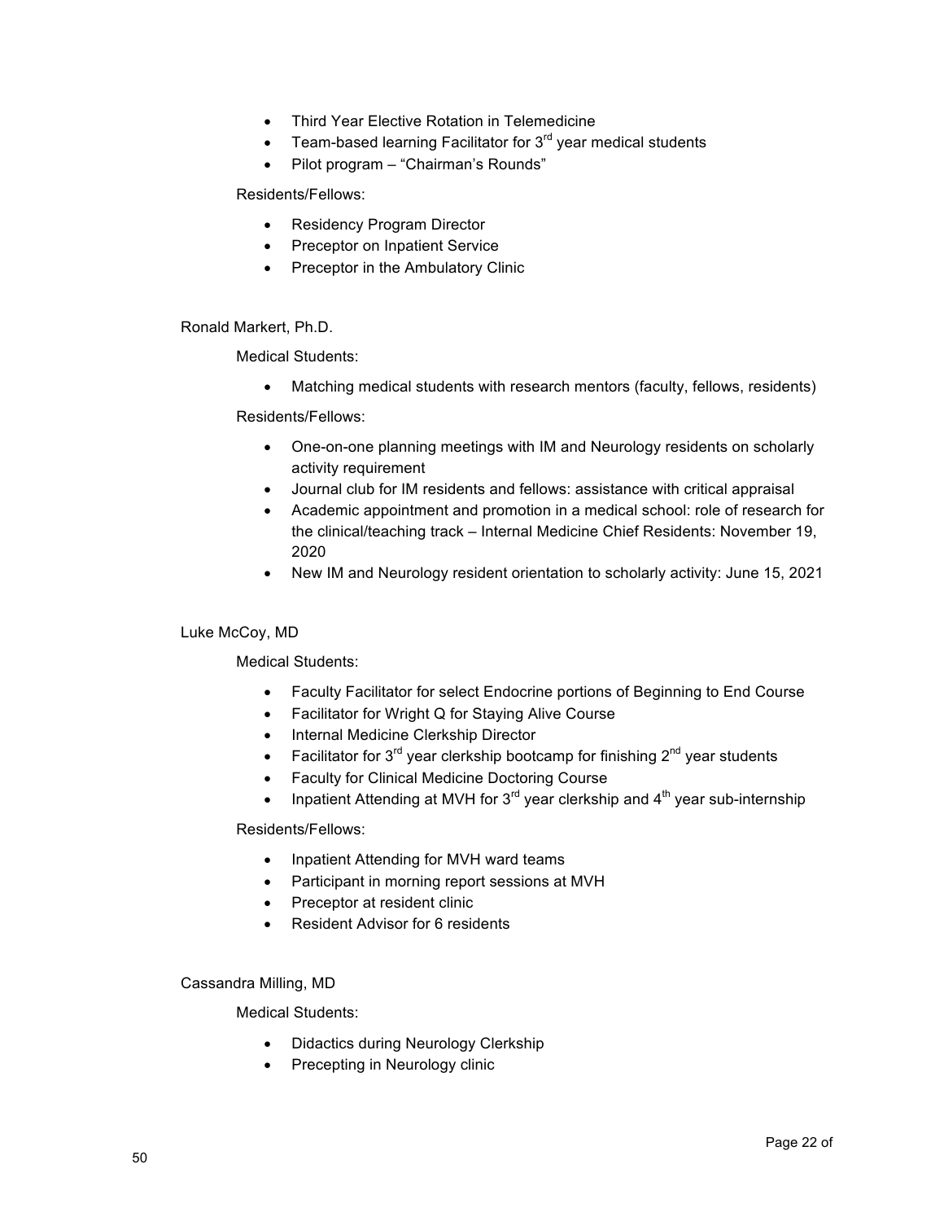- Third Year Elective Rotation in Telemedicine
- Team-based learning Facilitator for 3rd year medical students
- Pilot program – "Chairman's Rounds"

Residents/Fellows:

- Residency Program Director
- Preceptor on Inpatient Service
- Preceptor in the Ambulatory Clinic

Ronald Markert, Ph.D.

Medical Students:

- Matching medical students with research mentors (faculty, fellows, residents)

Residents/Fellows:

- One-on-one planning meetings with IM and Neurology residents on scholarly activity requirement
- Journal club for IM residents and fellows: assistance with critical appraisal
- Academic appointment and promotion in a medical school: role of research for the clinical/teaching track – Internal Medicine Chief Residents: November 19, 2020
- New IM and Neurology resident orientation to scholarly activity: June 15, 2021

Luke McCoy, MD

Medical Students:

- Faculty Facilitator for select Endocrine portions of Beginning to End Course
- Facilitator for Wright Q for Staying Alive Course
- Internal Medicine Clerkship Director
- Facilitator for 3rd year clerkship bootcamp for finishing 2nd year students
- Faculty for Clinical Medicine Doctoring Course
- Inpatient Attending at MVH for 3rd year clerkship and 4th year sub-internship

Residents/Fellows:

- Inpatient Attending for MVH ward teams
- Participant in morning report sessions at MVH
- Preceptor at resident clinic
- Resident Advisor for 6 residents

Cassandra Milling, MD

Medical Students:

- Didactics during Neurology Clerkship
- Precepting in Neurology clinic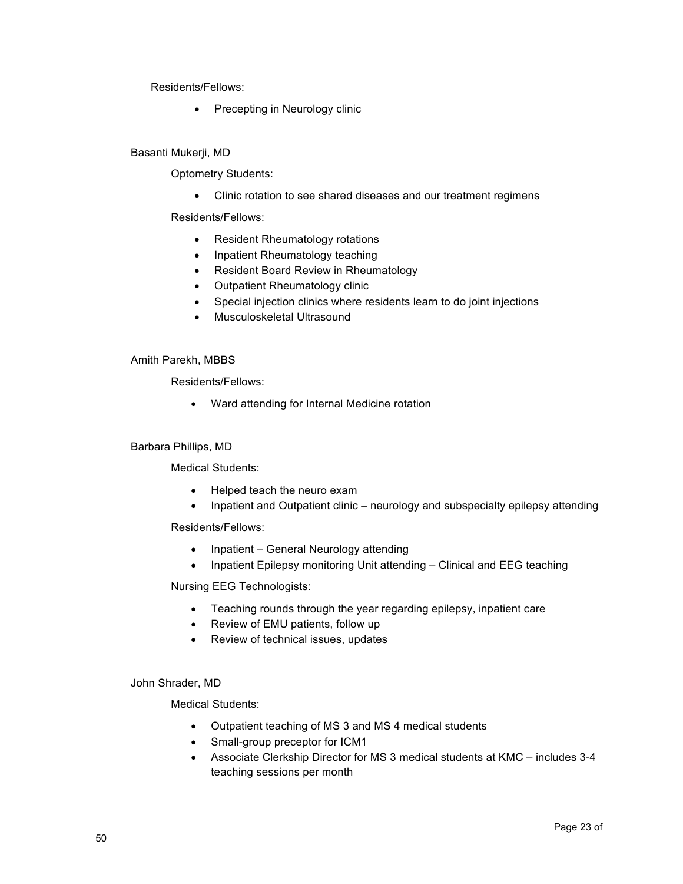Residents/Fellows:

- Precepting in Neurology clinic

Basanti Mukerji, MD

Optometry Students:

- Clinic rotation to see shared diseases and our treatment regimens

Residents/Fellows:

- Resident Rheumatology rotations
- Inpatient Rheumatology teaching
- Resident Board Review in Rheumatology
- Outpatient Rheumatology clinic
- Special injection clinics where residents learn to do joint injections
- Musculoskeletal Ultrasound

Amith Parekh, MBBS

Residents/Fellows:

- Ward attending for Internal Medicine rotation

Barbara Phillips, MD

Medical Students:

- Helped teach the neuro exam
- Inpatient and Outpatient clinic – neurology and subspecialty epilepsy attending

Residents/Fellows:

- Inpatient – General Neurology attending
- Inpatient Epilepsy monitoring Unit attending – Clinical and EEG teaching

Nursing EEG Technologists:

- Teaching rounds through the year regarding epilepsy, inpatient care
- Review of EMU patients, follow up
- Review of technical issues, updates

John Shrader, MD

Medical Students:

- Outpatient teaching of MS 3 and MS 4 medical students
- Small-group preceptor for ICM1
- Associate Clerkship Director for MS 3 medical students at KMC – includes 3-4 teaching sessions per month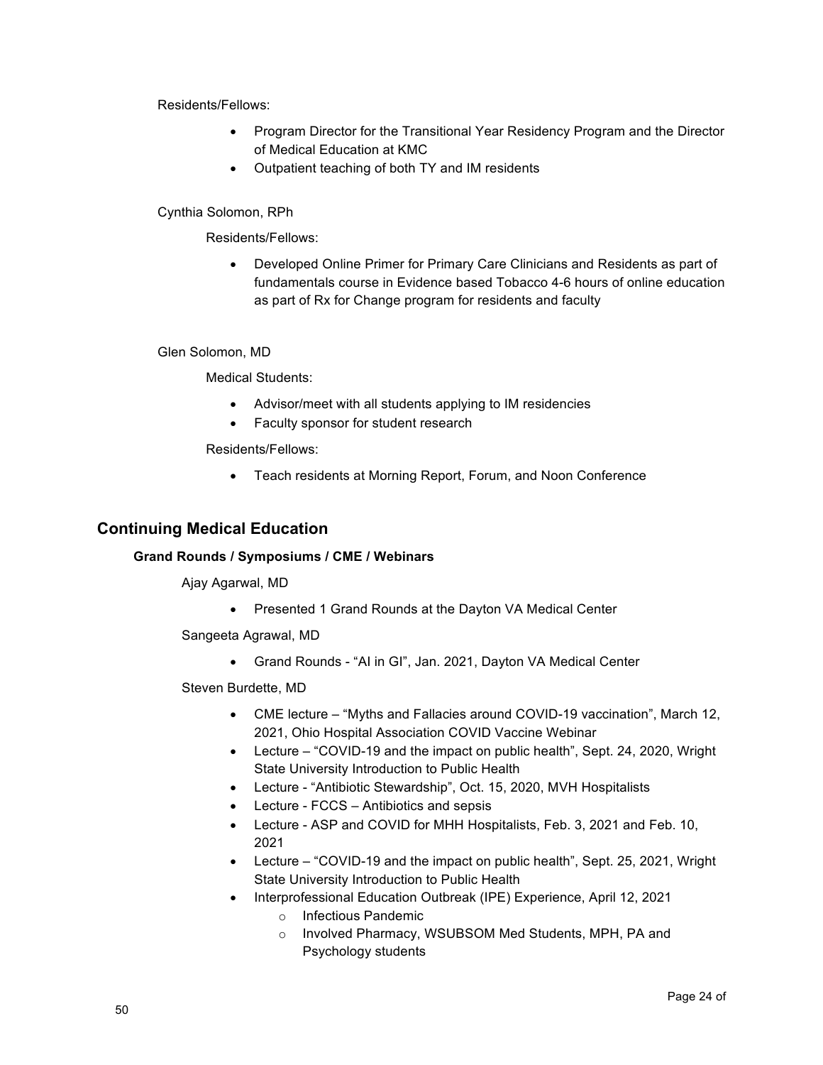Residents/Fellows:

- Program Director for the Transitional Year Residency Program and the Director of Medical Education at KMC
- Outpatient teaching of both TY and IM residents

Cynthia Solomon, RPh

Residents/Fellows:

- Developed Online Primer for Primary Care Clinicians and Residents as part of fundamentals course in Evidence based Tobacco 4-6 hours of online education as part of Rx for Change program for residents and faculty

Glen Solomon, MD

Medical Students:

- Advisor/meet with all students applying to IM residencies
- Faculty sponsor for student research

Residents/Fellows:

- Teach residents at Morning Report, Forum, and Noon Conference

## Continuing Medical Education

### Grand Rounds / Symposiums / CME / Webinars

Ajay Agarwal, MD

- Presented 1 Grand Rounds at the Dayton VA Medical Center

Sangeeta Agrawal, MD

- Grand Rounds - "AI in GI", Jan. 2021, Dayton VA Medical Center

Steven Burdette, MD

- CME lecture – "Myths and Fallacies around COVID-19 vaccination", March 12, 2021, Ohio Hospital Association COVID Vaccine Webinar
- Lecture – "COVID-19 and the impact on public health", Sept. 24, 2020, Wright State University Introduction to Public Health
- Lecture - "Antibiotic Stewardship", Oct. 15, 2020, MVH Hospitalists
- Lecture - FCCS – Antibiotics and sepsis
- Lecture - ASP and COVID for MHH Hospitalists, Feb. 3, 2021 and Feb. 10, 2021
- Lecture – "COVID-19 and the impact on public health", Sept. 25, 2021, Wright State University Introduction to Public Health
- Interprofessional Education Outbreak (IPE) Experience, April 12, 2021
  - Infectious Pandemic
  - Involved Pharmacy, WSUBSOM Med Students, MPH, PA and Psychology students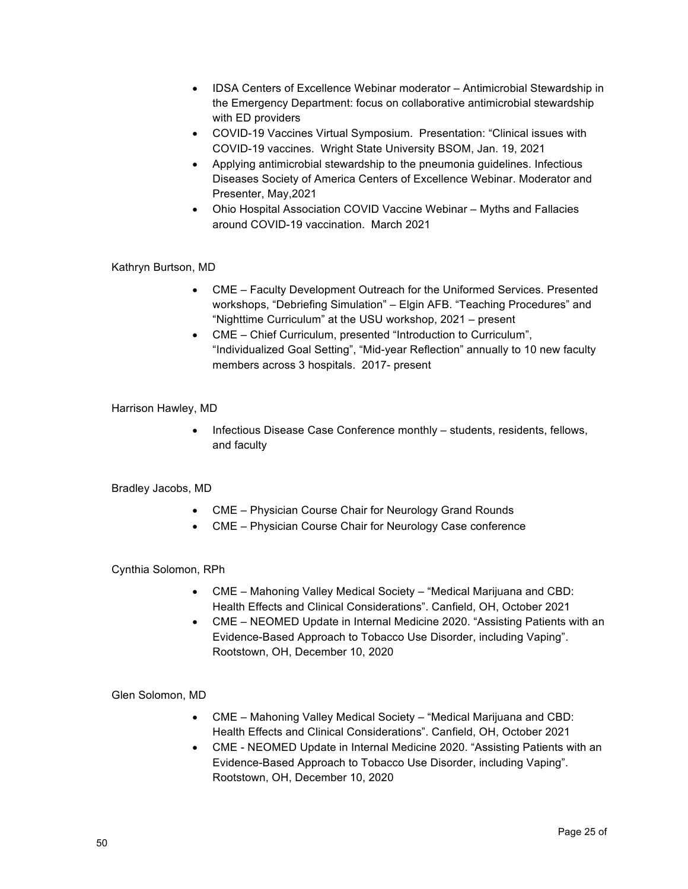- IDSA Centers of Excellence Webinar moderator – Antimicrobial Stewardship in the Emergency Department: focus on collaborative antimicrobial stewardship with ED providers
- COVID-19 Vaccines Virtual Symposium. Presentation: "Clinical issues with COVID-19 vaccines. Wright State University BSOM, Jan. 19, 2021
- Applying antimicrobial stewardship to the pneumonia guidelines. Infectious Diseases Society of America Centers of Excellence Webinar. Moderator and Presenter, May,2021
- Ohio Hospital Association COVID Vaccine Webinar – Myths and Fallacies around COVID-19 vaccination. March 2021

Kathryn Burtson, MD

- CME – Faculty Development Outreach for the Uniformed Services. Presented workshops, "Debriefing Simulation" – Elgin AFB. "Teaching Procedures" and "Nighttime Curriculum" at the USU workshop, 2021 – present
- CME – Chief Curriculum, presented "Introduction to Curriculum", "Individualized Goal Setting", "Mid-year Reflection" annually to 10 new faculty members across 3 hospitals. 2017- present

Harrison Hawley, MD

- Infectious Disease Case Conference monthly – students, residents, fellows, and faculty

Bradley Jacobs, MD

- CME – Physician Course Chair for Neurology Grand Rounds
- CME – Physician Course Chair for Neurology Case conference

Cynthia Solomon, RPh

- CME – Mahoning Valley Medical Society – "Medical Marijuana and CBD: Health Effects and Clinical Considerations". Canfield, OH, October 2021
- CME – NEOMED Update in Internal Medicine 2020. "Assisting Patients with an Evidence-Based Approach to Tobacco Use Disorder, including Vaping". Rootstown, OH, December 10, 2020

Glen Solomon, MD

- CME – Mahoning Valley Medical Society – "Medical Marijuana and CBD: Health Effects and Clinical Considerations". Canfield, OH, October 2021
- CME - NEOMED Update in Internal Medicine 2020. "Assisting Patients with an Evidence-Based Approach to Tobacco Use Disorder, including Vaping". Rootstown, OH, December 10, 2020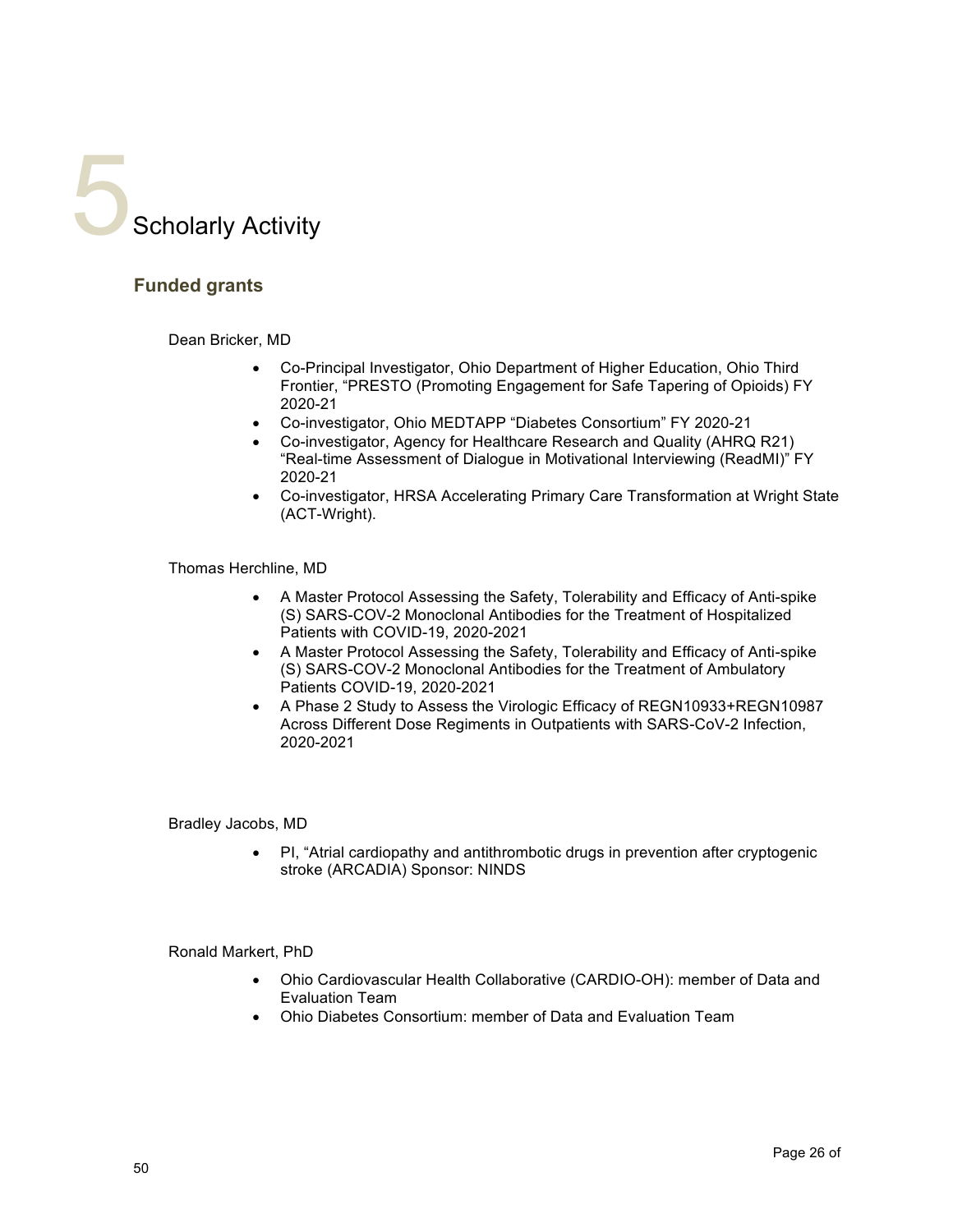# 5 Scholarly Activity

## Funded grants

Dean Bricker, MD

- Co-Principal Investigator, Ohio Department of Higher Education, Ohio Third Frontier, “PRESTO (Promoting Engagement for Safe Tapering of Opioids) FY 2020-21
- Co-investigator, Ohio MEDTAPP “Diabetes Consortium” FY 2020-21
- Co-investigator, Agency for Healthcare Research and Quality (AHRQ R21) “Real-time Assessment of Dialogue in Motivational Interviewing (ReadMI)” FY 2020-21
- Co-investigator, HRSA Accelerating Primary Care Transformation at Wright State (ACT-Wright).

Thomas Herchline, MD

- A Master Protocol Assessing the Safety, Tolerability and Efficacy of Anti-spike (S) SARS-COV-2 Monoclonal Antibodies for the Treatment of Hospitalized Patients with COVID-19, 2020-2021
- A Master Protocol Assessing the Safety, Tolerability and Efficacy of Anti-spike (S) SARS-COV-2 Monoclonal Antibodies for the Treatment of Ambulatory Patients COVID-19, 2020-2021
- A Phase 2 Study to Assess the Virologic Efficacy of REGN10933+REGN10987 Across Different Dose Regiments in Outpatients with SARS-CoV-2 Infection, 2020-2021

Bradley Jacobs, MD

- PI, “Atrial cardiopathy and antithrombotic drugs in prevention after cryptogenic stroke (ARCADIA) Sponsor: NINDS

Ronald Markert, PhD

- Ohio Cardiovascular Health Collaborative (CARDIO-OH): member of Data and Evaluation Team
- Ohio Diabetes Consortium: member of Data and Evaluation Team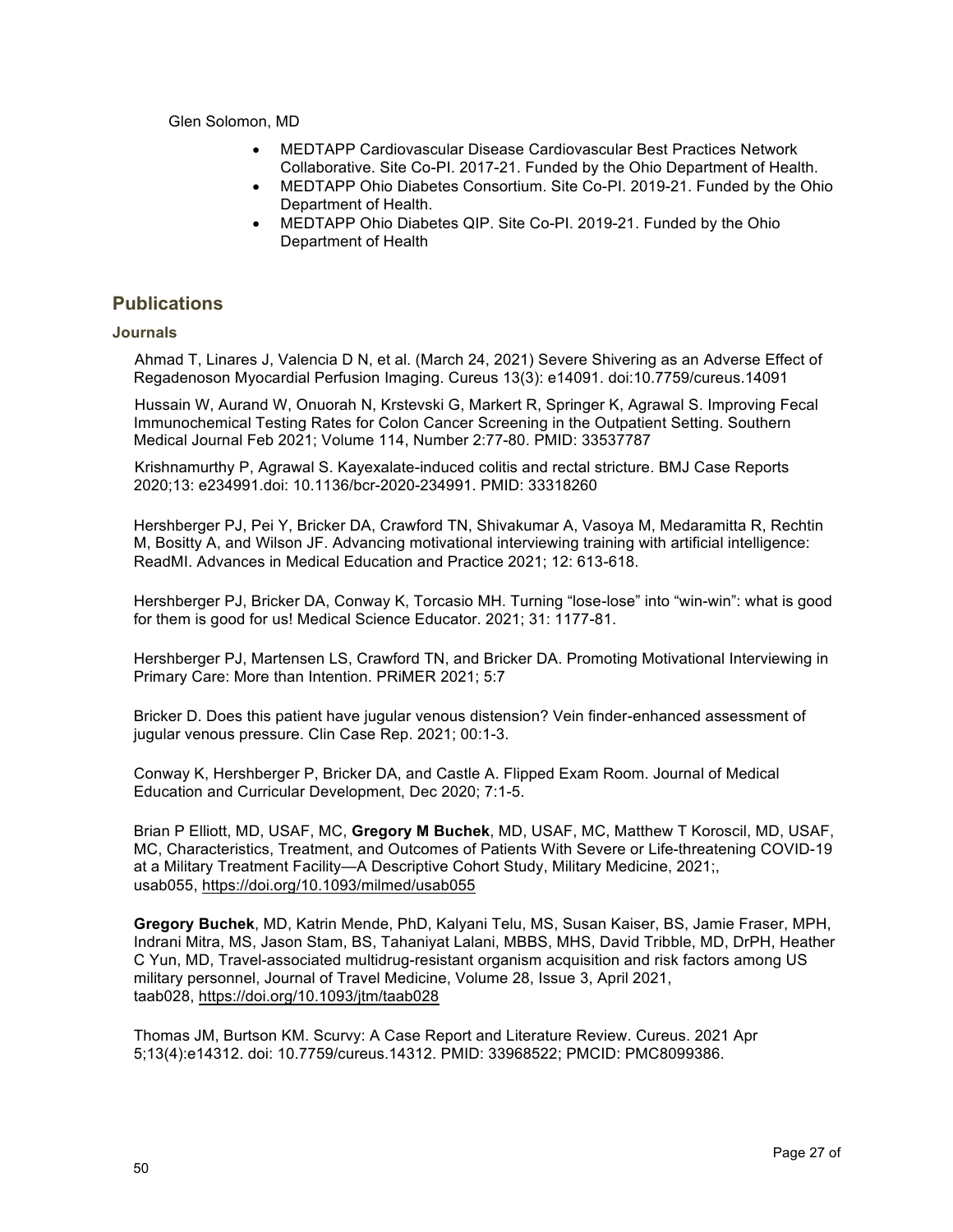Glen Solomon, MD

- MEDTAPP Cardiovascular Disease Cardiovascular Best Practices Network Collaborative. Site Co-PI. 2017-21. Funded by the Ohio Department of Health.
- MEDTAPP Ohio Diabetes Consortium. Site Co-PI. 2019-21. Funded by the Ohio Department of Health.
- MEDTAPP Ohio Diabetes QIP. Site Co-PI. 2019-21. Funded by the Ohio Department of Health

## Publications

### Journals

Ahmad T, Linares J, Valencia D N, et al. (March 24, 2021) Severe Shivering as an Adverse Effect of Regadenoson Myocardial Perfusion Imaging. Cureus 13(3): e14091. doi:10.7759/cureus.14091

Hussain W, Aurand W, Onuorah N, Krstevski G, Markert R, Springer K, Agrawal S. Improving Fecal Immunochemical Testing Rates for Colon Cancer Screening in the Outpatient Setting. Southern Medical Journal Feb 2021; Volume 114, Number 2:77-80. PMID: 33537787

Krishnamurthy P, Agrawal S. Kayexalate-induced colitis and rectal stricture. BMJ Case Reports 2020;13: e234991.doi: 10.1136/bcr-2020-234991. PMID: 33318260

Hershberger PJ, Pei Y, Bricker DA, Crawford TN, Shivakumar A, Vasoya M, Medaramitta R, Rechtin M, Bositty A, and Wilson JF. Advancing motivational interviewing training with artificial intelligence: ReadMI. Advances in Medical Education and Practice 2021; 12: 613-618.

Hershberger PJ, Bricker DA, Conway K, Torcasio MH. Turning "lose-lose" into "win-win": what is good for them is good for us! Medical Science Educator. 2021; 31: 1177-81.

Hershberger PJ, Martensen LS, Crawford TN, and Bricker DA. Promoting Motivational Interviewing in Primary Care: More than Intention. PRiMER 2021; 5:7

Bricker D. Does this patient have jugular venous distension? Vein finder-enhanced assessment of jugular venous pressure. Clin Case Rep. 2021; 00:1-3.

Conway K, Hershberger P, Bricker DA, and Castle A. Flipped Exam Room. Journal of Medical Education and Curricular Development, Dec 2020; 7:1-5.

Brian P Elliott, MD, USAF, MC, **Gregory M Buchek**, MD, USAF, MC, Matthew T Koroscil, MD, USAF, MC, Characteristics, Treatment, and Outcomes of Patients With Severe or Life-threatening COVID-19 at a Military Treatment Facility—A Descriptive Cohort Study, Military Medicine, 2021;, usab055, https://doi.org/10.1093/milmed/usab055

**Gregory Buchek**, MD, Katrin Mende, PhD, Kalyani Telu, MS, Susan Kaiser, BS, Jamie Fraser, MPH, Indrani Mitra, MS, Jason Stam, BS, Tahaniyat Lalani, MBBS, MHS, David Tribble, MD, DrPH, Heather C Yun, MD, Travel-associated multidrug-resistant organism acquisition and risk factors among US military personnel, Journal of Travel Medicine, Volume 28, Issue 3, April 2021, taab028, https://doi.org/10.1093/jtm/taab028

Thomas JM, Burtson KM. Scurvy: A Case Report and Literature Review. Cureus. 2021 Apr 5;13(4):e14312. doi: 10.7759/cureus.14312. PMID: 33968522; PMCID: PMC8099386.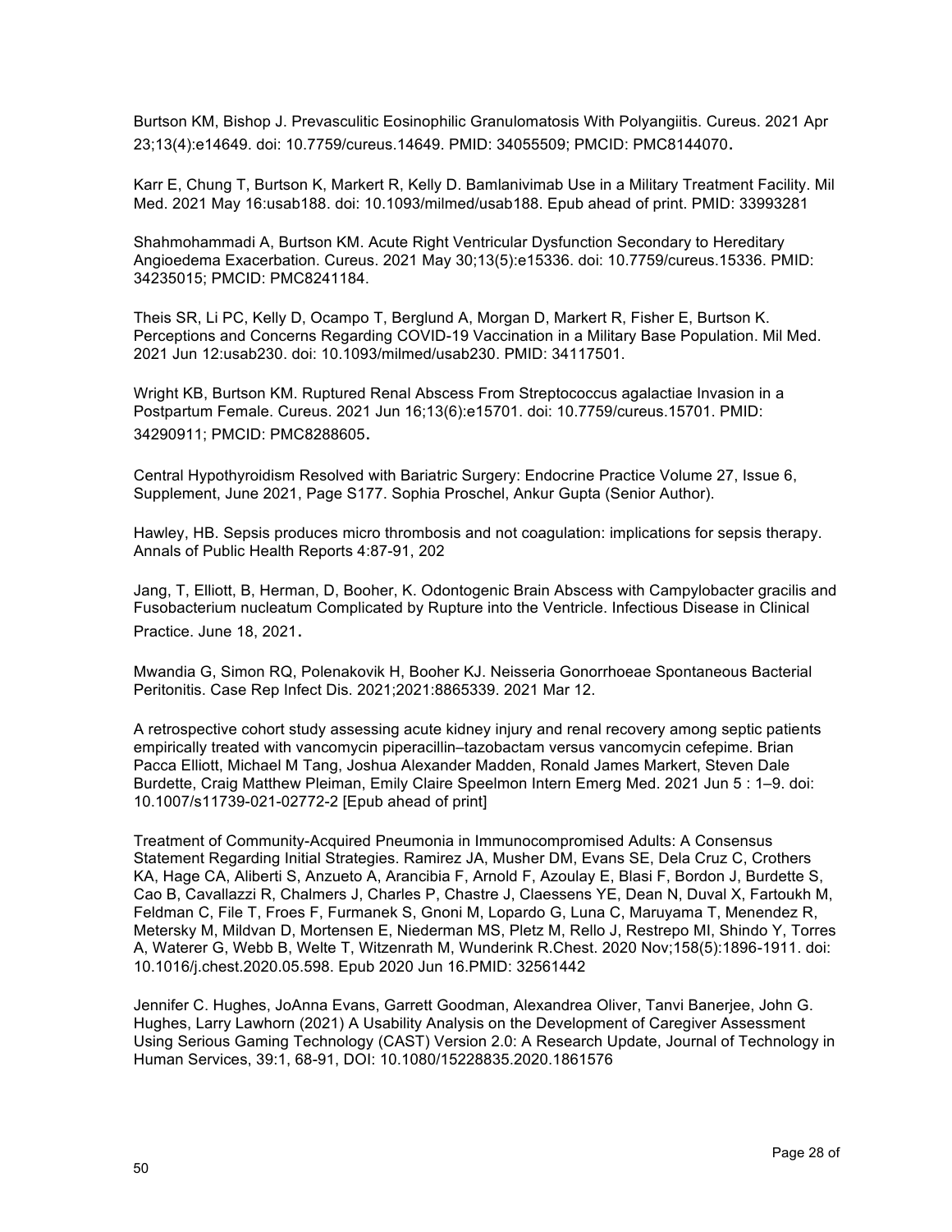Burtson KM, Bishop J. Prevasculitic Eosinophilic Granulomatosis With Polyangiitis. Cureus. 2021 Apr 23;13(4):e14649. doi: 10.7759/cureus.14649. PMID: 34055509; PMCID: PMC8144070.

Karr E, Chung T, Burtson K, Markert R, Kelly D. Bamlanivimab Use in a Military Treatment Facility. Mil Med. 2021 May 16:usab188. doi: 10.1093/milmed/usab188. Epub ahead of print. PMID: 33993281

Shahmohammadi A, Burtson KM. Acute Right Ventricular Dysfunction Secondary to Hereditary Angioedema Exacerbation. Cureus. 2021 May 30;13(5):e15336. doi: 10.7759/cureus.15336. PMID: 34235015; PMCID: PMC8241184.

Theis SR, Li PC, Kelly D, Ocampo T, Berglund A, Morgan D, Markert R, Fisher E, Burtson K. Perceptions and Concerns Regarding COVID-19 Vaccination in a Military Base Population. Mil Med. 2021 Jun 12:usab230. doi: 10.1093/milmed/usab230. PMID: 34117501.

Wright KB, Burtson KM. Ruptured Renal Abscess From Streptococcus agalactiae Invasion in a Postpartum Female. Cureus. 2021 Jun 16;13(6):e15701. doi: 10.7759/cureus.15701. PMID: 34290911; PMCID: PMC8288605.

Central Hypothyroidism Resolved with Bariatric Surgery: Endocrine Practice Volume 27, Issue 6, Supplement, June 2021, Page S177. Sophia Proschel, Ankur Gupta (Senior Author).

Hawley, HB. Sepsis produces micro thrombosis and not coagulation: implications for sepsis therapy. Annals of Public Health Reports 4:87-91, 202

Jang, T, Elliott, B, Herman, D, Booher, K. Odontogenic Brain Abscess with Campylobacter gracilis and Fusobacterium nucleatum Complicated by Rupture into the Ventricle. Infectious Disease in Clinical Practice. June 18, 2021.

Mwandia G, Simon RQ, Polenakovik H, Booher KJ. Neisseria Gonorrhoeae Spontaneous Bacterial Peritonitis. Case Rep Infect Dis. 2021;2021:8865339. 2021 Mar 12.

A retrospective cohort study assessing acute kidney injury and renal recovery among septic patients empirically treated with vancomycin piperacillin–tazobactam versus vancomycin cefepime. Brian Pacca Elliott, Michael M Tang, Joshua Alexander Madden, Ronald James Markert, Steven Dale Burdette, Craig Matthew Pleiman, Emily Claire Speelmon Intern Emerg Med. 2021 Jun 5 : 1–9. doi: 10.1007/s11739-021-02772-2 [Epub ahead of print]

Treatment of Community-Acquired Pneumonia in Immunocompromised Adults: A Consensus Statement Regarding Initial Strategies. Ramirez JA, Musher DM, Evans SE, Dela Cruz C, Crothers KA, Hage CA, Aliberti S, Anzueto A, Arancibia F, Arnold F, Azoulay E, Blasi F, Bordon J, Burdette S, Cao B, Cavallazzi R, Chalmers J, Charles P, Chastre J, Claessens YE, Dean N, Duval X, Fartoukh M, Feldman C, File T, Froes F, Furmanek S, Gnoni M, Lopardo G, Luna C, Maruyama T, Menendez R, Metersky M, Mildvan D, Mortensen E, Niederman MS, Pletz M, Rello J, Restrepo MI, Shindo Y, Torres A, Waterer G, Webb B, Welte T, Witzenrath M, Wunderink R.Chest. 2020 Nov;158(5):1896-1911. doi: 10.1016/j.chest.2020.05.598. Epub 2020 Jun 16.PMID: 32561442

Jennifer C. Hughes, JoAnna Evans, Garrett Goodman, Alexandrea Oliver, Tanvi Banerjee, John G. Hughes, Larry Lawhorn (2021) A Usability Analysis on the Development of Caregiver Assessment Using Serious Gaming Technology (CAST) Version 2.0: A Research Update, Journal of Technology in Human Services, 39:1, 68-91, DOI: 10.1080/15228835.2020.1861576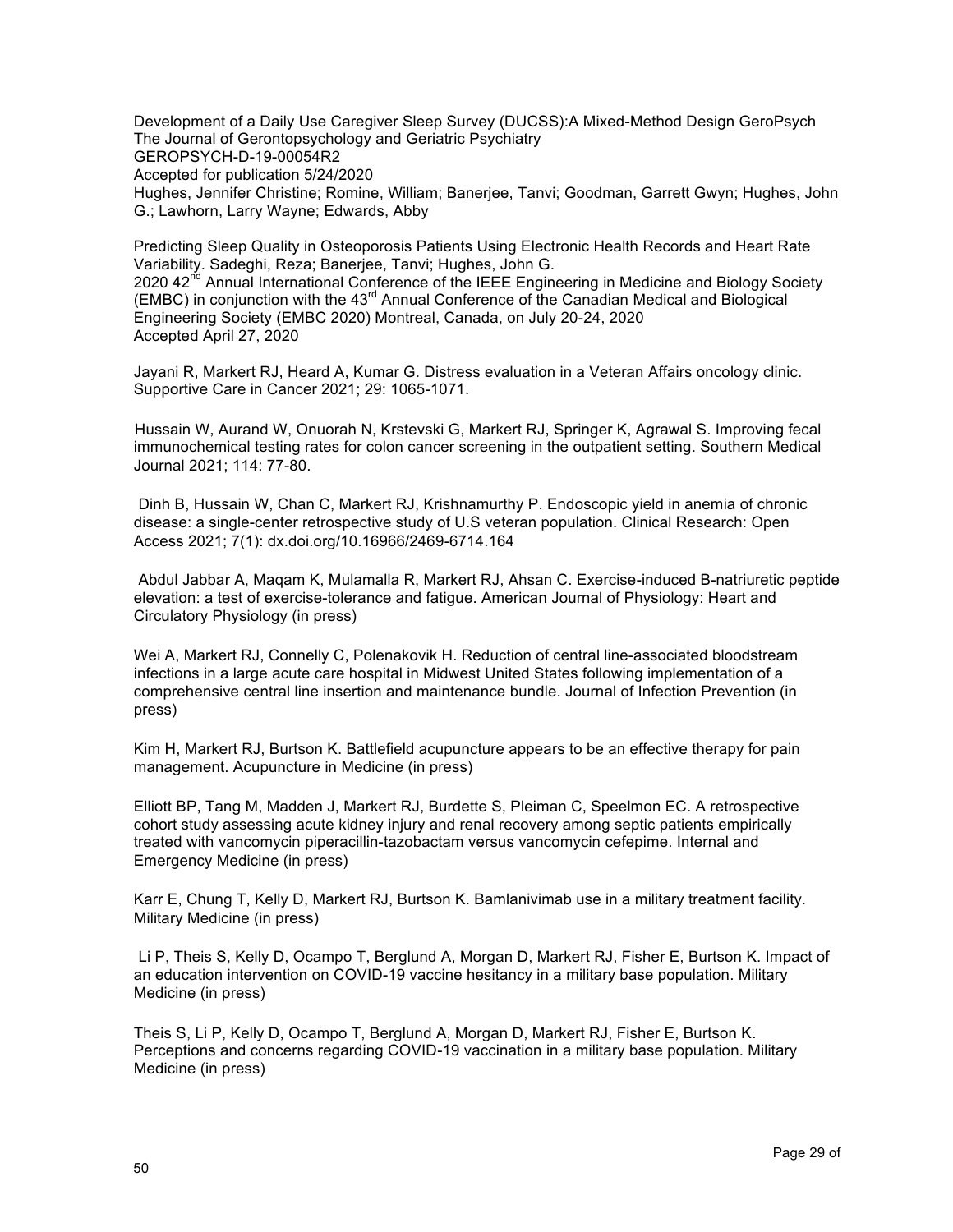Development of a Daily Use Caregiver Sleep Survey (DUCSS):A Mixed-Method Design GeroPsych The Journal of Gerontopsychology and Geriatric Psychiatry
GEROPSYCH-D-19-00054R2
Accepted for publication 5/24/2020
Hughes, Jennifer Christine; Romine, William; Banerjee, Tanvi; Goodman, Garrett Gwyn; Hughes, John G.; Lawhorn, Larry Wayne; Edwards, Abby

Predicting Sleep Quality in Osteoporosis Patients Using Electronic Health Records and Heart Rate Variability. Sadeghi, Reza; Banerjee, Tanvi; Hughes, John G.
2020 42nd Annual International Conference of the IEEE Engineering in Medicine and Biology Society (EMBC) in conjunction with the 43rd Annual Conference of the Canadian Medical and Biological Engineering Society (EMBC 2020) Montreal, Canada, on July 20-24, 2020
Accepted April 27, 2020

Jayani R, Markert RJ, Heard A, Kumar G. Distress evaluation in a Veteran Affairs oncology clinic. Supportive Care in Cancer 2021; 29: 1065-1071.

Hussain W, Aurand W, Onuorah N, Krstevski G, Markert RJ, Springer K, Agrawal S. Improving fecal immunochemical testing rates for colon cancer screening in the outpatient setting. Southern Medical Journal 2021; 114: 77-80.

Dinh B, Hussain W, Chan C, Markert RJ, Krishnamurthy P. Endoscopic yield in anemia of chronic disease: a single-center retrospective study of U.S veteran population. Clinical Research: Open Access 2021; 7(1): dx.doi.org/10.16966/2469-6714.164

Abdul Jabbar A, Maqam K, Mulamalla R, Markert RJ, Ahsan C. Exercise-induced B-natriuretic peptide elevation: a test of exercise-tolerance and fatigue. American Journal of Physiology: Heart and Circulatory Physiology (in press)

Wei A, Markert RJ, Connelly C, Polenakovik H. Reduction of central line-associated bloodstream infections in a large acute care hospital in Midwest United States following implementation of a comprehensive central line insertion and maintenance bundle. Journal of Infection Prevention (in press)

Kim H, Markert RJ, Burtson K. Battlefield acupuncture appears to be an effective therapy for pain management. Acupuncture in Medicine (in press)

Elliott BP, Tang M, Madden J, Markert RJ, Burdette S, Pleiman C, Speelmon EC. A retrospective cohort study assessing acute kidney injury and renal recovery among septic patients empirically treated with vancomycin piperacillin-tazobactam versus vancomycin cefepime. Internal and Emergency Medicine (in press)

Karr E, Chung T, Kelly D, Markert RJ, Burtson K. Bamlanivimab use in a military treatment facility. Military Medicine (in press)

Li P, Theis S, Kelly D, Ocampo T, Berglund A, Morgan D, Markert RJ, Fisher E, Burtson K. Impact of an education intervention on COVID-19 vaccine hesitancy in a military base population. Military Medicine (in press)

Theis S, Li P, Kelly D, Ocampo T, Berglund A, Morgan D, Markert RJ, Fisher E, Burtson K. Perceptions and concerns regarding COVID-19 vaccination in a military base population. Military Medicine (in press)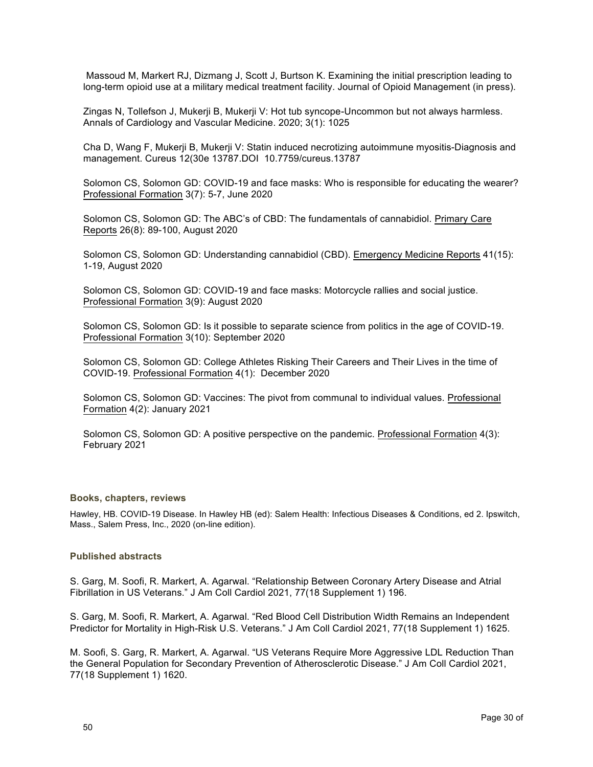Massoud M, Markert RJ, Dizmang J, Scott J, Burtson K. Examining the initial prescription leading to long-term opioid use at a military medical treatment facility. Journal of Opioid Management (in press).

Zingas N, Tollefson J, Mukerji B, Mukerji V: Hot tub syncope-Uncommon but not always harmless. Annals of Cardiology and Vascular Medicine. 2020; 3(1): 1025

Cha D, Wang F, Mukerji B, Mukerji V: Statin induced necrotizing autoimmune myositis-Diagnosis and management. Cureus 12(30e 13787.DOI 10.7759/cureus.13787

Solomon CS, Solomon GD: COVID-19 and face masks: Who is responsible for educating the wearer? Professional Formation 3(7): 5-7, June 2020

Solomon CS, Solomon GD: The ABC's of CBD: The fundamentals of cannabidiol. Primary Care Reports 26(8): 89-100, August 2020

Solomon CS, Solomon GD: Understanding cannabidiol (CBD). Emergency Medicine Reports 41(15): 1-19, August 2020

Solomon CS, Solomon GD: COVID-19 and face masks: Motorcycle rallies and social justice. Professional Formation 3(9): August 2020

Solomon CS, Solomon GD: Is it possible to separate science from politics in the age of COVID-19. Professional Formation 3(10): September 2020

Solomon CS, Solomon GD: College Athletes Risking Their Careers and Their Lives in the time of COVID-19. Professional Formation 4(1): December 2020

Solomon CS, Solomon GD: Vaccines: The pivot from communal to individual values. Professional Formation 4(2): January 2021

Solomon CS, Solomon GD: A positive perspective on the pandemic. Professional Formation 4(3): February 2021

### Books, chapters, reviews

Hawley, HB. COVID-19 Disease. In Hawley HB (ed): Salem Health: Infectious Diseases & Conditions, ed 2. Ipswitch, Mass., Salem Press, Inc., 2020 (on-line edition).

### Published abstracts

S. Garg, M. Soofi, R. Markert, A. Agarwal. "Relationship Between Coronary Artery Disease and Atrial Fibrillation in US Veterans." J Am Coll Cardiol 2021, 77(18 Supplement 1) 196.

S. Garg, M. Soofi, R. Markert, A. Agarwal. "Red Blood Cell Distribution Width Remains an Independent Predictor for Mortality in High-Risk U.S. Veterans." J Am Coll Cardiol 2021, 77(18 Supplement 1) 1625.

M. Soofi, S. Garg, R. Markert, A. Agarwal. "US Veterans Require More Aggressive LDL Reduction Than the General Population for Secondary Prevention of Atherosclerotic Disease." J Am Coll Cardiol 2021, 77(18 Supplement 1) 1620.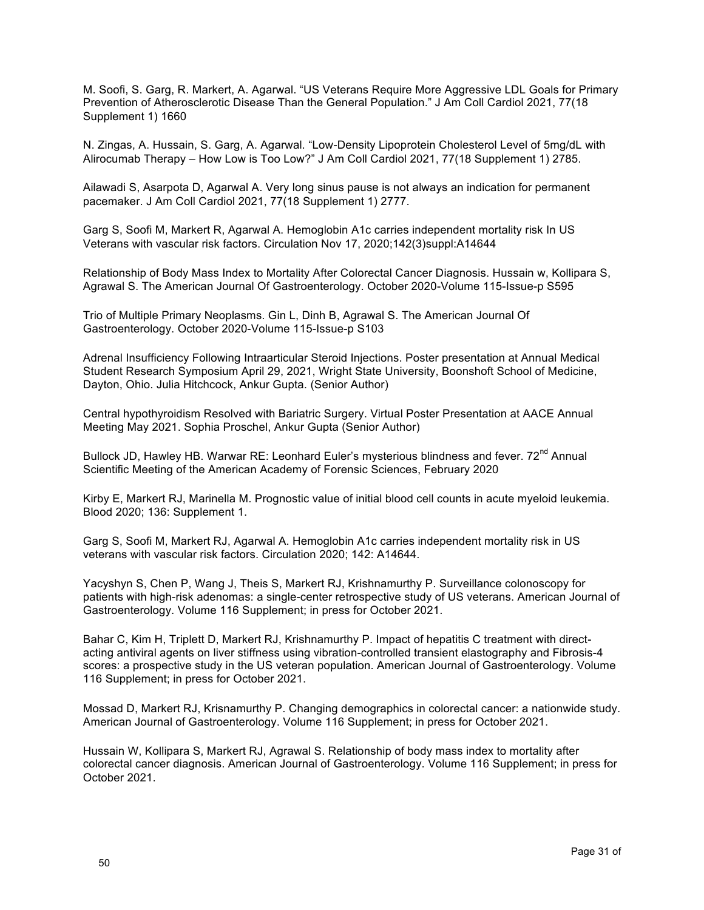M. Soofi, S. Garg, R. Markert, A. Agarwal. "US Veterans Require More Aggressive LDL Goals for Primary Prevention of Atherosclerotic Disease Than the General Population." J Am Coll Cardiol 2021, 77(18 Supplement 1) 1660

N. Zingas, A. Hussain, S. Garg, A. Agarwal. "Low-Density Lipoprotein Cholesterol Level of 5mg/dL with Alirocumab Therapy – How Low is Too Low?" J Am Coll Cardiol 2021, 77(18 Supplement 1) 2785.

Ailawadi S, Asarpota D, Agarwal A. Very long sinus pause is not always an indication for permanent pacemaker. J Am Coll Cardiol 2021, 77(18 Supplement 1) 2777.

Garg S, Soofi M, Markert R, Agarwal A. Hemoglobin A1c carries independent mortality risk In US Veterans with vascular risk factors. Circulation Nov 17, 2020;142(3)suppl:A14644

Relationship of Body Mass Index to Mortality After Colorectal Cancer Diagnosis. Hussain w, Kollipara S, Agrawal S. The American Journal Of Gastroenterology. October 2020-Volume 115-Issue-p S595

Trio of Multiple Primary Neoplasms. Gin L, Dinh B, Agrawal S. The American Journal Of Gastroenterology. October 2020-Volume 115-Issue-p S103

Adrenal Insufficiency Following Intraarticular Steroid Injections. Poster presentation at Annual Medical Student Research Symposium April 29, 2021, Wright State University, Boonshoft School of Medicine, Dayton, Ohio. Julia Hitchcock, Ankur Gupta. (Senior Author)

Central hypothyroidism Resolved with Bariatric Surgery. Virtual Poster Presentation at AACE Annual Meeting May 2021. Sophia Proschel, Ankur Gupta (Senior Author)

Bullock JD, Hawley HB. Warwar RE: Leonhard Euler's mysterious blindness and fever. 72nd Annual Scientific Meeting of the American Academy of Forensic Sciences, February 2020

Kirby E, Markert RJ, Marinella M. Prognostic value of initial blood cell counts in acute myeloid leukemia. Blood 2020; 136: Supplement 1.

Garg S, Soofi M, Markert RJ, Agarwal A. Hemoglobin A1c carries independent mortality risk in US veterans with vascular risk factors. Circulation 2020; 142: A14644.

Yacyshyn S, Chen P, Wang J, Theis S, Markert RJ, Krishnamurthy P. Surveillance colonoscopy for patients with high-risk adenomas: a single-center retrospective study of US veterans. American Journal of Gastroenterology. Volume 116 Supplement; in press for October 2021.

Bahar C, Kim H, Triplett D, Markert RJ, Krishnamurthy P. Impact of hepatitis C treatment with direct-acting antiviral agents on liver stiffness using vibration-controlled transient elastography and Fibrosis-4 scores: a prospective study in the US veteran population. American Journal of Gastroenterology. Volume 116 Supplement; in press for October 2021.

Mossad D, Markert RJ, Krisnamurthy P. Changing demographics in colorectal cancer: a nationwide study. American Journal of Gastroenterology. Volume 116 Supplement; in press for October 2021.

Hussain W, Kollipara S, Markert RJ, Agrawal S. Relationship of body mass index to mortality after colorectal cancer diagnosis. American Journal of Gastroenterology. Volume 116 Supplement; in press for October 2021.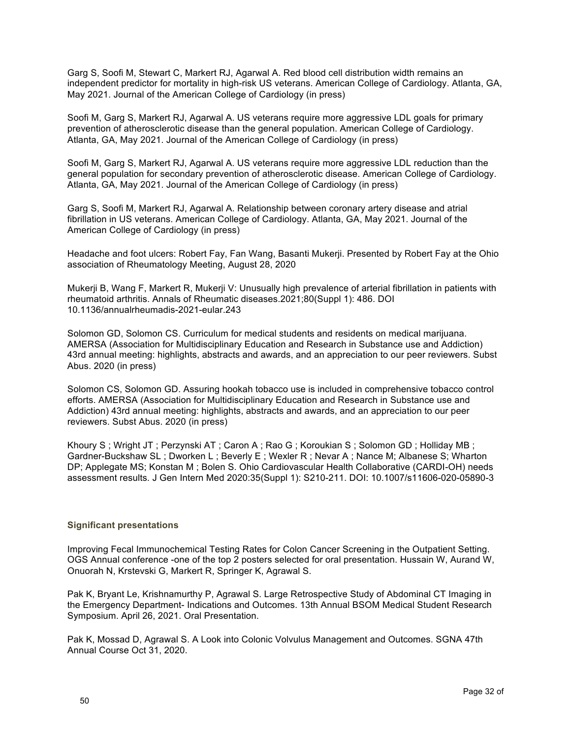Garg S, Soofi M, Stewart C, Markert RJ, Agarwal A. Red blood cell distribution width remains an independent predictor for mortality in high-risk US veterans. American College of Cardiology. Atlanta, GA, May 2021. Journal of the American College of Cardiology (in press)

Soofi M, Garg S, Markert RJ, Agarwal A. US veterans require more aggressive LDL goals for primary prevention of atherosclerotic disease than the general population. American College of Cardiology. Atlanta, GA, May 2021. Journal of the American College of Cardiology (in press)

Soofi M, Garg S, Markert RJ, Agarwal A. US veterans require more aggressive LDL reduction than the general population for secondary prevention of atherosclerotic disease. American College of Cardiology. Atlanta, GA, May 2021. Journal of the American College of Cardiology (in press)

Garg S, Soofi M, Markert RJ, Agarwal A. Relationship between coronary artery disease and atrial fibrillation in US veterans. American College of Cardiology. Atlanta, GA, May 2021. Journal of the American College of Cardiology (in press)

Headache and foot ulcers: Robert Fay, Fan Wang, Basanti Mukerji. Presented by Robert Fay at the Ohio association of Rheumatology Meeting, August 28, 2020

Mukerji B, Wang F, Markert R, Mukerji V: Unusually high prevalence of arterial fibrillation in patients with rheumatoid arthritis. Annals of Rheumatic diseases.2021;80(Suppl 1): 486. DOI 10.1136/annualrheumadis-2021-eular.243

Solomon GD, Solomon CS. Curriculum for medical students and residents on medical marijuana. AMERSA (Association for Multidisciplinary Education and Research in Substance use and Addiction) 43rd annual meeting: highlights, abstracts and awards, and an appreciation to our peer reviewers. Subst Abus. 2020 (in press)

Solomon CS, Solomon GD. Assuring hookah tobacco use is included in comprehensive tobacco control efforts. AMERSA (Association for Multidisciplinary Education and Research in Substance use and Addiction) 43rd annual meeting: highlights, abstracts and awards, and an appreciation to our peer reviewers. Subst Abus. 2020 (in press)

Khoury S ; Wright JT ; Perzynski AT ; Caron A ; Rao G ; Koroukian S ; Solomon GD ; Holliday MB ; Gardner-Buckshaw SL ; Dworken L ; Beverly E ; Wexler R ; Nevar A ; Nance M; Albanese S; Wharton DP; Applegate MS; Konstan M ; Bolen S. Ohio Cardiovascular Health Collaborative (CARDI-OH) needs assessment results. J Gen Intern Med 2020:35(Suppl 1): S210-211. DOI: 10.1007/s11606-020-05890-3

### Significant presentations

Improving Fecal Immunochemical Testing Rates for Colon Cancer Screening in the Outpatient Setting. OGS Annual conference -one of the top 2 posters selected for oral presentation. Hussain W, Aurand W, Onuorah N, Krstevski G, Markert R, Springer K, Agrawal S.

Pak K, Bryant Le, Krishnamurthy P, Agrawal S. Large Retrospective Study of Abdominal CT Imaging in the Emergency Department- Indications and Outcomes. 13th Annual BSOM Medical Student Research Symposium. April 26, 2021. Oral Presentation.

Pak K, Mossad D, Agrawal S. A Look into Colonic Volvulus Management and Outcomes. SGNA 47th Annual Course Oct 31, 2020.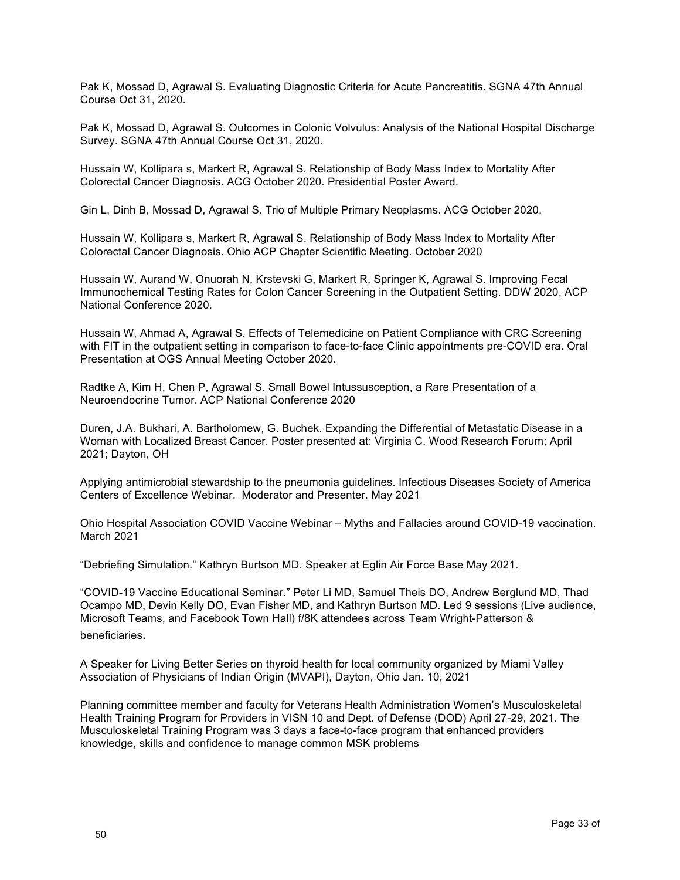Pak K, Mossad D, Agrawal S. Evaluating Diagnostic Criteria for Acute Pancreatitis. SGNA 47th Annual Course Oct 31, 2020.

Pak K, Mossad D, Agrawal S. Outcomes in Colonic Volvulus: Analysis of the National Hospital Discharge Survey. SGNA 47th Annual Course Oct 31, 2020.

Hussain W, Kollipara s, Markert R, Agrawal S. Relationship of Body Mass Index to Mortality After Colorectal Cancer Diagnosis. ACG October 2020. Presidential Poster Award.

Gin L, Dinh B, Mossad D, Agrawal S. Trio of Multiple Primary Neoplasms. ACG October 2020.

Hussain W, Kollipara s, Markert R, Agrawal S. Relationship of Body Mass Index to Mortality After Colorectal Cancer Diagnosis. Ohio ACP Chapter Scientific Meeting. October 2020

Hussain W, Aurand W, Onuorah N, Krstevski G, Markert R, Springer K, Agrawal S. Improving Fecal Immunochemical Testing Rates for Colon Cancer Screening in the Outpatient Setting. DDW 2020, ACP National Conference 2020.

Hussain W, Ahmad A, Agrawal S. Effects of Telemedicine on Patient Compliance with CRC Screening with FIT in the outpatient setting in comparison to face-to-face Clinic appointments pre-COVID era. Oral Presentation at OGS Annual Meeting October 2020.

Radtke A, Kim H, Chen P, Agrawal S. Small Bowel Intussusception, a Rare Presentation of a Neuroendocrine Tumor. ACP National Conference 2020

Duren, J.A. Bukhari, A. Bartholomew, G. Buchek. Expanding the Differential of Metastatic Disease in a Woman with Localized Breast Cancer. Poster presented at: Virginia C. Wood Research Forum; April 2021; Dayton, OH

Applying antimicrobial stewardship to the pneumonia guidelines. Infectious Diseases Society of America Centers of Excellence Webinar. Moderator and Presenter. May 2021

Ohio Hospital Association COVID Vaccine Webinar – Myths and Fallacies around COVID-19 vaccination. March 2021

"Debriefing Simulation." Kathryn Burtson MD. Speaker at Eglin Air Force Base May 2021.

"COVID-19 Vaccine Educational Seminar." Peter Li MD, Samuel Theis DO, Andrew Berglund MD, Thad Ocampo MD, Devin Kelly DO, Evan Fisher MD, and Kathryn Burtson MD. Led 9 sessions (Live audience, Microsoft Teams, and Facebook Town Hall) f/8K attendees across Team Wright-Patterson & beneficiaries.

A Speaker for Living Better Series on thyroid health for local community organized by Miami Valley Association of Physicians of Indian Origin (MVAPI), Dayton, Ohio Jan. 10, 2021

Planning committee member and faculty for Veterans Health Administration Women's Musculoskeletal Health Training Program for Providers in VISN 10 and Dept. of Defense (DOD) April 27-29, 2021. The Musculoskeletal Training Program was 3 days a face-to-face program that enhanced providers knowledge, skills and confidence to manage common MSK problems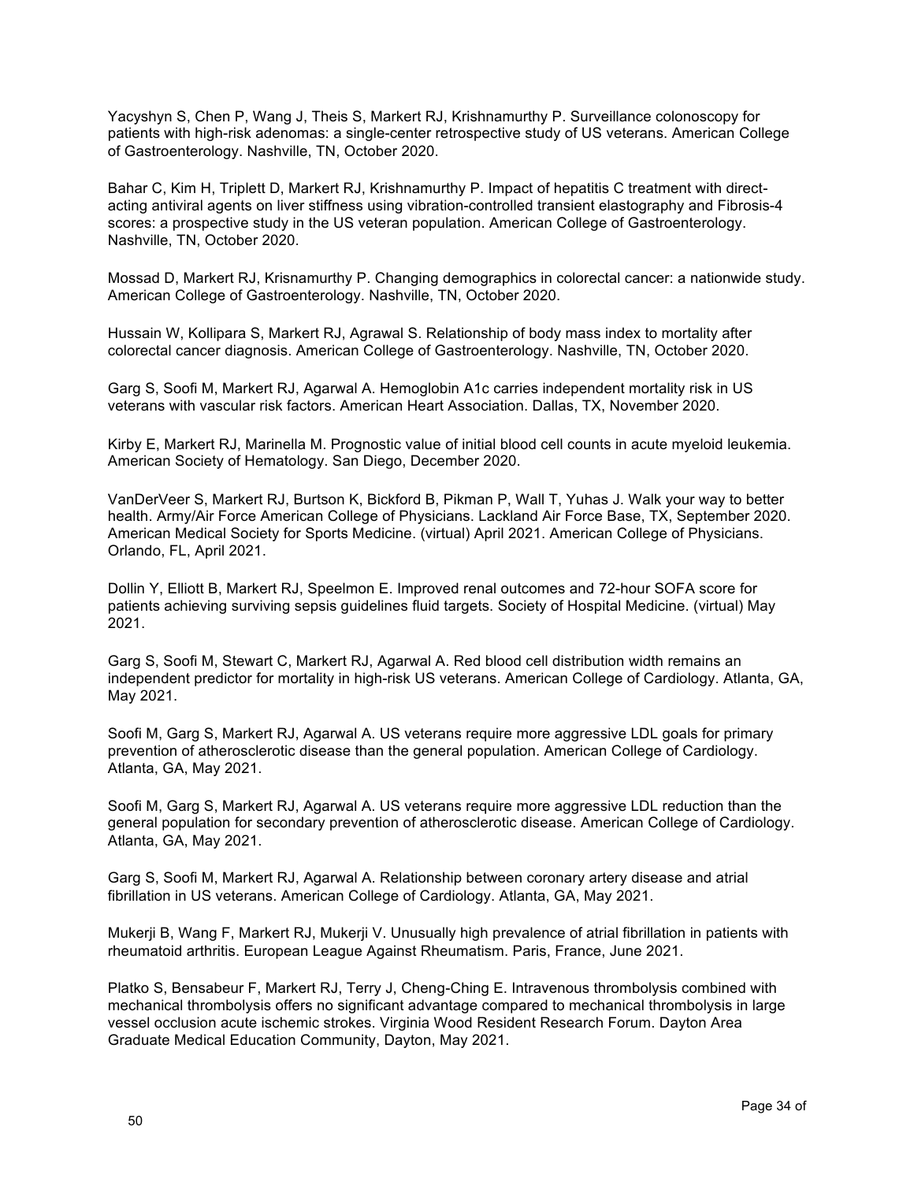Yacyshyn S, Chen P, Wang J, Theis S, Markert RJ, Krishnamurthy P. Surveillance colonoscopy for patients with high-risk adenomas: a single-center retrospective study of US veterans. American College of Gastroenterology. Nashville, TN, October 2020.

Bahar C, Kim H, Triplett D, Markert RJ, Krishnamurthy P. Impact of hepatitis C treatment with direct-acting antiviral agents on liver stiffness using vibration-controlled transient elastography and Fibrosis-4 scores: a prospective study in the US veteran population. American College of Gastroenterology. Nashville, TN, October 2020.

Mossad D, Markert RJ, Krisnamurthy P. Changing demographics in colorectal cancer: a nationwide study. American College of Gastroenterology. Nashville, TN, October 2020.

Hussain W, Kollipara S, Markert RJ, Agrawal S. Relationship of body mass index to mortality after colorectal cancer diagnosis. American College of Gastroenterology. Nashville, TN, October 2020.

Garg S, Soofi M, Markert RJ, Agarwal A. Hemoglobin A1c carries independent mortality risk in US veterans with vascular risk factors. American Heart Association. Dallas, TX, November 2020.

Kirby E, Markert RJ, Marinella M. Prognostic value of initial blood cell counts in acute myeloid leukemia. American Society of Hematology. San Diego, December 2020.

VanDerVeer S, Markert RJ, Burtson K, Bickford B, Pikman P, Wall T, Yuhas J. Walk your way to better health. Army/Air Force American College of Physicians. Lackland Air Force Base, TX, September 2020. American Medical Society for Sports Medicine. (virtual) April 2021. American College of Physicians. Orlando, FL, April 2021.

Dollin Y, Elliott B, Markert RJ, Speelmon E. Improved renal outcomes and 72-hour SOFA score for patients achieving surviving sepsis guidelines fluid targets. Society of Hospital Medicine. (virtual) May 2021.

Garg S, Soofi M, Stewart C, Markert RJ, Agarwal A. Red blood cell distribution width remains an independent predictor for mortality in high-risk US veterans. American College of Cardiology. Atlanta, GA, May 2021.

Soofi M, Garg S, Markert RJ, Agarwal A. US veterans require more aggressive LDL goals for primary prevention of atherosclerotic disease than the general population. American College of Cardiology. Atlanta, GA, May 2021.

Soofi M, Garg S, Markert RJ, Agarwal A. US veterans require more aggressive LDL reduction than the general population for secondary prevention of atherosclerotic disease. American College of Cardiology. Atlanta, GA, May 2021.

Garg S, Soofi M, Markert RJ, Agarwal A. Relationship between coronary artery disease and atrial fibrillation in US veterans. American College of Cardiology. Atlanta, GA, May 2021.

Mukerji B, Wang F, Markert RJ, Mukerji V. Unusually high prevalence of atrial fibrillation in patients with rheumatoid arthritis. European League Against Rheumatism. Paris, France, June 2021.

Platko S, Bensabeur F, Markert RJ, Terry J, Cheng-Ching E. Intravenous thrombolysis combined with mechanical thrombolysis offers no significant advantage compared to mechanical thrombolysis in large vessel occlusion acute ischemic strokes. Virginia Wood Resident Research Forum. Dayton Area Graduate Medical Education Community, Dayton, May 2021.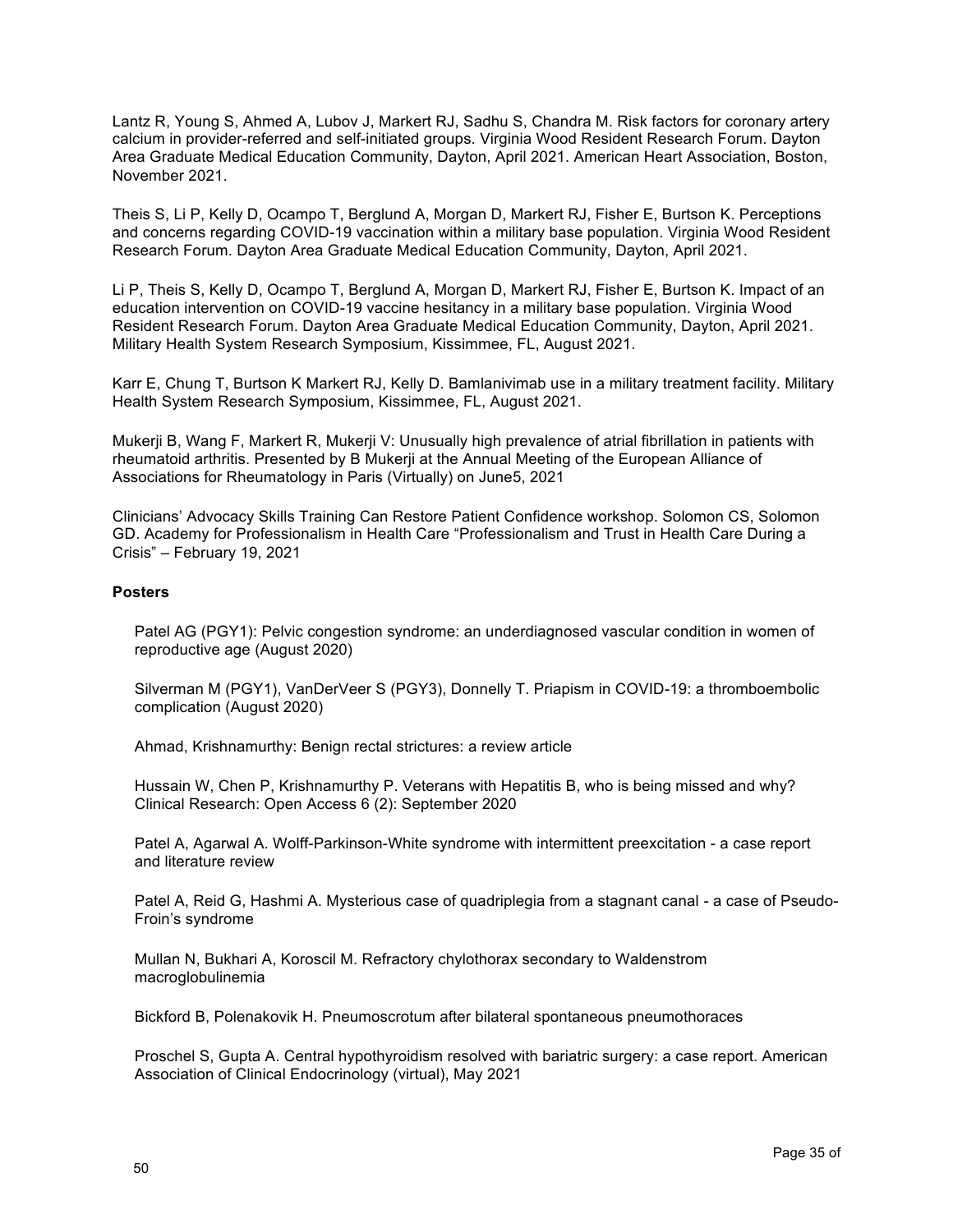Lantz R, Young S, Ahmed A, Lubov J, Markert RJ, Sadhu S, Chandra M. Risk factors for coronary artery calcium in provider-referred and self-initiated groups. Virginia Wood Resident Research Forum. Dayton Area Graduate Medical Education Community, Dayton, April 2021. American Heart Association, Boston, November 2021.

Theis S, Li P, Kelly D, Ocampo T, Berglund A, Morgan D, Markert RJ, Fisher E, Burtson K. Perceptions and concerns regarding COVID-19 vaccination within a military base population. Virginia Wood Resident Research Forum. Dayton Area Graduate Medical Education Community, Dayton, April 2021.

Li P, Theis S, Kelly D, Ocampo T, Berglund A, Morgan D, Markert RJ, Fisher E, Burtson K. Impact of an education intervention on COVID-19 vaccine hesitancy in a military base population. Virginia Wood Resident Research Forum. Dayton Area Graduate Medical Education Community, Dayton, April 2021. Military Health System Research Symposium, Kissimmee, FL, August 2021.

Karr E, Chung T, Burtson K Markert RJ, Kelly D. Bamlanivimab use in a military treatment facility. Military Health System Research Symposium, Kissimmee, FL, August 2021.

Mukerji B, Wang F, Markert R, Mukerji V: Unusually high prevalence of atrial fibrillation in patients with rheumatoid arthritis. Presented by B Mukerji at the Annual Meeting of the European Alliance of Associations for Rheumatology in Paris (Virtually) on June5, 2021

Clinicians' Advocacy Skills Training Can Restore Patient Confidence workshop. Solomon CS, Solomon GD. Academy for Professionalism in Health Care "Professionalism and Trust in Health Care During a Crisis" – February 19, 2021

**Posters**

Patel AG (PGY1): Pelvic congestion syndrome: an underdiagnosed vascular condition in women of reproductive age (August 2020)

Silverman M (PGY1), VanDerVeer S (PGY3), Donnelly T. Priapism in COVID-19: a thromboembolic complication (August 2020)

Ahmad, Krishnamurthy: Benign rectal strictures: a review article

Hussain W, Chen P, Krishnamurthy P. Veterans with Hepatitis B, who is being missed and why? Clinical Research: Open Access 6 (2): September 2020

Patel A, Agarwal A. Wolff-Parkinson-White syndrome with intermittent preexcitation - a case report and literature review

Patel A, Reid G, Hashmi A. Mysterious case of quadriplegia from a stagnant canal - a case of Pseudo-Froin's syndrome

Mullan N, Bukhari A, Koroscil M. Refractory chylothorax secondary to Waldenstrom macroglobulinemia

Bickford B, Polenakovik H. Pneumoscrotum after bilateral spontaneous pneumothoraces

Proschel S, Gupta A. Central hypothyroidism resolved with bariatric surgery: a case report. American Association of Clinical Endocrinology (virtual), May 2021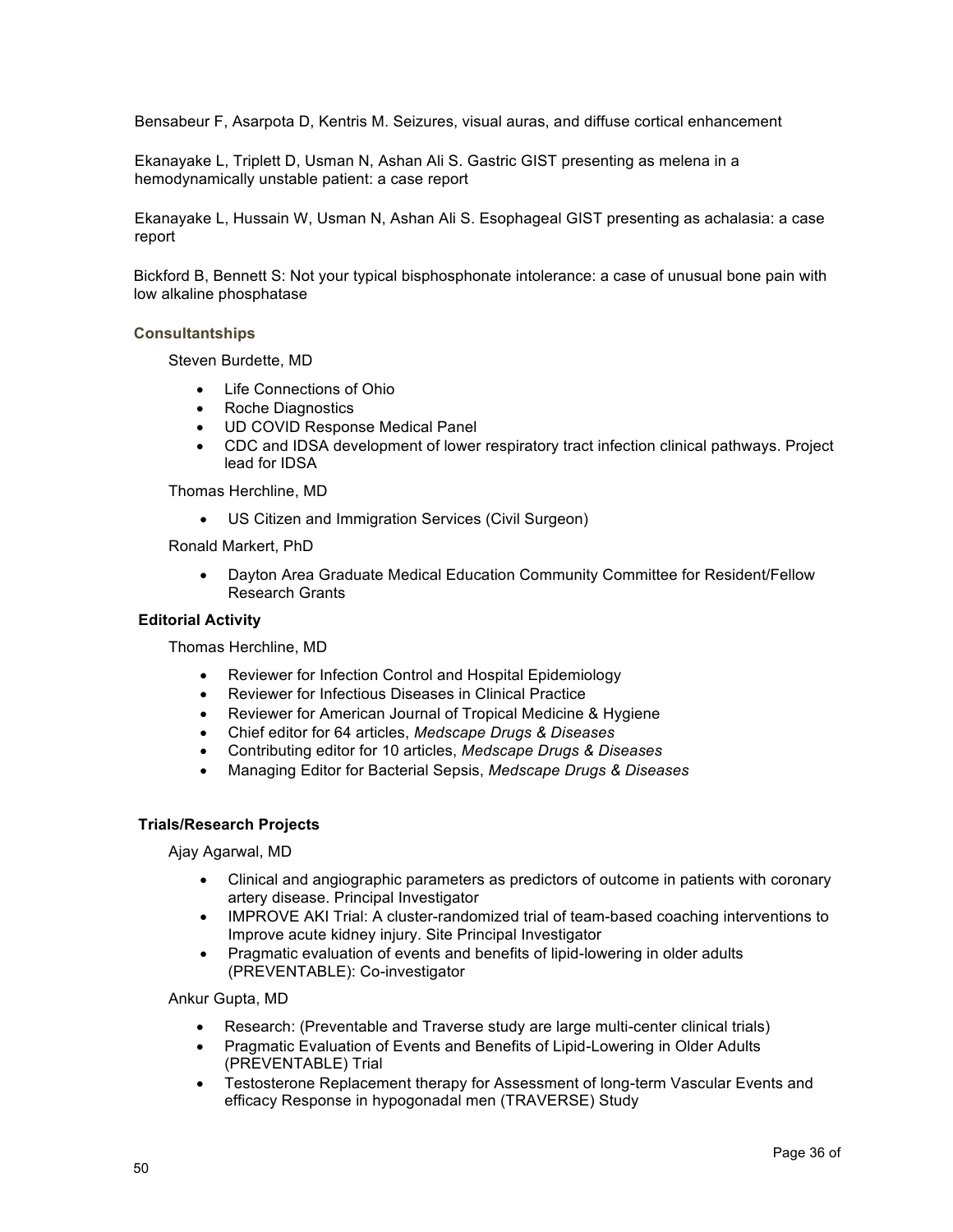Bensabeur F, Asarpota D, Kentris M. Seizures, visual auras, and diffuse cortical enhancement

Ekanayake L, Triplett D, Usman N, Ashan Ali S. Gastric GIST presenting as melena in a hemodynamically unstable patient: a case report

Ekanayake L, Hussain W, Usman N, Ashan Ali S. Esophageal GIST presenting as achalasia: a case report

Bickford B, Bennett S: Not your typical bisphosphonate intolerance: a case of unusual bone pain with low alkaline phosphatase

### Consultantships

Steven Burdette, MD

- Life Connections of Ohio
- Roche Diagnostics
- UD COVID Response Medical Panel
- CDC and IDSA development of lower respiratory tract infection clinical pathways. Project lead for IDSA

Thomas Herchline, MD

- US Citizen and Immigration Services (Civil Surgeon)

Ronald Markert, PhD

- Dayton Area Graduate Medical Education Community Committee for Resident/Fellow Research Grants

### Editorial Activity

Thomas Herchline, MD

- Reviewer for Infection Control and Hospital Epidemiology
- Reviewer for Infectious Diseases in Clinical Practice
- Reviewer for American Journal of Tropical Medicine & Hygiene
- Chief editor for 64 articles, *Medscape Drugs & Diseases*
- Contributing editor for 10 articles, *Medscape Drugs & Diseases*
- Managing Editor for Bacterial Sepsis, *Medscape Drugs & Diseases*

### Trials/Research Projects

Ajay Agarwal, MD

- Clinical and angiographic parameters as predictors of outcome in patients with coronary artery disease. Principal Investigator
- IMPROVE AKI Trial: A cluster-randomized trial of team-based coaching interventions to Improve acute kidney injury. Site Principal Investigator
- Pragmatic evaluation of events and benefits of lipid-lowering in older adults (PREVENTABLE): Co-investigator

Ankur Gupta, MD

- Research: (Preventable and Traverse study are large multi-center clinical trials)
- Pragmatic Evaluation of Events and Benefits of Lipid-Lowering in Older Adults (PREVENTABLE) Trial
- Testosterone Replacement therapy for Assessment of long-term Vascular Events and efficacy Response in hypogonadal men (TRAVERSE) Study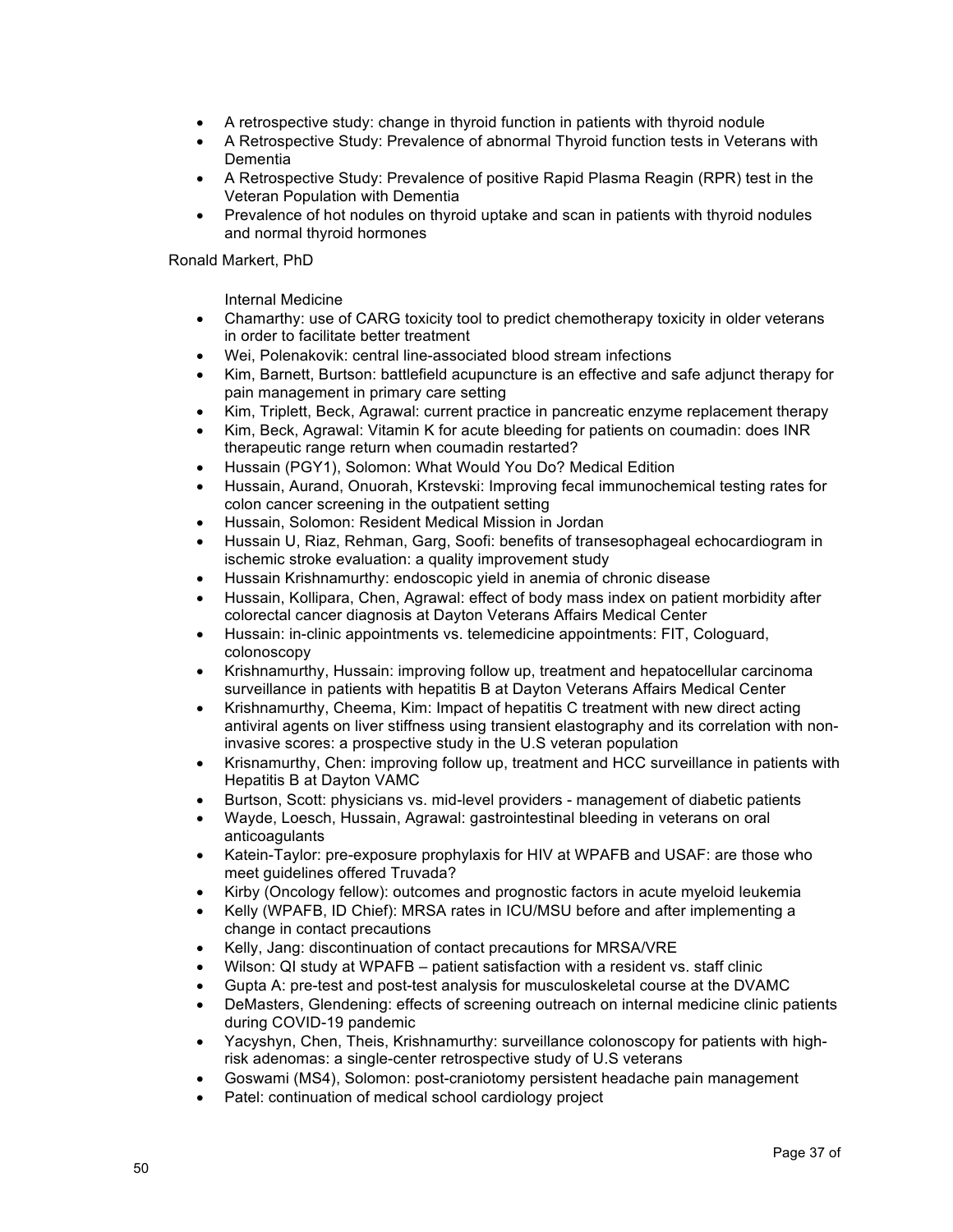- A retrospective study: change in thyroid function in patients with thyroid nodule
- A Retrospective Study: Prevalence of abnormal Thyroid function tests in Veterans with Dementia
- A Retrospective Study: Prevalence of positive Rapid Plasma Reagin (RPR) test in the Veteran Population with Dementia
- Prevalence of hot nodules on thyroid uptake and scan in patients with thyroid nodules and normal thyroid hormones

Ronald Markert, PhD

Internal Medicine

- Chamarthy: use of CARG toxicity tool to predict chemotherapy toxicity in older veterans in order to facilitate better treatment
- Wei, Polenakovik: central line-associated blood stream infections
- Kim, Barnett, Burtson: battlefield acupuncture is an effective and safe adjunct therapy for pain management in primary care setting
- Kim, Triplett, Beck, Agrawal: current practice in pancreatic enzyme replacement therapy
- Kim, Beck, Agrawal: Vitamin K for acute bleeding for patients on coumadin: does INR therapeutic range return when coumadin restarted?
- Hussain (PGY1), Solomon: What Would You Do? Medical Edition
- Hussain, Aurand, Onuorah, Krstevski: Improving fecal immunochemical testing rates for colon cancer screening in the outpatient setting
- Hussain, Solomon: Resident Medical Mission in Jordan
- Hussain U, Riaz, Rehman, Garg, Soofi: benefits of transesophageal echocardiogram in ischemic stroke evaluation: a quality improvement study
- Hussain Krishnamurthy: endoscopic yield in anemia of chronic disease
- Hussain, Kollipara, Chen, Agrawal: effect of body mass index on patient morbidity after colorectal cancer diagnosis at Dayton Veterans Affairs Medical Center
- Hussain: in-clinic appointments vs. telemedicine appointments: FIT, Cologuard, colonoscopy
- Krishnamurthy, Hussain: improving follow up, treatment and hepatocellular carcinoma surveillance in patients with hepatitis B at Dayton Veterans Affairs Medical Center
- Krishnamurthy, Cheema, Kim: Impact of hepatitis C treatment with new direct acting antiviral agents on liver stiffness using transient elastography and its correlation with non-invasive scores: a prospective study in the U.S veteran population
- Krisnamurthy, Chen: improving follow up, treatment and HCC surveillance in patients with Hepatitis B at Dayton VAMC
- Burtson, Scott: physicians vs. mid-level providers - management of diabetic patients
- Wayde, Loesch, Hussain, Agrawal: gastrointestinal bleeding in veterans on oral anticoagulants
- Katein-Taylor: pre-exposure prophylaxis for HIV at WPAFB and USAF: are those who meet guidelines offered Truvada?
- Kirby (Oncology fellow): outcomes and prognostic factors in acute myeloid leukemia
- Kelly (WPAFB, ID Chief): MRSA rates in ICU/MSU before and after implementing a change in contact precautions
- Kelly, Jang: discontinuation of contact precautions for MRSA/VRE
- Wilson: QI study at WPAFB – patient satisfaction with a resident vs. staff clinic
- Gupta A: pre-test and post-test analysis for musculoskeletal course at the DVAMC
- DeMasters, Glendening: effects of screening outreach on internal medicine clinic patients during COVID-19 pandemic
- Yacyshyn, Chen, Theis, Krishnamurthy: surveillance colonoscopy for patients with high-risk adenomas: a single-center retrospective study of U.S veterans
- Goswami (MS4), Solomon: post-craniotomy persistent headache pain management
- Patel: continuation of medical school cardiology project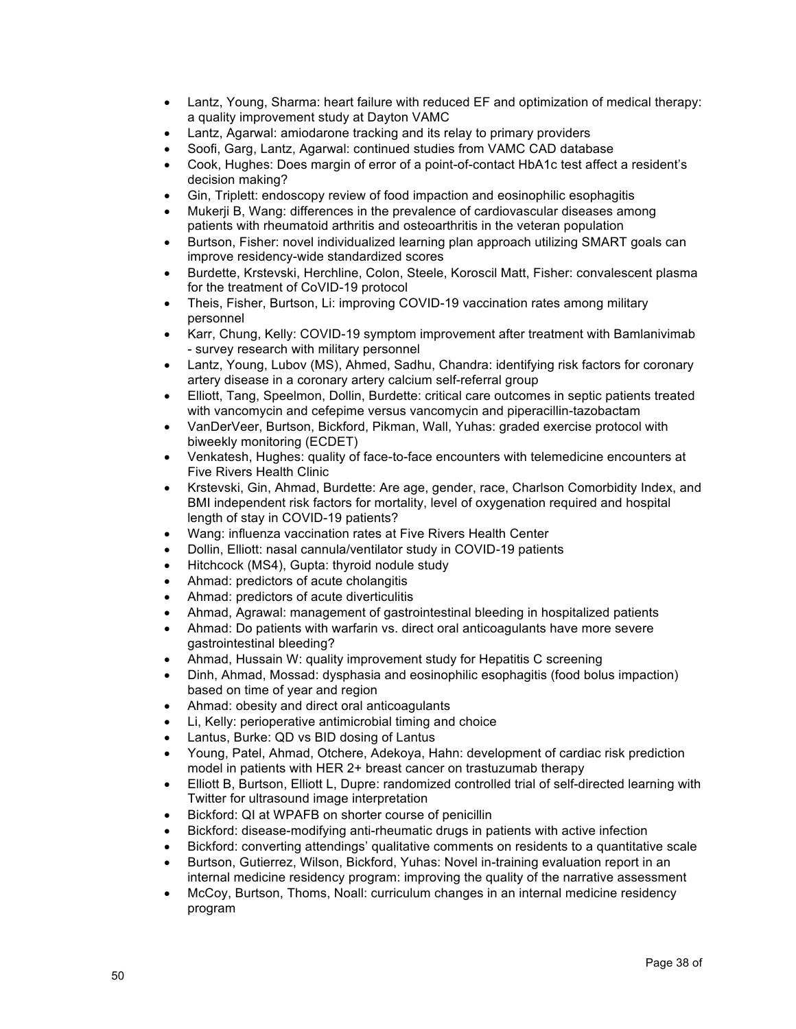- Lantz, Young, Sharma: heart failure with reduced EF and optimization of medical therapy: a quality improvement study at Dayton VAMC
- Lantz, Agarwal: amiodarone tracking and its relay to primary providers
- Soofi, Garg, Lantz, Agarwal: continued studies from VAMC CAD database
- Cook, Hughes: Does margin of error of a point-of-contact HbA1c test affect a resident's decision making?
- Gin, Triplett: endoscopy review of food impaction and eosinophilic esophagitis
- Mukerji B, Wang: differences in the prevalence of cardiovascular diseases among patients with rheumatoid arthritis and osteoarthritis in the veteran population
- Burtson, Fisher: novel individualized learning plan approach utilizing SMART goals can improve residency-wide standardized scores
- Burdette, Krstevski, Herchline, Colon, Steele, Koroscil Matt, Fisher: convalescent plasma for the treatment of CoVID-19 protocol
- Theis, Fisher, Burtson, Li: improving COVID-19 vaccination rates among military personnel
- Karr, Chung, Kelly: COVID-19 symptom improvement after treatment with Bamlanivimab - survey research with military personnel
- Lantz, Young, Lubov (MS), Ahmed, Sadhu, Chandra: identifying risk factors for coronary artery disease in a coronary artery calcium self-referral group
- Elliott, Tang, Speelmon, Dollin, Burdette: critical care outcomes in septic patients treated with vancomycin and cefepime versus vancomycin and piperacillin-tazobactam
- VanDerVeer, Burtson, Bickford, Pikman, Wall, Yuhas: graded exercise protocol with biweekly monitoring (ECDET)
- Venkatesh, Hughes: quality of face-to-face encounters with telemedicine encounters at Five Rivers Health Clinic
- Krstevski, Gin, Ahmad, Burdette: Are age, gender, race, Charlson Comorbidity Index, and BMI independent risk factors for mortality, level of oxygenation required and hospital length of stay in COVID-19 patients?
- Wang: influenza vaccination rates at Five Rivers Health Center
- Dollin, Elliott: nasal cannula/ventilator study in COVID-19 patients
- Hitchcock (MS4), Gupta: thyroid nodule study
- Ahmad: predictors of acute cholangitis
- Ahmad: predictors of acute diverticulitis
- Ahmad, Agrawal: management of gastrointestinal bleeding in hospitalized patients
- Ahmad: Do patients with warfarin vs. direct oral anticoagulants have more severe gastrointestinal bleeding?
- Ahmad, Hussain W: quality improvement study for Hepatitis C screening
- Dinh, Ahmad, Mossad: dysphasia and eosinophilic esophagitis (food bolus impaction) based on time of year and region
- Ahmad: obesity and direct oral anticoagulants
- Li, Kelly: perioperative antimicrobial timing and choice
- Lantus, Burke: QD vs BID dosing of Lantus
- Young, Patel, Ahmad, Otchere, Adekoya, Hahn: development of cardiac risk prediction model in patients with HER 2+ breast cancer on trastuzumab therapy
- Elliott B, Burtson, Elliott L, Dupre: randomized controlled trial of self-directed learning with Twitter for ultrasound image interpretation
- Bickford: QI at WPAFB on shorter course of penicillin
- Bickford: disease-modifying anti-rheumatic drugs in patients with active infection
- Bickford: converting attendings' qualitative comments on residents to a quantitative scale
- Burtson, Gutierrez, Wilson, Bickford, Yuhas: Novel in-training evaluation report in an internal medicine residency program: improving the quality of the narrative assessment
- McCoy, Burtson, Thoms, Noall: curriculum changes in an internal medicine residency program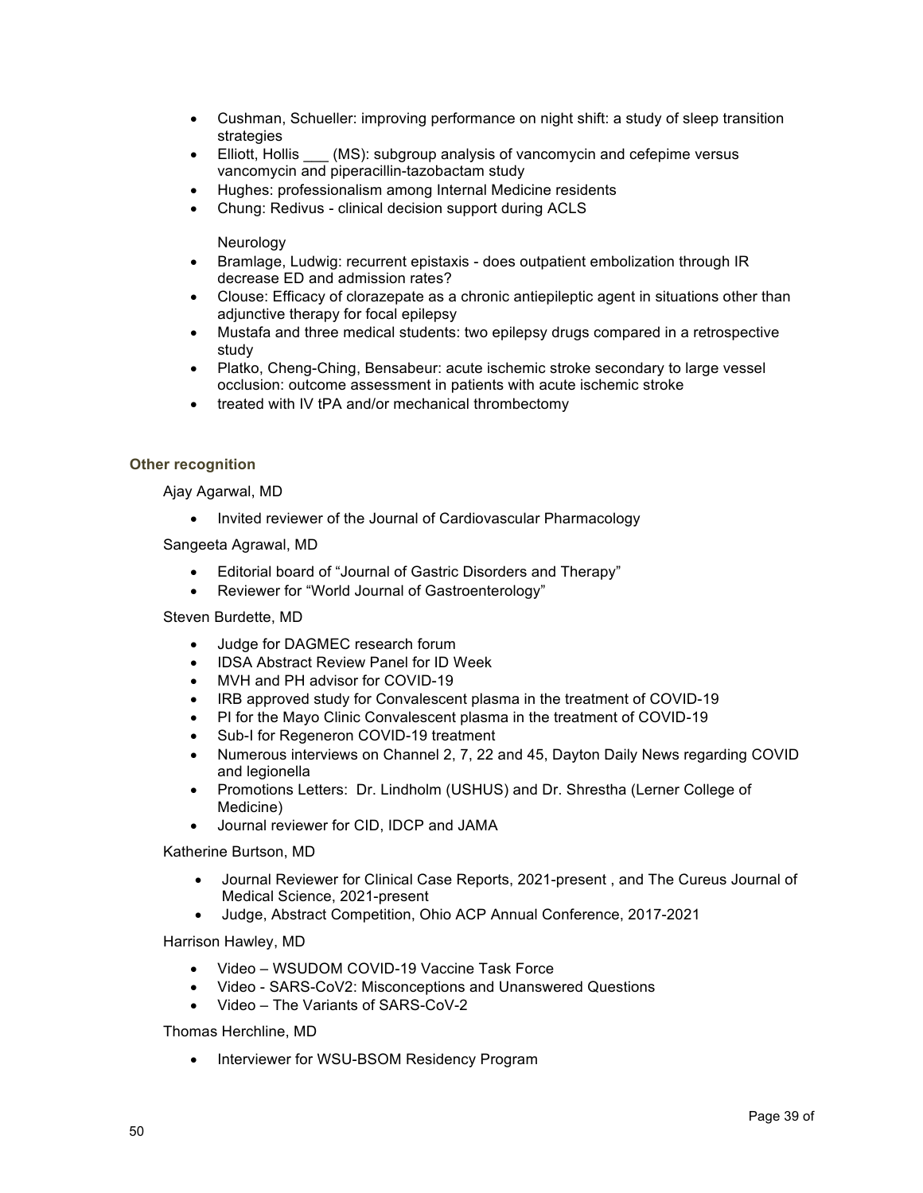- Cushman, Schueller: improving performance on night shift: a study of sleep transition strategies
- Elliott, Hollis ___ (MS): subgroup analysis of vancomycin and cefepime versus vancomycin and piperacillin-tazobactam study
- Hughes: professionalism among Internal Medicine residents
- Chung: Redivus - clinical decision support during ACLS

Neurology

- Bramlage, Ludwig: recurrent epistaxis - does outpatient embolization through IR decrease ED and admission rates?
- Clouse: Efficacy of clorazepate as a chronic antiepileptic agent in situations other than adjunctive therapy for focal epilepsy
- Mustafa and three medical students: two epilepsy drugs compared in a retrospective study
- Platko, Cheng-Ching, Bensabeur: acute ischemic stroke secondary to large vessel occlusion: outcome assessment in patients with acute ischemic stroke
- treated with IV tPA and/or mechanical thrombectomy

### Other recognition

Ajay Agarwal, MD

- Invited reviewer of the Journal of Cardiovascular Pharmacology

Sangeeta Agrawal, MD

- Editorial board of "Journal of Gastric Disorders and Therapy"
- Reviewer for "World Journal of Gastroenterology"

Steven Burdette, MD

- Judge for DAGMEC research forum
- IDSA Abstract Review Panel for ID Week
- MVH and PH advisor for COVID-19
- IRB approved study for Convalescent plasma in the treatment of COVID-19
- PI for the Mayo Clinic Convalescent plasma in the treatment of COVID-19
- Sub-I for Regeneron COVID-19 treatment
- Numerous interviews on Channel 2, 7, 22 and 45, Dayton Daily News regarding COVID and legionella
- Promotions Letters: Dr. Lindholm (USHUS) and Dr. Shrestha (Lerner College of Medicine)
- Journal reviewer for CID, IDCP and JAMA

Katherine Burtson, MD

- Journal Reviewer for Clinical Case Reports, 2021-present , and The Cureus Journal of Medical Science, 2021-present
- Judge, Abstract Competition, Ohio ACP Annual Conference, 2017-2021

Harrison Hawley, MD

- Video – WSUDOM COVID-19 Vaccine Task Force
- Video - SARS-CoV2: Misconceptions and Unanswered Questions
- Video – The Variants of SARS-CoV-2

Thomas Herchline, MD

- Interviewer for WSU-BSOM Residency Program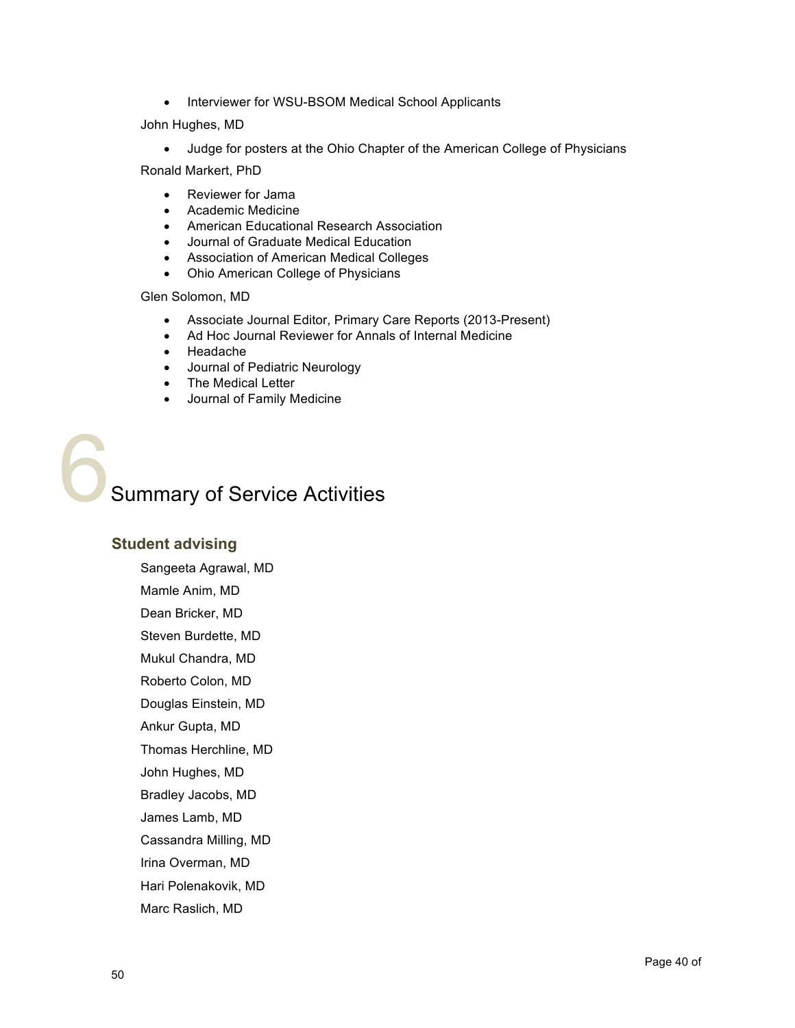- Interviewer for WSU-BSOM Medical School Applicants

John Hughes, MD

- Judge for posters at the Ohio Chapter of the American College of Physicians

Ronald Markert, PhD

- Reviewer for Jama
- Academic Medicine
- American Educational Research Association
- Journal of Graduate Medical Education
- Association of American Medical Colleges
- Ohio American College of Physicians

Glen Solomon, MD

- Associate Journal Editor, Primary Care Reports (2013-Present)
- Ad Hoc Journal Reviewer for Annals of Internal Medicine
- Headache
- Journal of Pediatric Neurology
- The Medical Letter
- Journal of Family Medicine

# 6 Summary of Service Activities

## Student advising

Sangeeta Agrawal, MD

Mamle Anim, MD

Dean Bricker, MD

Steven Burdette, MD

Mukul Chandra, MD

Roberto Colon, MD

Douglas Einstein, MD

Ankur Gupta, MD

Thomas Herchline, MD

John Hughes, MD

Bradley Jacobs, MD

James Lamb, MD

Cassandra Milling, MD

Irina Overman, MD

Hari Polenakovik, MD

Marc Raslich, MD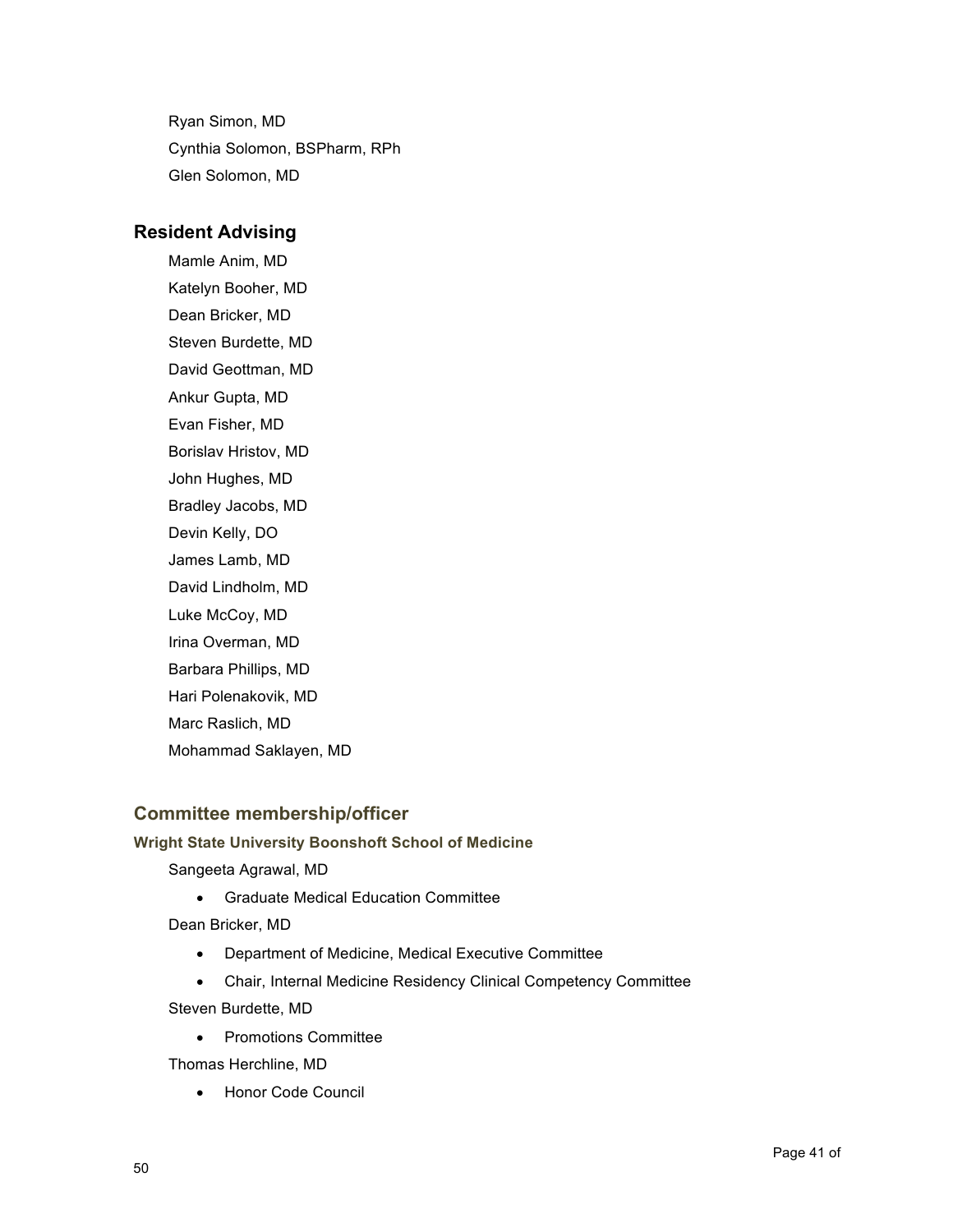Ryan Simon, MD
Cynthia Solomon, BSPharm, RPh
Glen Solomon, MD

## Resident Advising

Mamle Anim, MD
Katelyn Booher, MD
Dean Bricker, MD
Steven Burdette, MD
David Geottman, MD
Ankur Gupta, MD
Evan Fisher, MD
Borislav Hristov, MD
John Hughes, MD
Bradley Jacobs, MD
Devin Kelly, DO
James Lamb, MD
David Lindholm, MD
Luke McCoy, MD
Irina Overman, MD
Barbara Phillips, MD
Hari Polenakovik, MD
Marc Raslich, MD
Mohammad Saklayen, MD

## Committee membership/officer

#### Wright State University Boonshoft School of Medicine

Sangeeta Agrawal, MD

- Graduate Medical Education Committee

Dean Bricker, MD

- Department of Medicine, Medical Executive Committee
- Chair, Internal Medicine Residency Clinical Competency Committee

Steven Burdette, MD

- Promotions Committee

Thomas Herchline, MD

- Honor Code Council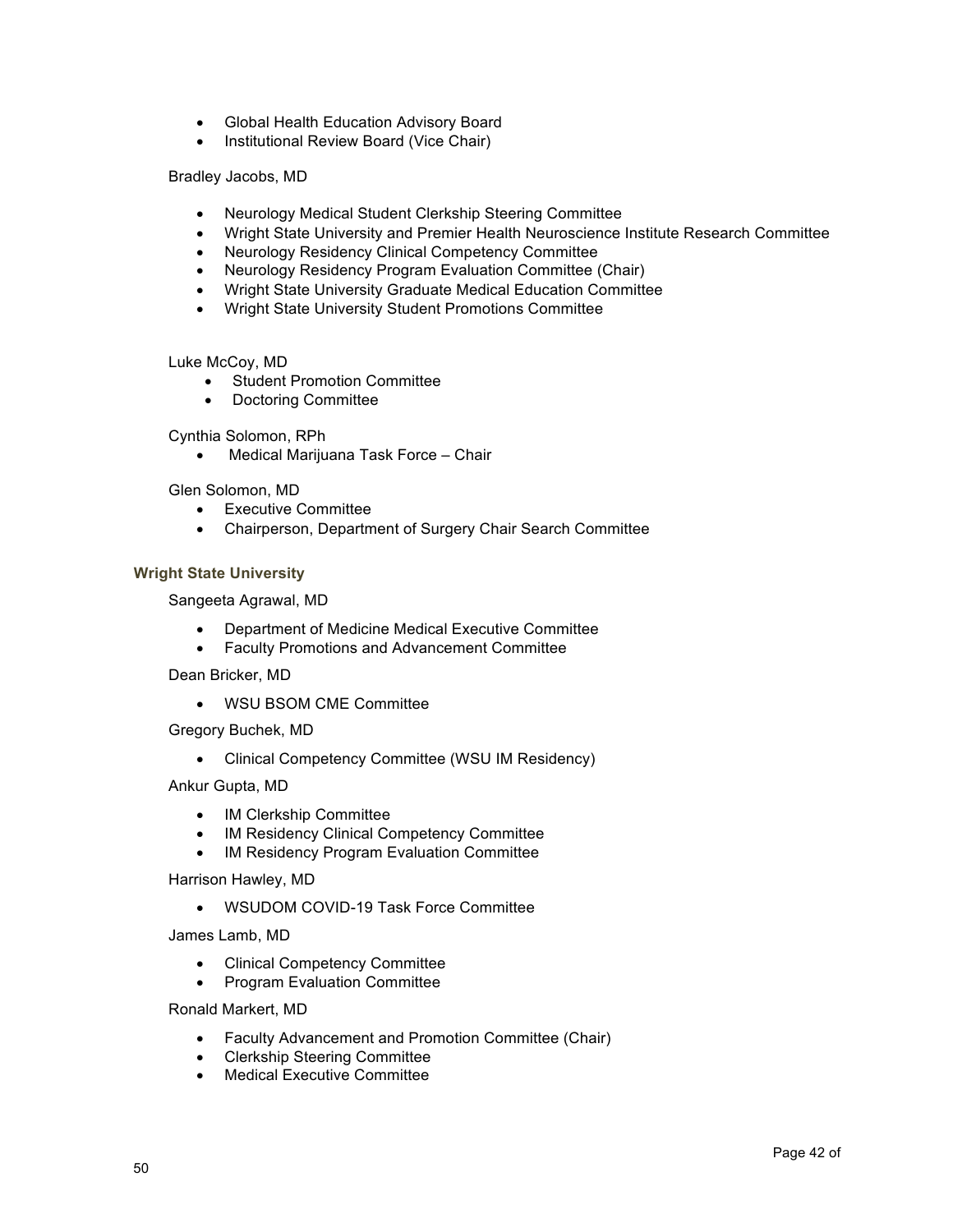- Global Health Education Advisory Board
- Institutional Review Board (Vice Chair)

Bradley Jacobs, MD

- Neurology Medical Student Clerkship Steering Committee
- Wright State University and Premier Health Neuroscience Institute Research Committee
- Neurology Residency Clinical Competency Committee
- Neurology Residency Program Evaluation Committee (Chair)
- Wright State University Graduate Medical Education Committee
- Wright State University Student Promotions Committee

Luke McCoy, MD

- Student Promotion Committee
- Doctoring Committee

Cynthia Solomon, RPh

- Medical Marijuana Task Force – Chair

Glen Solomon, MD

- Executive Committee
- Chairperson, Department of Surgery Chair Search Committee

### Wright State University

Sangeeta Agrawal, MD

- Department of Medicine Medical Executive Committee
- Faculty Promotions and Advancement Committee

Dean Bricker, MD

- WSU BSOM CME Committee

Gregory Buchek, MD

- Clinical Competency Committee (WSU IM Residency)

Ankur Gupta, MD

- IM Clerkship Committee
- IM Residency Clinical Competency Committee
- IM Residency Program Evaluation Committee

Harrison Hawley, MD

- WSUDOM COVID-19 Task Force Committee

James Lamb, MD

- Clinical Competency Committee
- Program Evaluation Committee

Ronald Markert, MD

- Faculty Advancement and Promotion Committee (Chair)
- Clerkship Steering Committee
- Medical Executive Committee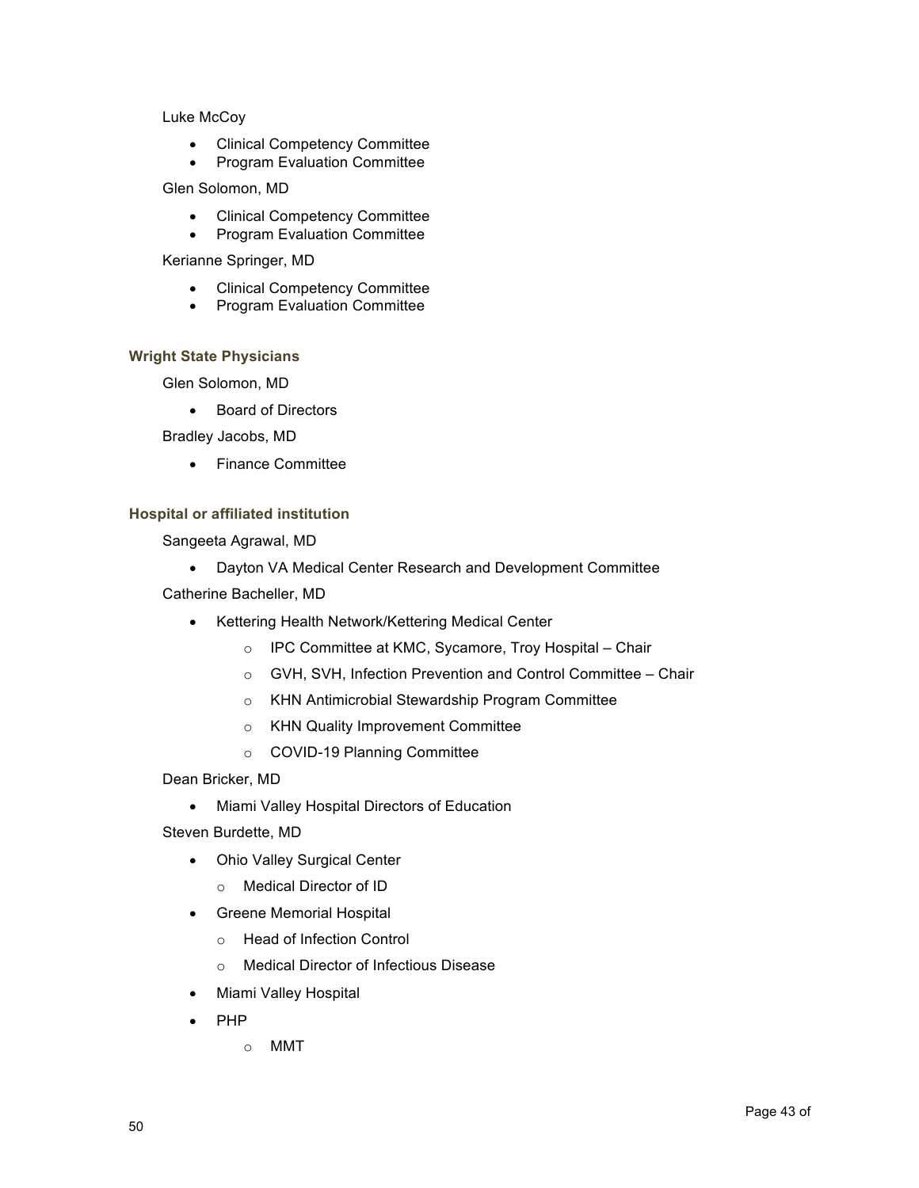Luke McCoy

- Clinical Competency Committee
- Program Evaluation Committee

Glen Solomon, MD

- Clinical Competency Committee
- Program Evaluation Committee

Kerianne Springer, MD

- Clinical Competency Committee
- Program Evaluation Committee

### Wright State Physicians

Glen Solomon, MD

- Board of Directors

Bradley Jacobs, MD

- Finance Committee

### Hospital or affiliated institution

Sangeeta Agrawal, MD

- Dayton VA Medical Center Research and Development Committee

Catherine Bacheller, MD

- Kettering Health Network/Kettering Medical Center
  - IPC Committee at KMC, Sycamore, Troy Hospital – Chair
  - GVH, SVH, Infection Prevention and Control Committee – Chair
  - KHN Antimicrobial Stewardship Program Committee
  - KHN Quality Improvement Committee
  - COVID-19 Planning Committee

Dean Bricker, MD

- Miami Valley Hospital Directors of Education

Steven Burdette, MD

- Ohio Valley Surgical Center
  - Medical Director of ID
- Greene Memorial Hospital
  - Head of Infection Control
  - Medical Director of Infectious Disease
- Miami Valley Hospital
- PHP
  - MMT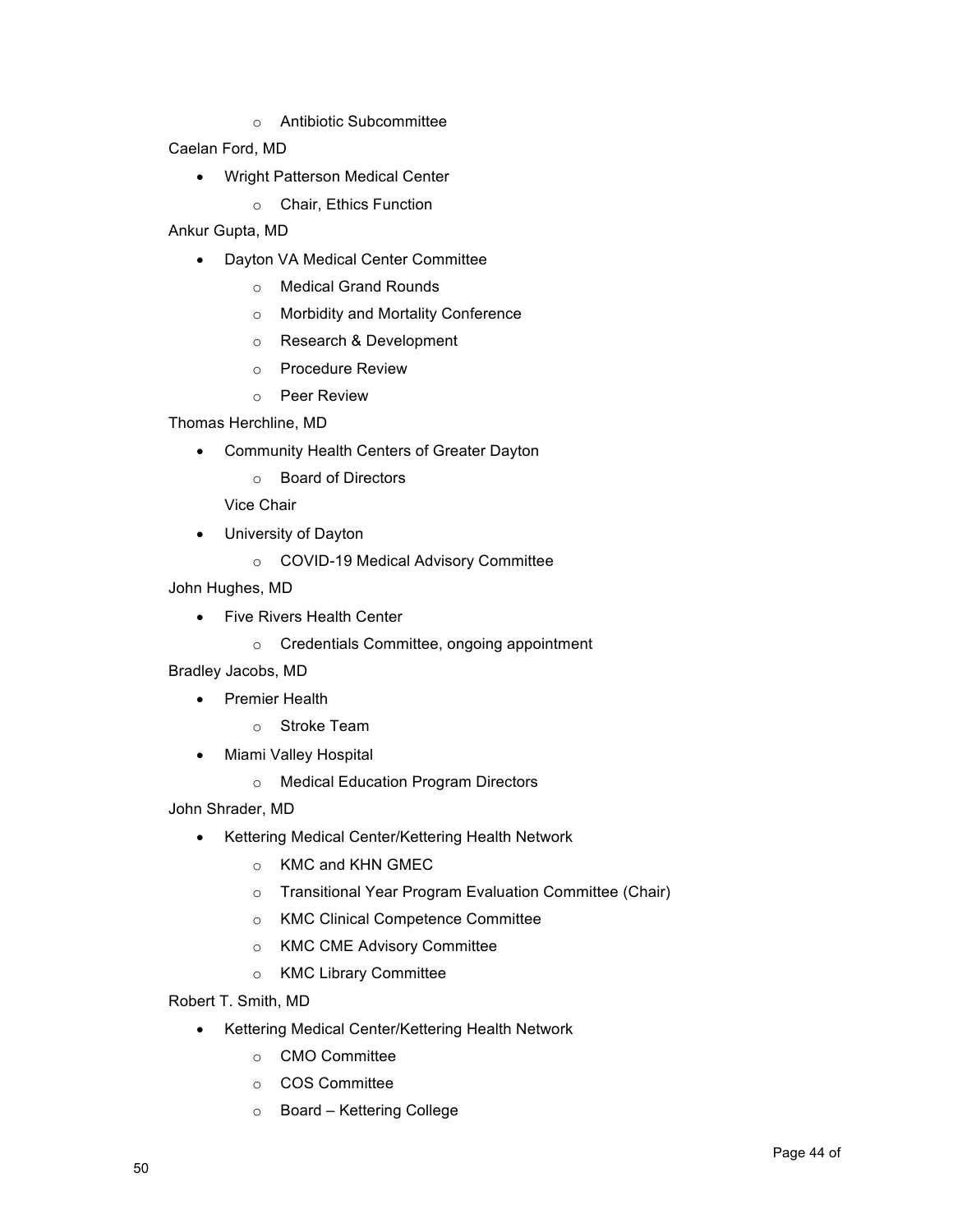- Antibiotic Subcommittee

Caelan Ford, MD

- Wright Patterson Medical Center
  - Chair, Ethics Function

Ankur Gupta, MD

- Dayton VA Medical Center Committee
  - Medical Grand Rounds
  - Morbidity and Mortality Conference
  - Research & Development
  - Procedure Review
  - Peer Review

Thomas Herchline, MD

- Community Health Centers of Greater Dayton
  - Board of Directors

  Vice Chair
- University of Dayton
  - COVID-19 Medical Advisory Committee

John Hughes, MD

- Five Rivers Health Center
  - Credentials Committee, ongoing appointment

Bradley Jacobs, MD

- Premier Health
  - Stroke Team
- Miami Valley Hospital
  - Medical Education Program Directors

John Shrader, MD

- Kettering Medical Center/Kettering Health Network
  - KMC and KHN GMEC
  - Transitional Year Program Evaluation Committee (Chair)
  - KMC Clinical Competence Committee
  - KMC CME Advisory Committee
  - KMC Library Committee

Robert T. Smith, MD

- Kettering Medical Center/Kettering Health Network
  - CMO Committee
  - COS Committee
  - Board – Kettering College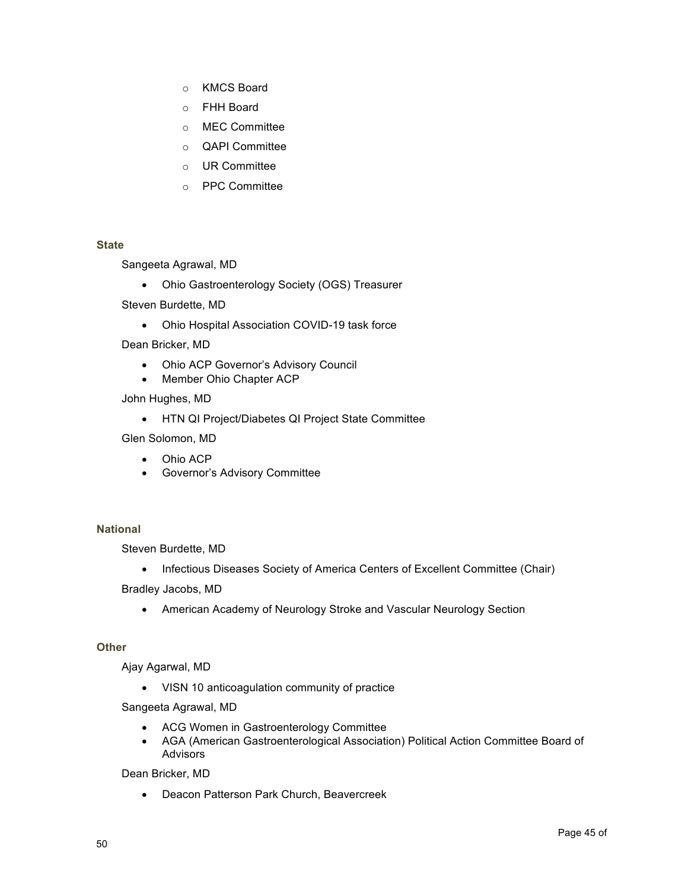- KMCS Board
- FHH Board
- MEC Committee
- QAPI Committee
- UR Committee
- PPC Committee

### State

Sangeeta Agrawal, MD

- Ohio Gastroenterology Society (OGS) Treasurer

Steven Burdette, MD

- Ohio Hospital Association COVID-19 task force

Dean Bricker, MD

- Ohio ACP Governor's Advisory Council
- Member Ohio Chapter ACP

John Hughes, MD

- HTN QI Project/Diabetes QI Project State Committee

Glen Solomon, MD

- Ohio ACP
- Governor's Advisory Committee

### National

Steven Burdette, MD

- Infectious Diseases Society of America Centers of Excellent Committee (Chair)

Bradley Jacobs, MD

- American Academy of Neurology Stroke and Vascular Neurology Section

### Other

Ajay Agarwal, MD

- VISN 10 anticoagulation community of practice

Sangeeta Agrawal, MD

- ACG Women in Gastroenterology Committee
- AGA (American Gastroenterological Association) Political Action Committee Board of Advisors

Dean Bricker, MD

- Deacon Patterson Park Church, Beavercreek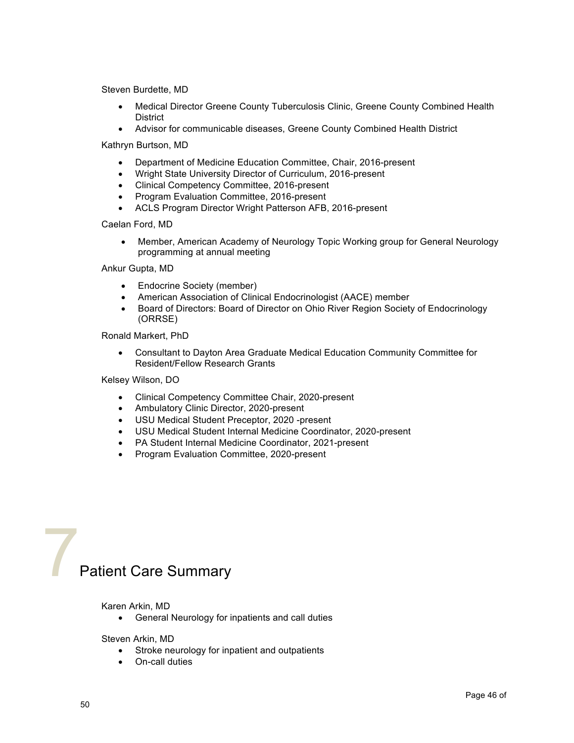Steven Burdette, MD

- Medical Director Greene County Tuberculosis Clinic, Greene County Combined Health District
- Advisor for communicable diseases, Greene County Combined Health District

Kathryn Burtson, MD

- Department of Medicine Education Committee, Chair, 2016-present
- Wright State University Director of Curriculum, 2016-present
- Clinical Competency Committee, 2016-present
- Program Evaluation Committee, 2016-present
- ACLS Program Director Wright Patterson AFB, 2016-present

Caelan Ford, MD

- Member, American Academy of Neurology Topic Working group for General Neurology programming at annual meeting

Ankur Gupta, MD

- Endocrine Society (member)
- American Association of Clinical Endocrinologist (AACE) member
- Board of Directors: Board of Director on Ohio River Region Society of Endocrinology (ORRSE)

Ronald Markert, PhD

- Consultant to Dayton Area Graduate Medical Education Community Committee for Resident/Fellow Research Grants

Kelsey Wilson, DO

- Clinical Competency Committee Chair, 2020-present
- Ambulatory Clinic Director, 2020-present
- USU Medical Student Preceptor, 2020 -present
- USU Medical Student Internal Medicine Coordinator, 2020-present
- PA Student Internal Medicine Coordinator, 2021-present
- Program Evaluation Committee, 2020-present

# 7 Patient Care Summary

Karen Arkin, MD

- General Neurology for inpatients and call duties

Steven Arkin, MD

- Stroke neurology for inpatient and outpatients
- On-call duties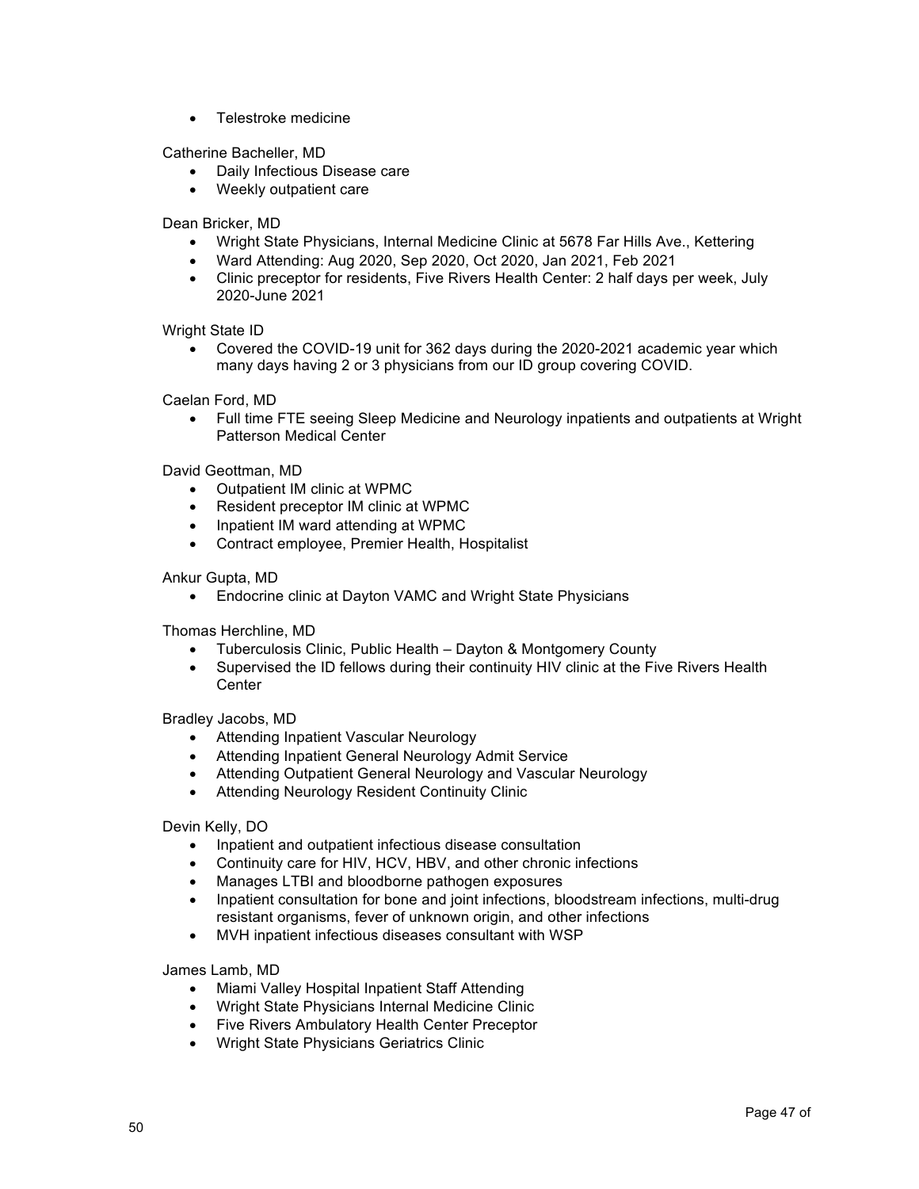- Telestroke medicine

Catherine Bacheller, MD

- Daily Infectious Disease care
- Weekly outpatient care

Dean Bricker, MD

- Wright State Physicians, Internal Medicine Clinic at 5678 Far Hills Ave., Kettering
- Ward Attending: Aug 2020, Sep 2020, Oct 2020, Jan 2021, Feb 2021
- Clinic preceptor for residents, Five Rivers Health Center: 2 half days per week, July 2020-June 2021

Wright State ID

- Covered the COVID-19 unit for 362 days during the 2020-2021 academic year which many days having 2 or 3 physicians from our ID group covering COVID.

Caelan Ford, MD

- Full time FTE seeing Sleep Medicine and Neurology inpatients and outpatients at Wright Patterson Medical Center

David Geottman, MD

- Outpatient IM clinic at WPMC
- Resident preceptor IM clinic at WPMC
- Inpatient IM ward attending at WPMC
- Contract employee, Premier Health, Hospitalist

Ankur Gupta, MD

- Endocrine clinic at Dayton VAMC and Wright State Physicians

Thomas Herchline, MD

- Tuberculosis Clinic, Public Health – Dayton & Montgomery County
- Supervised the ID fellows during their continuity HIV clinic at the Five Rivers Health Center

Bradley Jacobs, MD

- Attending Inpatient Vascular Neurology
- Attending Inpatient General Neurology Admit Service
- Attending Outpatient General Neurology and Vascular Neurology
- Attending Neurology Resident Continuity Clinic

Devin Kelly, DO

- Inpatient and outpatient infectious disease consultation
- Continuity care for HIV, HCV, HBV, and other chronic infections
- Manages LTBI and bloodborne pathogen exposures
- Inpatient consultation for bone and joint infections, bloodstream infections, multi-drug resistant organisms, fever of unknown origin, and other infections
- MVH inpatient infectious diseases consultant with WSP

James Lamb, MD

- Miami Valley Hospital Inpatient Staff Attending
- Wright State Physicians Internal Medicine Clinic
- Five Rivers Ambulatory Health Center Preceptor
- Wright State Physicians Geriatrics Clinic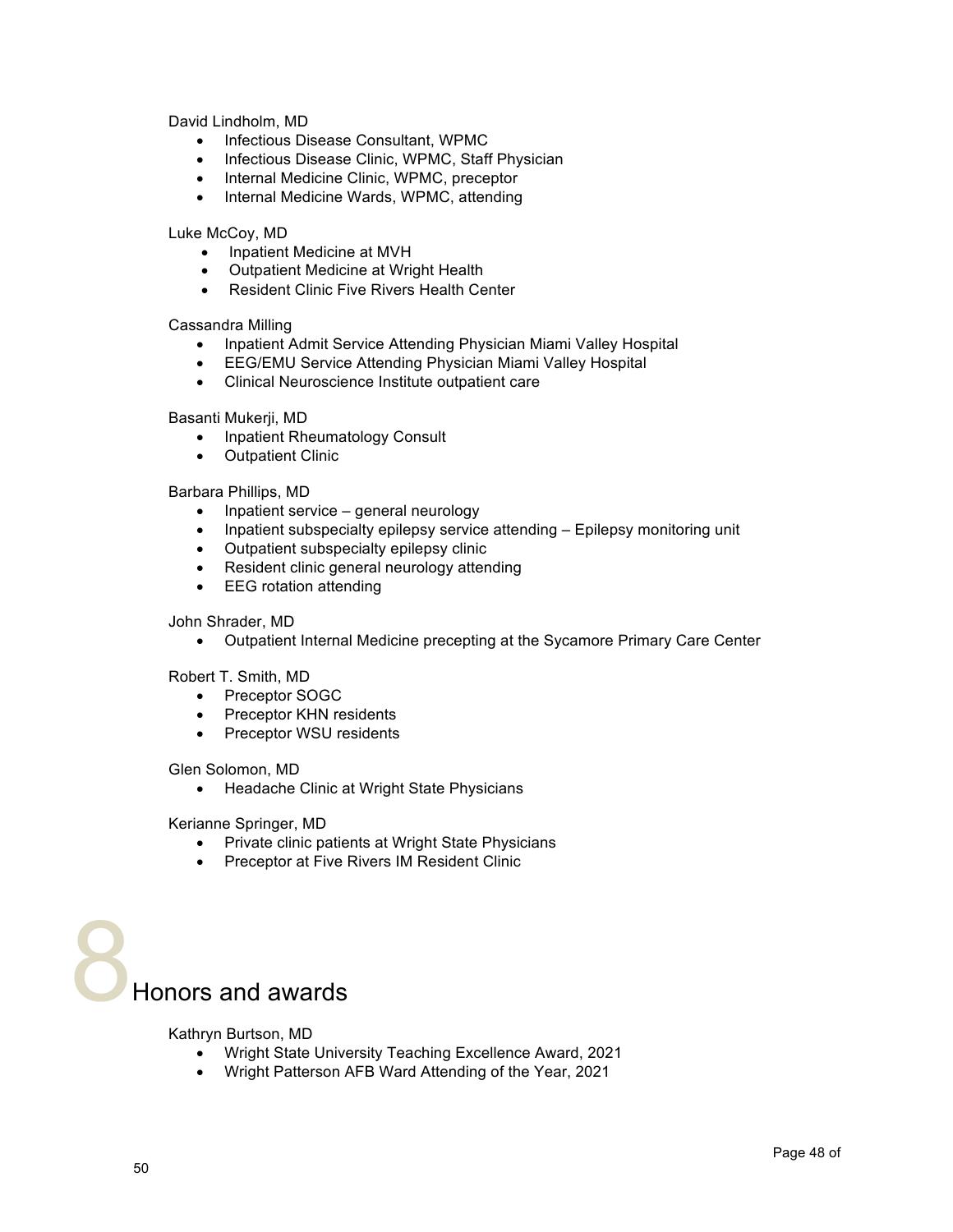David Lindholm, MD

- Infectious Disease Consultant, WPMC
- Infectious Disease Clinic, WPMC, Staff Physician
- Internal Medicine Clinic, WPMC, preceptor
- Internal Medicine Wards, WPMC, attending

Luke McCoy, MD

- Inpatient Medicine at MVH
- Outpatient Medicine at Wright Health
- Resident Clinic Five Rivers Health Center

Cassandra Milling

- Inpatient Admit Service Attending Physician Miami Valley Hospital
- EEG/EMU Service Attending Physician Miami Valley Hospital
- Clinical Neuroscience Institute outpatient care

Basanti Mukerji, MD

- Inpatient Rheumatology Consult
- Outpatient Clinic

Barbara Phillips, MD

- Inpatient service – general neurology
- Inpatient subspecialty epilepsy service attending – Epilepsy monitoring unit
- Outpatient subspecialty epilepsy clinic
- Resident clinic general neurology attending
- EEG rotation attending

John Shrader, MD

- Outpatient Internal Medicine precepting at the Sycamore Primary Care Center

Robert T. Smith, MD

- Preceptor SOGC
- Preceptor KHN residents
- Preceptor WSU residents

Glen Solomon, MD

- Headache Clinic at Wright State Physicians

Kerianne Springer, MD

- Private clinic patients at Wright State Physicians
- Preceptor at Five Rivers IM Resident Clinic

# 8 Honors and awards

Kathryn Burtson, MD

- Wright State University Teaching Excellence Award, 2021
- Wright Patterson AFB Ward Attending of the Year, 2021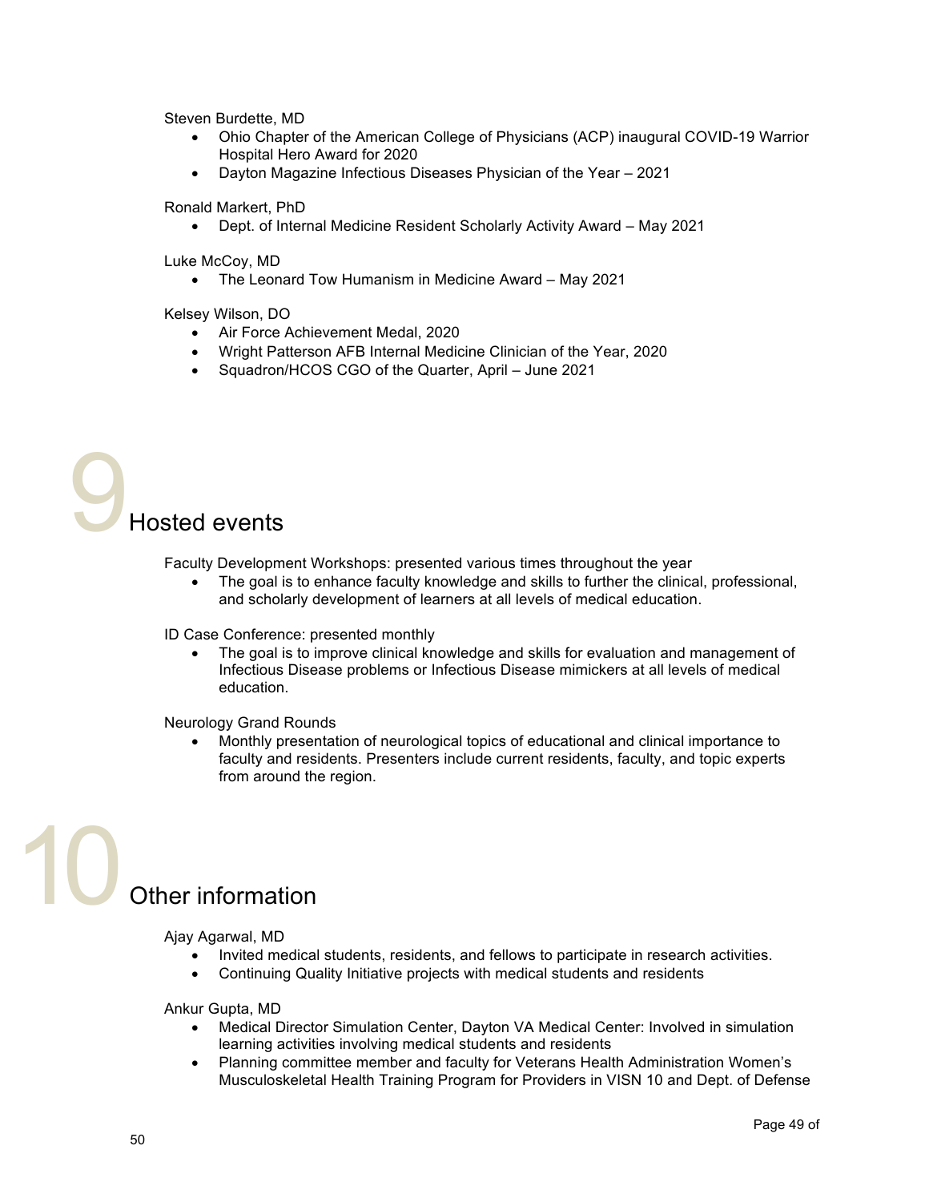Steven Burdette, MD

- Ohio Chapter of the American College of Physicians (ACP) inaugural COVID-19 Warrior Hospital Hero Award for 2020
- Dayton Magazine Infectious Diseases Physician of the Year – 2021

Ronald Markert, PhD

- Dept. of Internal Medicine Resident Scholarly Activity Award – May 2021

Luke McCoy, MD

- The Leonard Tow Humanism in Medicine Award – May 2021

Kelsey Wilson, DO

- Air Force Achievement Medal, 2020
- Wright Patterson AFB Internal Medicine Clinician of the Year, 2020
- Squadron/HCOS CGO of the Quarter, April – June 2021

# 9 Hosted events

Faculty Development Workshops: presented various times throughout the year

- The goal is to enhance faculty knowledge and skills to further the clinical, professional, and scholarly development of learners at all levels of medical education.

ID Case Conference: presented monthly

- The goal is to improve clinical knowledge and skills for evaluation and management of Infectious Disease problems or Infectious Disease mimickers at all levels of medical education.

Neurology Grand Rounds

- Monthly presentation of neurological topics of educational and clinical importance to faculty and residents. Presenters include current residents, faculty, and topic experts from around the region.

# 10 Other information

Ajay Agarwal, MD

- Invited medical students, residents, and fellows to participate in research activities.
- Continuing Quality Initiative projects with medical students and residents

Ankur Gupta, MD

- Medical Director Simulation Center, Dayton VA Medical Center: Involved in simulation learning activities involving medical students and residents
- Planning committee member and faculty for Veterans Health Administration Women's Musculoskeletal Health Training Program for Providers in VISN 10 and Dept. of Defense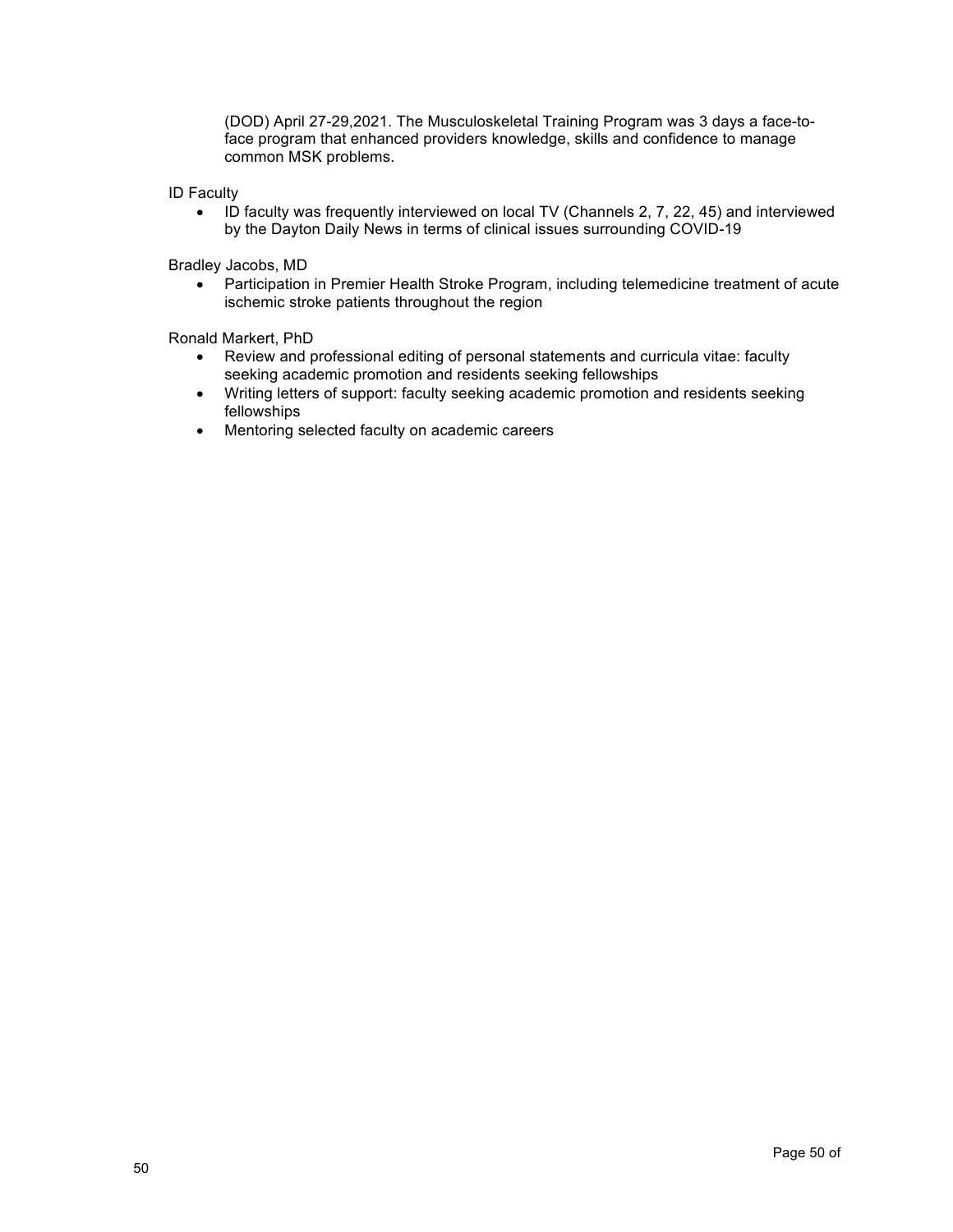(DOD) April 27-29,2021. The Musculoskeletal Training Program was 3 days a face-to-face program that enhanced providers knowledge, skills and confidence to manage common MSK problems.

ID Faculty

- ID faculty was frequently interviewed on local TV (Channels 2, 7, 22, 45) and interviewed by the Dayton Daily News in terms of clinical issues surrounding COVID-19

Bradley Jacobs, MD

- Participation in Premier Health Stroke Program, including telemedicine treatment of acute ischemic stroke patients throughout the region

Ronald Markert, PhD

- Review and professional editing of personal statements and curricula vitae: faculty seeking academic promotion and residents seeking fellowships
- Writing letters of support: faculty seeking academic promotion and residents seeking fellowships
- Mentoring selected faculty on academic careers